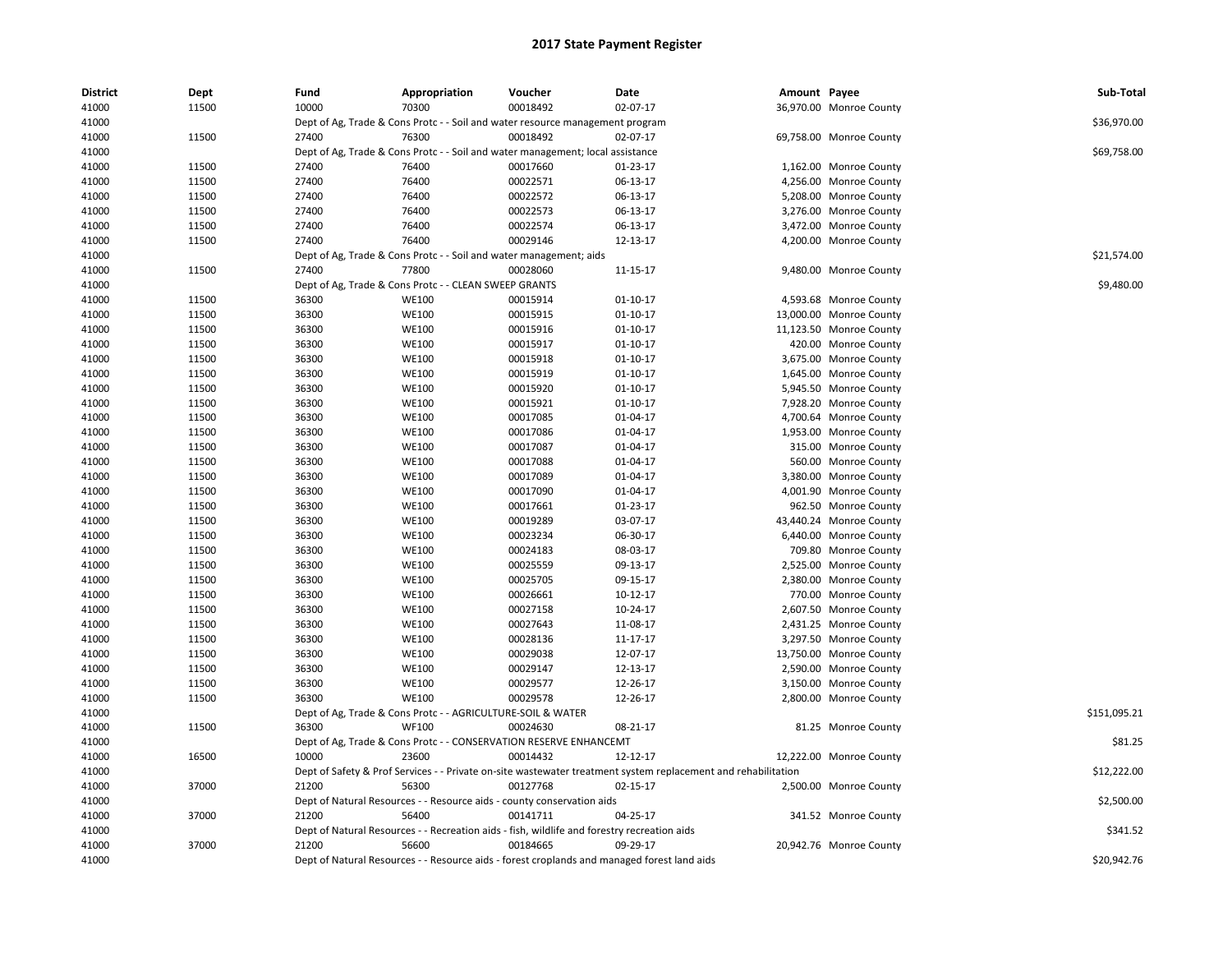# 2017 State Payment Register

| District | Dept | Fund | Appropriation | Voucher | Date | Amount | Payee | Sub-Total |
|---|---|---|---|---|---|---|---|---|
| 41000 | 11500 | 10000 | 70300 | 00018492 | 02-07-17 | 36,970.00 | Monroe County | |
| 41000 | | Dept of Ag, Trade & Cons Protc - - Soil and water resource management program | | | | | | $36,970.00 |
| 41000 | 11500 | 27400 | 76300 | 00018492 | 02-07-17 | 69,758.00 | Monroe County | |
| 41000 | | Dept of Ag, Trade & Cons Protc - - Soil and water management; local assistance | | | | | | $69,758.00 |
| 41000 | 11500 | 27400 | 76400 | 00017660 | 01-23-17 | 1,162.00 | Monroe County | |
| 41000 | 11500 | 27400 | 76400 | 00022571 | 06-13-17 | 4,256.00 | Monroe County | |
| 41000 | 11500 | 27400 | 76400 | 00022572 | 06-13-17 | 5,208.00 | Monroe County | |
| 41000 | 11500 | 27400 | 76400 | 00022573 | 06-13-17 | 3,276.00 | Monroe County | |
| 41000 | 11500 | 27400 | 76400 | 00022574 | 06-13-17 | 3,472.00 | Monroe County | |
| 41000 | 11500 | 27400 | 76400 | 00029146 | 12-13-17 | 4,200.00 | Monroe County | |
| 41000 | | Dept of Ag, Trade & Cons Protc - - Soil and water management; aids | | | | | | $21,574.00 |
| 41000 | 11500 | 27400 | 77800 | 00028060 | 11-15-17 | 9,480.00 | Monroe County | |
| 41000 | | Dept of Ag, Trade & Cons Protc - - CLEAN SWEEP GRANTS | | | | | | $9,480.00 |
| 41000 | 11500 | 36300 | WE100 | 00015914 | 01-10-17 | 4,593.68 | Monroe County | |
| 41000 | 11500 | 36300 | WE100 | 00015915 | 01-10-17 | 13,000.00 | Monroe County | |
| 41000 | 11500 | 36300 | WE100 | 00015916 | 01-10-17 | 11,123.50 | Monroe County | |
| 41000 | 11500 | 36300 | WE100 | 00015917 | 01-10-17 | 420.00 | Monroe County | |
| 41000 | 11500 | 36300 | WE100 | 00015918 | 01-10-17 | 3,675.00 | Monroe County | |
| 41000 | 11500 | 36300 | WE100 | 00015919 | 01-10-17 | 1,645.00 | Monroe County | |
| 41000 | 11500 | 36300 | WE100 | 00015920 | 01-10-17 | 5,945.50 | Monroe County | |
| 41000 | 11500 | 36300 | WE100 | 00015921 | 01-10-17 | 7,928.20 | Monroe County | |
| 41000 | 11500 | 36300 | WE100 | 00017085 | 01-04-17 | 4,700.64 | Monroe County | |
| 41000 | 11500 | 36300 | WE100 | 00017086 | 01-04-17 | 1,953.00 | Monroe County | |
| 41000 | 11500 | 36300 | WE100 | 00017087 | 01-04-17 | 315.00 | Monroe County | |
| 41000 | 11500 | 36300 | WE100 | 00017088 | 01-04-17 | 560.00 | Monroe County | |
| 41000 | 11500 | 36300 | WE100 | 00017089 | 01-04-17 | 3,380.00 | Monroe County | |
| 41000 | 11500 | 36300 | WE100 | 00017090 | 01-04-17 | 4,001.90 | Monroe County | |
| 41000 | 11500 | 36300 | WE100 | 00017661 | 01-23-17 | 962.50 | Monroe County | |
| 41000 | 11500 | 36300 | WE100 | 00019289 | 03-07-17 | 43,440.24 | Monroe County | |
| 41000 | 11500 | 36300 | WE100 | 00023234 | 06-30-17 | 6,440.00 | Monroe County | |
| 41000 | 11500 | 36300 | WE100 | 00024183 | 08-03-17 | 709.80 | Monroe County | |
| 41000 | 11500 | 36300 | WE100 | 00025559 | 09-13-17 | 2,525.00 | Monroe County | |
| 41000 | 11500 | 36300 | WE100 | 00025705 | 09-15-17 | 2,380.00 | Monroe County | |
| 41000 | 11500 | 36300 | WE100 | 00026661 | 10-12-17 | 770.00 | Monroe County | |
| 41000 | 11500 | 36300 | WE100 | 00027158 | 10-24-17 | 2,607.50 | Monroe County | |
| 41000 | 11500 | 36300 | WE100 | 00027643 | 11-08-17 | 2,431.25 | Monroe County | |
| 41000 | 11500 | 36300 | WE100 | 00028136 | 11-17-17 | 3,297.50 | Monroe County | |
| 41000 | 11500 | 36300 | WE100 | 00029038 | 12-07-17 | 13,750.00 | Monroe County | |
| 41000 | 11500 | 36300 | WE100 | 00029147 | 12-13-17 | 2,590.00 | Monroe County | |
| 41000 | 11500 | 36300 | WE100 | 00029577 | 12-26-17 | 3,150.00 | Monroe County | |
| 41000 | 11500 | 36300 | WE100 | 00029578 | 12-26-17 | 2,800.00 | Monroe County | |
| 41000 | | Dept of Ag, Trade & Cons Protc - - AGRICULTURE-SOIL & WATER | | | | | | $151,095.21 |
| 41000 | 11500 | 36300 | WF100 | 00024630 | 08-21-17 | 81.25 | Monroe County | |
| 41000 | | Dept of Ag, Trade & Cons Protc - - CONSERVATION RESERVE ENHANCEMT | | | | | | $81.25 |
| 41000 | 16500 | 10000 | 23600 | 00014432 | 12-12-17 | 12,222.00 | Monroe County | |
| 41000 | | Dept of Safety & Prof Services - - Private on-site wastewater treatment system replacement and rehabilitation | | | | | | $12,222.00 |
| 41000 | 37000 | 21200 | 56300 | 00127768 | 02-15-17 | 2,500.00 | Monroe County | |
| 41000 | | Dept of Natural Resources - - Resource aids - county conservation aids | | | | | | $2,500.00 |
| 41000 | 37000 | 21200 | 56400 | 00141711 | 04-25-17 | 341.52 | Monroe County | |
| 41000 | | Dept of Natural Resources - - Recreation aids - fish, wildlife and forestry recreation aids | | | | | | $341.52 |
| 41000 | 37000 | 21200 | 56600 | 00184665 | 09-29-17 | 20,942.76 | Monroe County | |
| 41000 | | Dept of Natural Resources - - Resource aids - forest croplands and managed forest land aids | | | | | | $20,942.76 |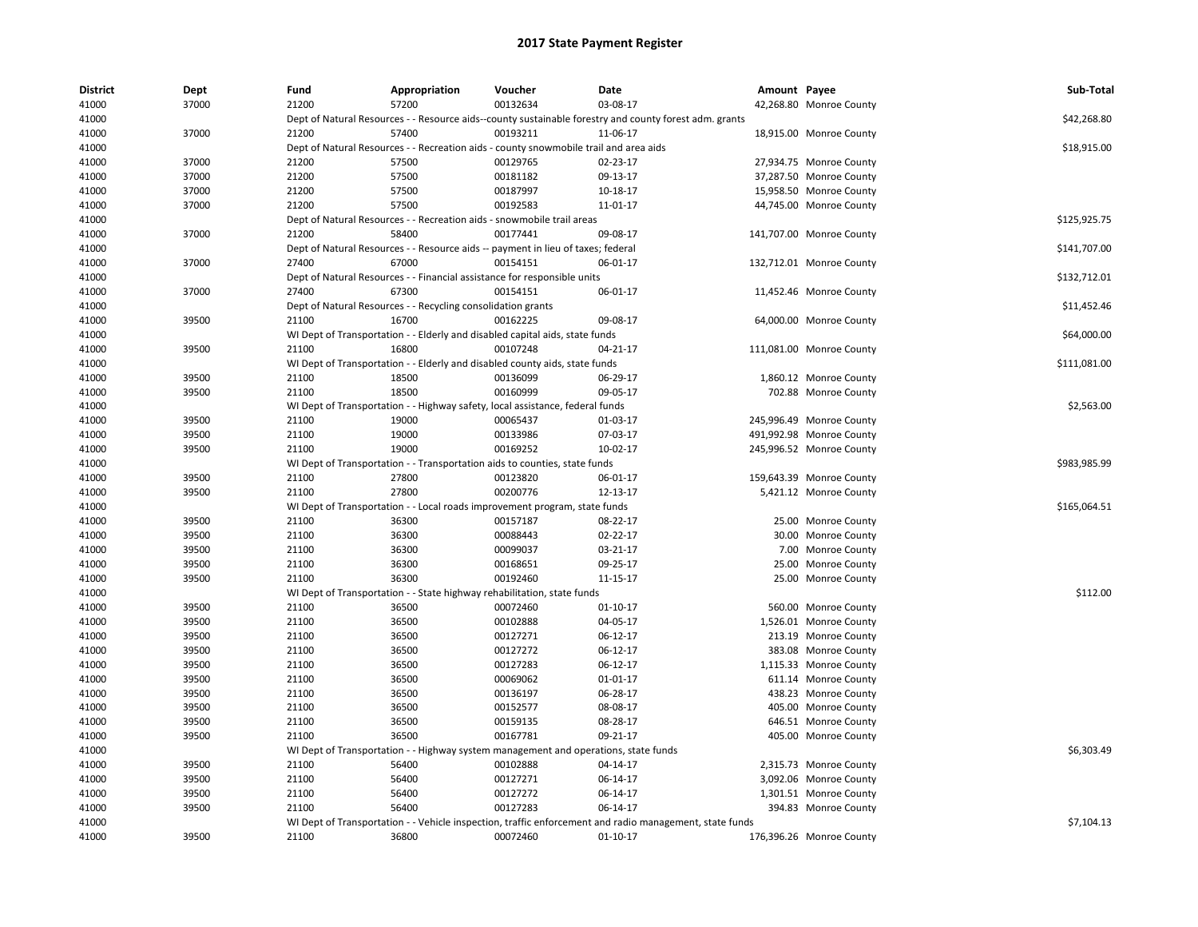# 2017 State Payment Register

| District | Dept | Fund | Appropriation | Voucher | Date | Amount | Payee | Sub-Total |
|---|---|---|---|---|---|---|---|---|
| 41000 | 37000 | 21200 | 57200 | 00132634 | 03-08-17 | 42,268.80 | Monroe County | |
| 41000 | | Dept of Natural Resources - - Resource aids--county sustainable forestry and county forest adm. grants | | | | | | $42,268.80 |
| 41000 | 37000 | 21200 | 57400 | 00193211 | 11-06-17 | 18,915.00 | Monroe County | |
| 41000 | | Dept of Natural Resources - - Recreation aids - county snowmobile trail and area aids | | | | | | $18,915.00 |
| 41000 | 37000 | 21200 | 57500 | 00129765 | 02-23-17 | 27,934.75 | Monroe County | |
| 41000 | 37000 | 21200 | 57500 | 00181182 | 09-13-17 | 37,287.50 | Monroe County | |
| 41000 | 37000 | 21200 | 57500 | 00187997 | 10-18-17 | 15,958.50 | Monroe County | |
| 41000 | 37000 | 21200 | 57500 | 00192583 | 11-01-17 | 44,745.00 | Monroe County | |
| 41000 | | Dept of Natural Resources - - Recreation aids - snowmobile trail areas | | | | | | $125,925.75 |
| 41000 | 37000 | 21200 | 58400 | 00177441 | 09-08-17 | 141,707.00 | Monroe County | |
| 41000 | | Dept of Natural Resources - - Resource aids -- payment in lieu of taxes; federal | | | | | | $141,707.00 |
| 41000 | 37000 | 27400 | 67000 | 00154151 | 06-01-17 | 132,712.01 | Monroe County | |
| 41000 | | Dept of Natural Resources - - Financial assistance for responsible units | | | | | | $132,712.01 |
| 41000 | 37000 | 27400 | 67300 | 00154151 | 06-01-17 | 11,452.46 | Monroe County | |
| 41000 | | Dept of Natural Resources - - Recycling consolidation grants | | | | | | $11,452.46 |
| 41000 | 39500 | 21100 | 16700 | 00162225 | 09-08-17 | 64,000.00 | Monroe County | |
| 41000 | | WI Dept of Transportation - - Elderly and disabled capital aids, state funds | | | | | | $64,000.00 |
| 41000 | 39500 | 21100 | 16800 | 00107248 | 04-21-17 | 111,081.00 | Monroe County | |
| 41000 | | WI Dept of Transportation - - Elderly and disabled county aids, state funds | | | | | | $111,081.00 |
| 41000 | 39500 | 21100 | 18500 | 00136099 | 06-29-17 | 1,860.12 | Monroe County | |
| 41000 | 39500 | 21100 | 18500 | 00160999 | 09-05-17 | 702.88 | Monroe County | |
| 41000 | | WI Dept of Transportation - - Highway safety, local assistance, federal funds | | | | | | $2,563.00 |
| 41000 | 39500 | 21100 | 19000 | 00065437 | 01-03-17 | 245,996.49 | Monroe County | |
| 41000 | 39500 | 21100 | 19000 | 00133986 | 07-03-17 | 491,992.98 | Monroe County | |
| 41000 | 39500 | 21100 | 19000 | 00169252 | 10-02-17 | 245,996.52 | Monroe County | |
| 41000 | | WI Dept of Transportation - - Transportation aids to counties, state funds | | | | | | $983,985.99 |
| 41000 | 39500 | 21100 | 27800 | 00123820 | 06-01-17 | 159,643.39 | Monroe County | |
| 41000 | 39500 | 21100 | 27800 | 00200776 | 12-13-17 | 5,421.12 | Monroe County | |
| 41000 | | WI Dept of Transportation - - Local roads improvement program, state funds | | | | | | $165,064.51 |
| 41000 | 39500 | 21100 | 36300 | 00157187 | 08-22-17 | 25.00 | Monroe County | |
| 41000 | 39500 | 21100 | 36300 | 00088443 | 02-22-17 | 30.00 | Monroe County | |
| 41000 | 39500 | 21100 | 36300 | 00099037 | 03-21-17 | 7.00 | Monroe County | |
| 41000 | 39500 | 21100 | 36300 | 00168651 | 09-25-17 | 25.00 | Monroe County | |
| 41000 | 39500 | 21100 | 36300 | 00192460 | 11-15-17 | 25.00 | Monroe County | |
| 41000 | | WI Dept of Transportation - - State highway rehabilitation, state funds | | | | | | $112.00 |
| 41000 | 39500 | 21100 | 36500 | 00072460 | 01-10-17 | 560.00 | Monroe County | |
| 41000 | 39500 | 21100 | 36500 | 00102888 | 04-05-17 | 1,526.01 | Monroe County | |
| 41000 | 39500 | 21100 | 36500 | 00127271 | 06-12-17 | 213.19 | Monroe County | |
| 41000 | 39500 | 21100 | 36500 | 00127272 | 06-12-17 | 383.08 | Monroe County | |
| 41000 | 39500 | 21100 | 36500 | 00127283 | 06-12-17 | 1,115.33 | Monroe County | |
| 41000 | 39500 | 21100 | 36500 | 00069062 | 01-01-17 | 611.14 | Monroe County | |
| 41000 | 39500 | 21100 | 36500 | 00136197 | 06-28-17 | 438.23 | Monroe County | |
| 41000 | 39500 | 21100 | 36500 | 00152577 | 08-08-17 | 405.00 | Monroe County | |
| 41000 | 39500 | 21100 | 36500 | 00159135 | 08-28-17 | 646.51 | Monroe County | |
| 41000 | 39500 | 21100 | 36500 | 00167781 | 09-21-17 | 405.00 | Monroe County | |
| 41000 | | WI Dept of Transportation - - Highway system management and operations, state funds | | | | | | $6,303.49 |
| 41000 | 39500 | 21100 | 56400 | 00102888 | 04-14-17 | 2,315.73 | Monroe County | |
| 41000 | 39500 | 21100 | 56400 | 00127271 | 06-14-17 | 3,092.06 | Monroe County | |
| 41000 | 39500 | 21100 | 56400 | 00127272 | 06-14-17 | 1,301.51 | Monroe County | |
| 41000 | 39500 | 21100 | 56400 | 00127283 | 06-14-17 | 394.83 | Monroe County | |
| 41000 | | WI Dept of Transportation - - Vehicle inspection, traffic enforcement and radio management, state funds | | | | | | $7,104.13 |
| 41000 | 39500 | 21100 | 36800 | 00072460 | 01-10-17 | 176,396.26 | Monroe County | |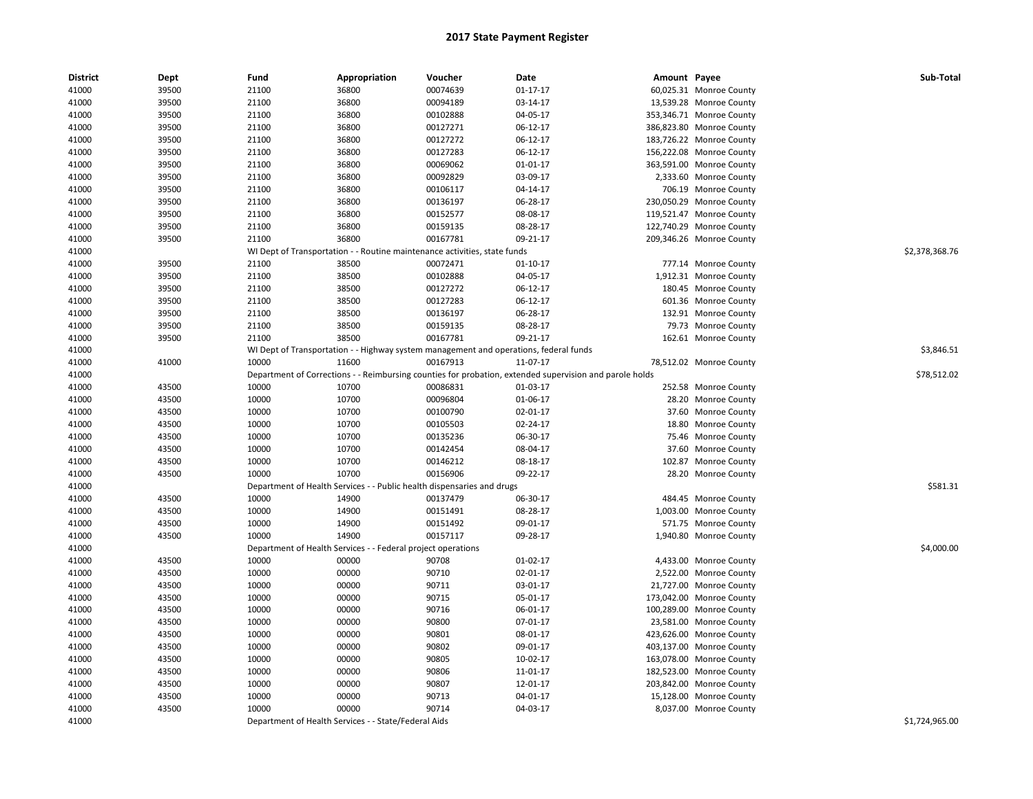# 2017 State Payment Register

| District | Dept | Fund | Appropriation | Voucher | Date | Amount | Payee | Sub-Total |
|---|---|---|---|---|---|---|---|---|
| 41000 | 39500 | 21100 | 36800 | 00074639 | 01-17-17 | 60,025.31 | Monroe County | |
| 41000 | 39500 | 21100 | 36800 | 00094189 | 03-14-17 | 13,539.28 | Monroe County | |
| 41000 | 39500 | 21100 | 36800 | 00102888 | 04-05-17 | 353,346.71 | Monroe County | |
| 41000 | 39500 | 21100 | 36800 | 00127271 | 06-12-17 | 386,823.80 | Monroe County | |
| 41000 | 39500 | 21100 | 36800 | 00127272 | 06-12-17 | 183,726.22 | Monroe County | |
| 41000 | 39500 | 21100 | 36800 | 00127283 | 06-12-17 | 156,222.08 | Monroe County | |
| 41000 | 39500 | 21100 | 36800 | 00069062 | 01-01-17 | 363,591.00 | Monroe County | |
| 41000 | 39500 | 21100 | 36800 | 00092829 | 03-09-17 | 2,333.60 | Monroe County | |
| 41000 | 39500 | 21100 | 36800 | 00106117 | 04-14-17 | 706.19 | Monroe County | |
| 41000 | 39500 | 21100 | 36800 | 00136197 | 06-28-17 | 230,050.29 | Monroe County | |
| 41000 | 39500 | 21100 | 36800 | 00152577 | 08-08-17 | 119,521.47 | Monroe County | |
| 41000 | 39500 | 21100 | 36800 | 00159135 | 08-28-17 | 122,740.29 | Monroe County | |
| 41000 | 39500 | 21100 | 36800 | 00167781 | 09-21-17 | 209,346.26 | Monroe County | |
| 41000 | | WI Dept of Transportation - - Routine maintenance activities, state funds | | | | | | $2,378,368.76 |
| 41000 | 39500 | 21100 | 38500 | 00072471 | 01-10-17 | 777.14 | Monroe County | |
| 41000 | 39500 | 21100 | 38500 | 00102888 | 04-05-17 | 1,912.31 | Monroe County | |
| 41000 | 39500 | 21100 | 38500 | 00127272 | 06-12-17 | 180.45 | Monroe County | |
| 41000 | 39500 | 21100 | 38500 | 00127283 | 06-12-17 | 601.36 | Monroe County | |
| 41000 | 39500 | 21100 | 38500 | 00136197 | 06-28-17 | 132.91 | Monroe County | |
| 41000 | 39500 | 21100 | 38500 | 00159135 | 08-28-17 | 79.73 | Monroe County | |
| 41000 | 39500 | 21100 | 38500 | 00167781 | 09-21-17 | 162.61 | Monroe County | |
| 41000 | | WI Dept of Transportation - - Highway system management and operations, federal funds | | | | | | $3,846.51 |
| 41000 | 41000 | 10000 | 11600 | 00167913 | 11-07-17 | 78,512.02 | Monroe County | |
| 41000 | | Department of Corrections - - Reimbursing counties for probation, extended supervision and parole holds | | | | | | $78,512.02 |
| 41000 | 43500 | 10000 | 10700 | 00086831 | 01-03-17 | 252.58 | Monroe County | |
| 41000 | 43500 | 10000 | 10700 | 00096804 | 01-06-17 | 28.20 | Monroe County | |
| 41000 | 43500 | 10000 | 10700 | 00100790 | 02-01-17 | 37.60 | Monroe County | |
| 41000 | 43500 | 10000 | 10700 | 00105503 | 02-24-17 | 18.80 | Monroe County | |
| 41000 | 43500 | 10000 | 10700 | 00135236 | 06-30-17 | 75.46 | Monroe County | |
| 41000 | 43500 | 10000 | 10700 | 00142454 | 08-04-17 | 37.60 | Monroe County | |
| 41000 | 43500 | 10000 | 10700 | 00146212 | 08-18-17 | 102.87 | Monroe County | |
| 41000 | 43500 | 10000 | 10700 | 00156906 | 09-22-17 | 28.20 | Monroe County | |
| 41000 | | Department of Health Services - - Public health dispensaries and drugs | | | | | | $581.31 |
| 41000 | 43500 | 10000 | 14900 | 00137479 | 06-30-17 | 484.45 | Monroe County | |
| 41000 | 43500 | 10000 | 14900 | 00151491 | 08-28-17 | 1,003.00 | Monroe County | |
| 41000 | 43500 | 10000 | 14900 | 00151492 | 09-01-17 | 571.75 | Monroe County | |
| 41000 | 43500 | 10000 | 14900 | 00157117 | 09-28-17 | 1,940.80 | Monroe County | |
| 41000 | | Department of Health Services - - Federal project operations | | | | | | $4,000.00 |
| 41000 | 43500 | 10000 | 00000 | 90708 | 01-02-17 | 4,433.00 | Monroe County | |
| 41000 | 43500 | 10000 | 00000 | 90710 | 02-01-17 | 2,522.00 | Monroe County | |
| 41000 | 43500 | 10000 | 00000 | 90711 | 03-01-17 | 21,727.00 | Monroe County | |
| 41000 | 43500 | 10000 | 00000 | 90715 | 05-01-17 | 173,042.00 | Monroe County | |
| 41000 | 43500 | 10000 | 00000 | 90716 | 06-01-17 | 100,289.00 | Monroe County | |
| 41000 | 43500 | 10000 | 00000 | 90800 | 07-01-17 | 23,581.00 | Monroe County | |
| 41000 | 43500 | 10000 | 00000 | 90801 | 08-01-17 | 423,626.00 | Monroe County | |
| 41000 | 43500 | 10000 | 00000 | 90802 | 09-01-17 | 403,137.00 | Monroe County | |
| 41000 | 43500 | 10000 | 00000 | 90805 | 10-02-17 | 163,078.00 | Monroe County | |
| 41000 | 43500 | 10000 | 00000 | 90806 | 11-01-17 | 182,523.00 | Monroe County | |
| 41000 | 43500 | 10000 | 00000 | 90807 | 12-01-17 | 203,842.00 | Monroe County | |
| 41000 | 43500 | 10000 | 00000 | 90713 | 04-01-17 | 15,128.00 | Monroe County | |
| 41000 | 43500 | 10000 | 00000 | 90714 | 04-03-17 | 8,037.00 | Monroe County | |
| 41000 | | Department of Health Services - - State/Federal Aids | | | | | | $1,724,965.00 |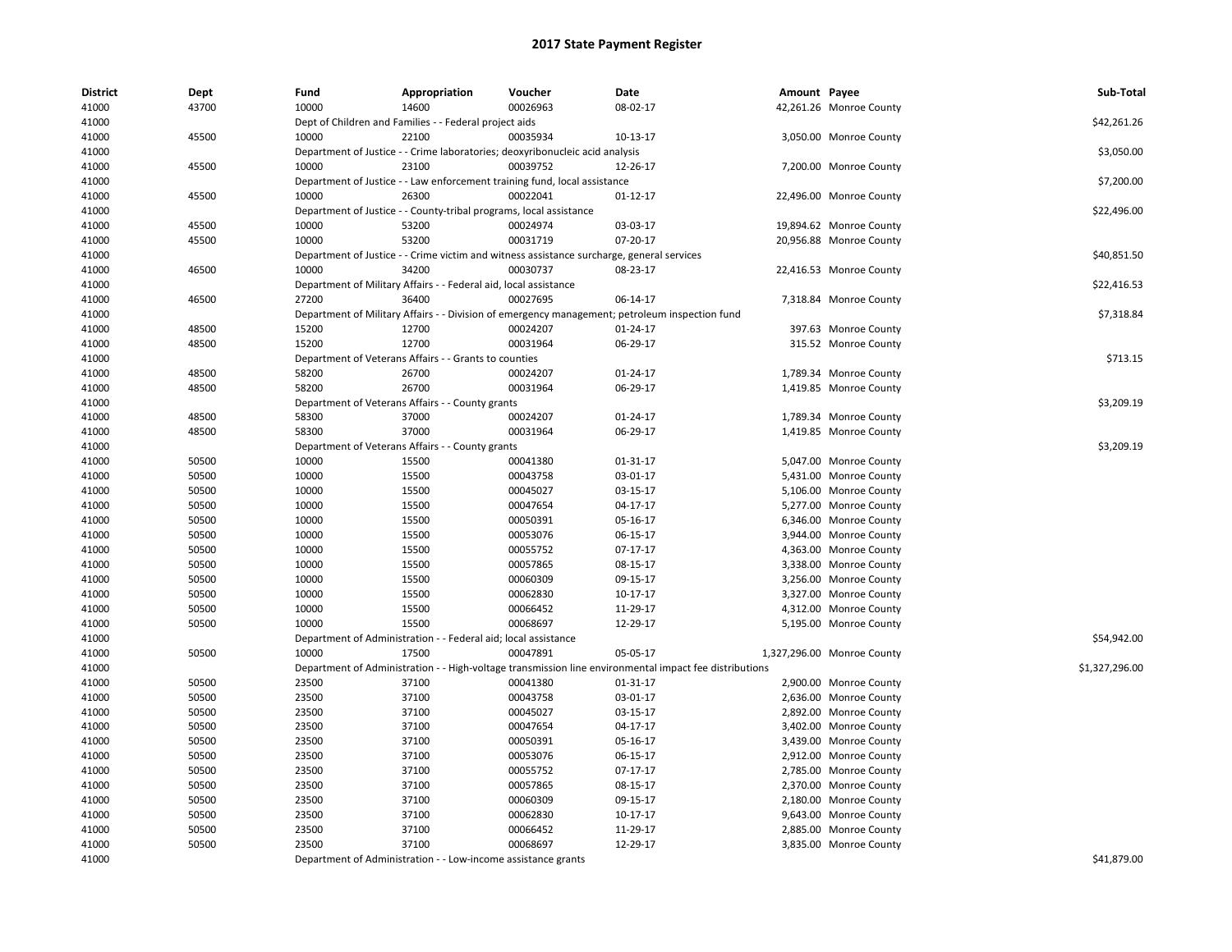# 2017 State Payment Register

| District | Dept | Fund | Appropriation | Voucher | Date | Amount | Payee | Sub-Total |
|---|---|---|---|---|---|---|---|---|
| 41000 | 43700 | 10000 | 14600 | 00026963 | 08-02-17 | 42,261.26 | Monroe County | |
| 41000 | | Dept of Children and Families - - Federal project aids | | | | | | $42,261.26 |
| 41000 | 45500 | 10000 | 22100 | 00035934 | 10-13-17 | 3,050.00 | Monroe County | |
| 41000 | | Department of Justice - - Crime laboratories; deoxyribonucleic acid analysis | | | | | | $3,050.00 |
| 41000 | 45500 | 10000 | 23100 | 00039752 | 12-26-17 | 7,200.00 | Monroe County | |
| 41000 | | Department of Justice - - Law enforcement training fund, local assistance | | | | | | $7,200.00 |
| 41000 | 45500 | 10000 | 26300 | 00022041 | 01-12-17 | 22,496.00 | Monroe County | |
| 41000 | | Department of Justice - - County-tribal programs, local assistance | | | | | | $22,496.00 |
| 41000 | 45500 | 10000 | 53200 | 00024974 | 03-03-17 | 19,894.62 | Monroe County | |
| 41000 | 45500 | 10000 | 53200 | 00031719 | 07-20-17 | 20,956.88 | Monroe County | |
| 41000 | | Department of Justice - - Crime victim and witness assistance surcharge, general services | | | | | | $40,851.50 |
| 41000 | 46500 | 10000 | 34200 | 00030737 | 08-23-17 | 22,416.53 | Monroe County | |
| 41000 | | Department of Military Affairs - - Federal aid, local assistance | | | | | | $22,416.53 |
| 41000 | 46500 | 27200 | 36400 | 00027695 | 06-14-17 | 7,318.84 | Monroe County | |
| 41000 | | Department of Military Affairs - - Division of emergency management; petroleum inspection fund | | | | | | $7,318.84 |
| 41000 | 48500 | 15200 | 12700 | 00024207 | 01-24-17 | 397.63 | Monroe County | |
| 41000 | 48500 | 15200 | 12700 | 00031964 | 06-29-17 | 315.52 | Monroe County | |
| 41000 | | Department of Veterans Affairs - - Grants to counties | | | | | | $713.15 |
| 41000 | 48500 | 58200 | 26700 | 00024207 | 01-24-17 | 1,789.34 | Monroe County | |
| 41000 | 48500 | 58200 | 26700 | 00031964 | 06-29-17 | 1,419.85 | Monroe County | |
| 41000 | | Department of Veterans Affairs - - County grants | | | | | | $3,209.19 |
| 41000 | 48500 | 58300 | 37000 | 00024207 | 01-24-17 | 1,789.34 | Monroe County | |
| 41000 | 48500 | 58300 | 37000 | 00031964 | 06-29-17 | 1,419.85 | Monroe County | |
| 41000 | | Department of Veterans Affairs - - County grants | | | | | | $3,209.19 |
| 41000 | 50500 | 10000 | 15500 | 00041380 | 01-31-17 | 5,047.00 | Monroe County | |
| 41000 | 50500 | 10000 | 15500 | 00043758 | 03-01-17 | 5,431.00 | Monroe County | |
| 41000 | 50500 | 10000 | 15500 | 00045027 | 03-15-17 | 5,106.00 | Monroe County | |
| 41000 | 50500 | 10000 | 15500 | 00047654 | 04-17-17 | 5,277.00 | Monroe County | |
| 41000 | 50500 | 10000 | 15500 | 00050391 | 05-16-17 | 6,346.00 | Monroe County | |
| 41000 | 50500 | 10000 | 15500 | 00053076 | 06-15-17 | 3,944.00 | Monroe County | |
| 41000 | 50500 | 10000 | 15500 | 00055752 | 07-17-17 | 4,363.00 | Monroe County | |
| 41000 | 50500 | 10000 | 15500 | 00057865 | 08-15-17 | 3,338.00 | Monroe County | |
| 41000 | 50500 | 10000 | 15500 | 00060309 | 09-15-17 | 3,256.00 | Monroe County | |
| 41000 | 50500 | 10000 | 15500 | 00062830 | 10-17-17 | 3,327.00 | Monroe County | |
| 41000 | 50500 | 10000 | 15500 | 00066452 | 11-29-17 | 4,312.00 | Monroe County | |
| 41000 | 50500 | 10000 | 15500 | 00068697 | 12-29-17 | 5,195.00 | Monroe County | |
| 41000 | | Department of Administration - - Federal aid; local assistance | | | | | | $54,942.00 |
| 41000 | 50500 | 10000 | 17500 | 00047891 | 05-05-17 | 1,327,296.00 | Monroe County | |
| 41000 | | Department of Administration - - High-voltage transmission line environmental impact fee distributions | | | | | | $1,327,296.00 |
| 41000 | 50500 | 23500 | 37100 | 00041380 | 01-31-17 | 2,900.00 | Monroe County | |
| 41000 | 50500 | 23500 | 37100 | 00043758 | 03-01-17 | 2,636.00 | Monroe County | |
| 41000 | 50500 | 23500 | 37100 | 00045027 | 03-15-17 | 2,892.00 | Monroe County | |
| 41000 | 50500 | 23500 | 37100 | 00047654 | 04-17-17 | 3,402.00 | Monroe County | |
| 41000 | 50500 | 23500 | 37100 | 00050391 | 05-16-17 | 3,439.00 | Monroe County | |
| 41000 | 50500 | 23500 | 37100 | 00053076 | 06-15-17 | 2,912.00 | Monroe County | |
| 41000 | 50500 | 23500 | 37100 | 00055752 | 07-17-17 | 2,785.00 | Monroe County | |
| 41000 | 50500 | 23500 | 37100 | 00057865 | 08-15-17 | 2,370.00 | Monroe County | |
| 41000 | 50500 | 23500 | 37100 | 00060309 | 09-15-17 | 2,180.00 | Monroe County | |
| 41000 | 50500 | 23500 | 37100 | 00062830 | 10-17-17 | 9,643.00 | Monroe County | |
| 41000 | 50500 | 23500 | 37100 | 00066452 | 11-29-17 | 2,885.00 | Monroe County | |
| 41000 | 50500 | 23500 | 37100 | 00068697 | 12-29-17 | 3,835.00 | Monroe County | |
| 41000 | | Department of Administration - - Low-income assistance grants | | | | | | $41,879.00 |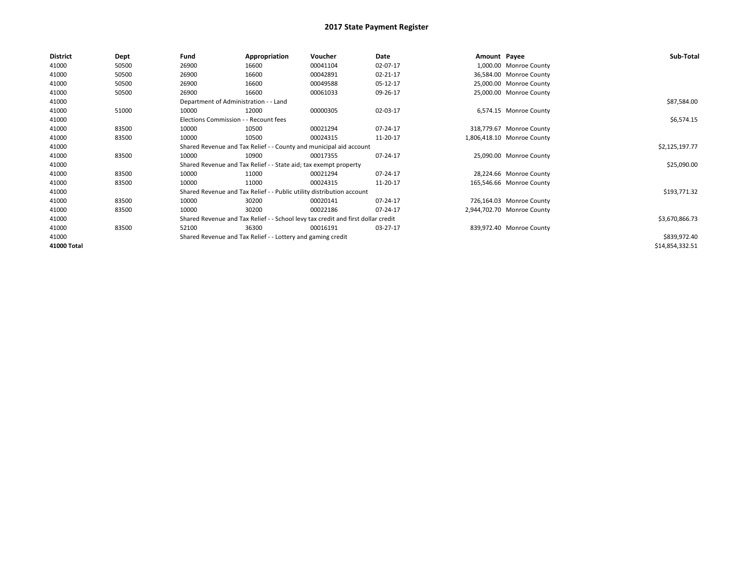# 2017 State Payment Register

| District | Dept | Fund | Appropriation | Voucher | Date | Amount | Payee | Sub-Total |
|---|---|---|---|---|---|---|---|---|
| 41000 | 50500 | 26900 | 16600 | 00041104 | 02-07-17 | 1,000.00 | Monroe County | |
| 41000 | 50500 | 26900 | 16600 | 00042891 | 02-21-17 | 36,584.00 | Monroe County | |
| 41000 | 50500 | 26900 | 16600 | 00049588 | 05-12-17 | 25,000.00 | Monroe County | |
| 41000 | 50500 | 26900 | 16600 | 00061033 | 09-26-17 | 25,000.00 | Monroe County | |
| 41000 | | Department of Administration - - Land | | | | | | $87,584.00 |
| 41000 | 51000 | 10000 | 12000 | 00000305 | 02-03-17 | 6,574.15 | Monroe County | |
| 41000 | | Elections Commission - - Recount fees | | | | | | $6,574.15 |
| 41000 | 83500 | 10000 | 10500 | 00021294 | 07-24-17 | 318,779.67 | Monroe County | |
| 41000 | 83500 | 10000 | 10500 | 00024315 | 11-20-17 | 1,806,418.10 | Monroe County | |
| 41000 | | Shared Revenue and Tax Relief - - County and municipal aid account | | | | | | $2,125,197.77 |
| 41000 | 83500 | 10000 | 10900 | 00017355 | 07-24-17 | 25,090.00 | Monroe County | |
| 41000 | | Shared Revenue and Tax Relief - - State aid; tax exempt property | | | | | | $25,090.00 |
| 41000 | 83500 | 10000 | 11000 | 00021294 | 07-24-17 | 28,224.66 | Monroe County | |
| 41000 | 83500 | 10000 | 11000 | 00024315 | 11-20-17 | 165,546.66 | Monroe County | |
| 41000 | | Shared Revenue and Tax Relief - - Public utility distribution account | | | | | | $193,771.32 |
| 41000 | 83500 | 10000 | 30200 | 00020141 | 07-24-17 | 726,164.03 | Monroe County | |
| 41000 | 83500 | 10000 | 30200 | 00022186 | 07-24-17 | 2,944,702.70 | Monroe County | |
| 41000 | | Shared Revenue and Tax Relief - - School levy tax credit and first dollar credit | | | | | | $3,670,866.73 |
| 41000 | 83500 | 52100 | 36300 | 00016191 | 03-27-17 | 839,972.40 | Monroe County | |
| 41000 | | Shared Revenue and Tax Relief - - Lottery and gaming credit | | | | | | $839,972.40 |
| **41000 Total** | | | | | | | | $14,854,332.51 |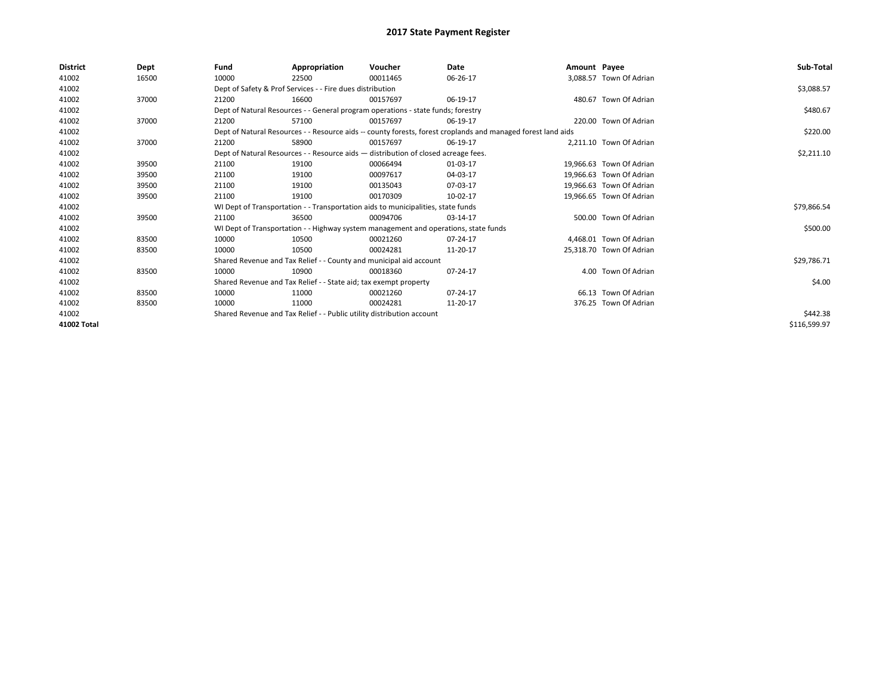# 2017 State Payment Register

| District | Dept | Fund | Appropriation | Voucher | Date | Amount | Payee | Sub-Total |
|---|---|---|---|---|---|---|---|---|
| 41002 | 16500 | 10000 | 22500 | 00011465 | 06-26-17 | 3,088.57 | Town Of Adrian | |
| 41002 | | Dept of Safety & Prof Services - - Fire dues distribution | | | | | | $3,088.57 |
| 41002 | 37000 | 21200 | 16600 | 00157697 | 06-19-17 | 480.67 | Town Of Adrian | |
| 41002 | | Dept of Natural Resources - - General program operations - state funds; forestry | | | | | | $480.67 |
| 41002 | 37000 | 21200 | 57100 | 00157697 | 06-19-17 | 220.00 | Town Of Adrian | |
| 41002 | | Dept of Natural Resources - - Resource aids -- county forests, forest croplands and managed forest land aids | | | | | | $220.00 |
| 41002 | 37000 | 21200 | 58900 | 00157697 | 06-19-17 | 2,211.10 | Town Of Adrian | |
| 41002 | | Dept of Natural Resources - - Resource aids — distribution of closed acreage fees. | | | | | | $2,211.10 |
| 41002 | 39500 | 21100 | 19100 | 00066494 | 01-03-17 | 19,966.63 | Town Of Adrian | |
| 41002 | 39500 | 21100 | 19100 | 00097617 | 04-03-17 | 19,966.63 | Town Of Adrian | |
| 41002 | 39500 | 21100 | 19100 | 00135043 | 07-03-17 | 19,966.63 | Town Of Adrian | |
| 41002 | 39500 | 21100 | 19100 | 00170309 | 10-02-17 | 19,966.65 | Town Of Adrian | |
| 41002 | | WI Dept of Transportation - - Transportation aids to municipalities, state funds | | | | | | $79,866.54 |
| 41002 | 39500 | 21100 | 36500 | 00094706 | 03-14-17 | 500.00 | Town Of Adrian | |
| 41002 | | WI Dept of Transportation - - Highway system management and operations, state funds | | | | | | $500.00 |
| 41002 | 83500 | 10000 | 10500 | 00021260 | 07-24-17 | 4,468.01 | Town Of Adrian | |
| 41002 | 83500 | 10000 | 10500 | 00024281 | 11-20-17 | 25,318.70 | Town Of Adrian | |
| 41002 | | Shared Revenue and Tax Relief - - County and municipal aid account | | | | | | $29,786.71 |
| 41002 | 83500 | 10000 | 10900 | 00018360 | 07-24-17 | 4.00 | Town Of Adrian | |
| 41002 | | Shared Revenue and Tax Relief - - State aid; tax exempt property | | | | | | $4.00 |
| 41002 | 83500 | 10000 | 11000 | 00021260 | 07-24-17 | 66.13 | Town Of Adrian | |
| 41002 | 83500 | 10000 | 11000 | 00024281 | 11-20-17 | 376.25 | Town Of Adrian | |
| 41002 | | Shared Revenue and Tax Relief - - Public utility distribution account | | | | | | $442.38 |
| 41002 Total | | | | | | | | $116,599.97 |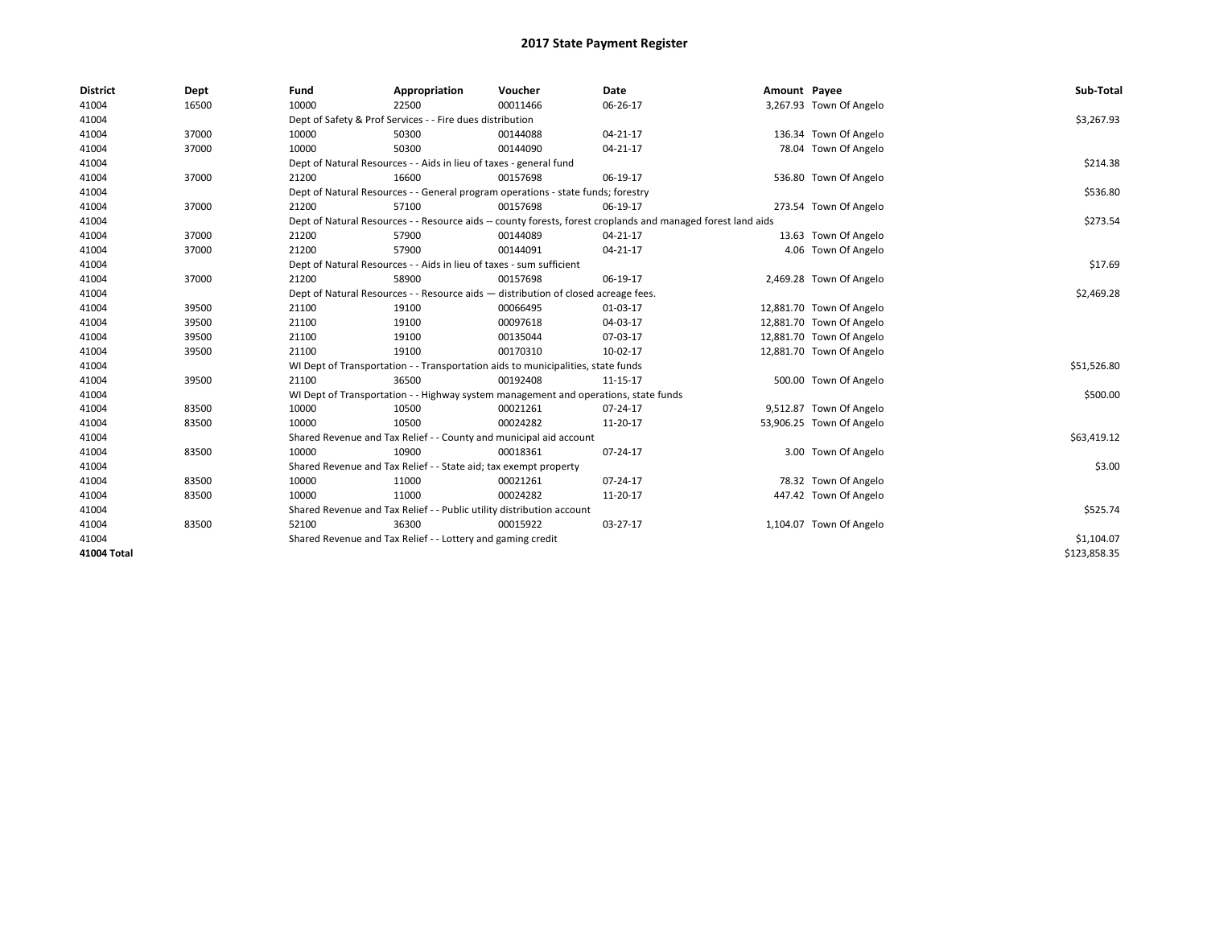# 2017 State Payment Register

| District | Dept | Fund | Appropriation | Voucher | Date | Amount | Payee | Sub-Total |
|---|---|---|---|---|---|---|---|---|
| 41004 | 16500 | 10000 | 22500 | 00011466 | 06-26-17 | 3,267.93 | Town Of Angelo | |
| 41004 | | Dept of Safety & Prof Services - - Fire dues distribution | | | | | | $3,267.93 |
| 41004 | 37000 | 10000 | 50300 | 00144088 | 04-21-17 | 136.34 | Town Of Angelo | |
| 41004 | 37000 | 10000 | 50300 | 00144090 | 04-21-17 | 78.04 | Town Of Angelo | |
| 41004 | | Dept of Natural Resources - - Aids in lieu of taxes - general fund | | | | | | $214.38 |
| 41004 | 37000 | 21200 | 16600 | 00157698 | 06-19-17 | 536.80 | Town Of Angelo | |
| 41004 | | Dept of Natural Resources - - General program operations - state funds; forestry | | | | | | $536.80 |
| 41004 | 37000 | 21200 | 57100 | 00157698 | 06-19-17 | 273.54 | Town Of Angelo | |
| 41004 | | Dept of Natural Resources - - Resource aids -- county forests, forest croplands and managed forest land aids | | | | | | $273.54 |
| 41004 | 37000 | 21200 | 57900 | 00144089 | 04-21-17 | 13.63 | Town Of Angelo | |
| 41004 | 37000 | 21200 | 57900 | 00144091 | 04-21-17 | 4.06 | Town Of Angelo | |
| 41004 | | Dept of Natural Resources - - Aids in lieu of taxes - sum sufficient | | | | | | $17.69 |
| 41004 | 37000 | 21200 | 58900 | 00157698 | 06-19-17 | 2,469.28 | Town Of Angelo | |
| 41004 | | Dept of Natural Resources - - Resource aids — distribution of closed acreage fees. | | | | | | $2,469.28 |
| 41004 | 39500 | 21100 | 19100 | 00066495 | 01-03-17 | 12,881.70 | Town Of Angelo | |
| 41004 | 39500 | 21100 | 19100 | 00097618 | 04-03-17 | 12,881.70 | Town Of Angelo | |
| 41004 | 39500 | 21100 | 19100 | 00135044 | 07-03-17 | 12,881.70 | Town Of Angelo | |
| 41004 | 39500 | 21100 | 19100 | 00170310 | 10-02-17 | 12,881.70 | Town Of Angelo | |
| 41004 | | WI Dept of Transportation - - Transportation aids to municipalities, state funds | | | | | | $51,526.80 |
| 41004 | 39500 | 21100 | 36500 | 00192408 | 11-15-17 | 500.00 | Town Of Angelo | |
| 41004 | | WI Dept of Transportation - - Highway system management and operations, state funds | | | | | | $500.00 |
| 41004 | 83500 | 10000 | 10500 | 00021261 | 07-24-17 | 9,512.87 | Town Of Angelo | |
| 41004 | 83500 | 10000 | 10500 | 00024282 | 11-20-17 | 53,906.25 | Town Of Angelo | |
| 41004 | | Shared Revenue and Tax Relief - - County and municipal aid account | | | | | | $63,419.12 |
| 41004 | 83500 | 10000 | 10900 | 00018361 | 07-24-17 | 3.00 | Town Of Angelo | |
| 41004 | | Shared Revenue and Tax Relief - - State aid; tax exempt property | | | | | | $3.00 |
| 41004 | 83500 | 10000 | 11000 | 00021261 | 07-24-17 | 78.32 | Town Of Angelo | |
| 41004 | 83500 | 10000 | 11000 | 00024282 | 11-20-17 | 447.42 | Town Of Angelo | |
| 41004 | | Shared Revenue and Tax Relief - - Public utility distribution account | | | | | | $525.74 |
| 41004 | 83500 | 52100 | 36300 | 00015922 | 03-27-17 | 1,104.07 | Town Of Angelo | |
| 41004 | | Shared Revenue and Tax Relief - - Lottery and gaming credit | | | | | | $1,104.07 |
| **41004 Total** | | | | | | | | $123,858.35 |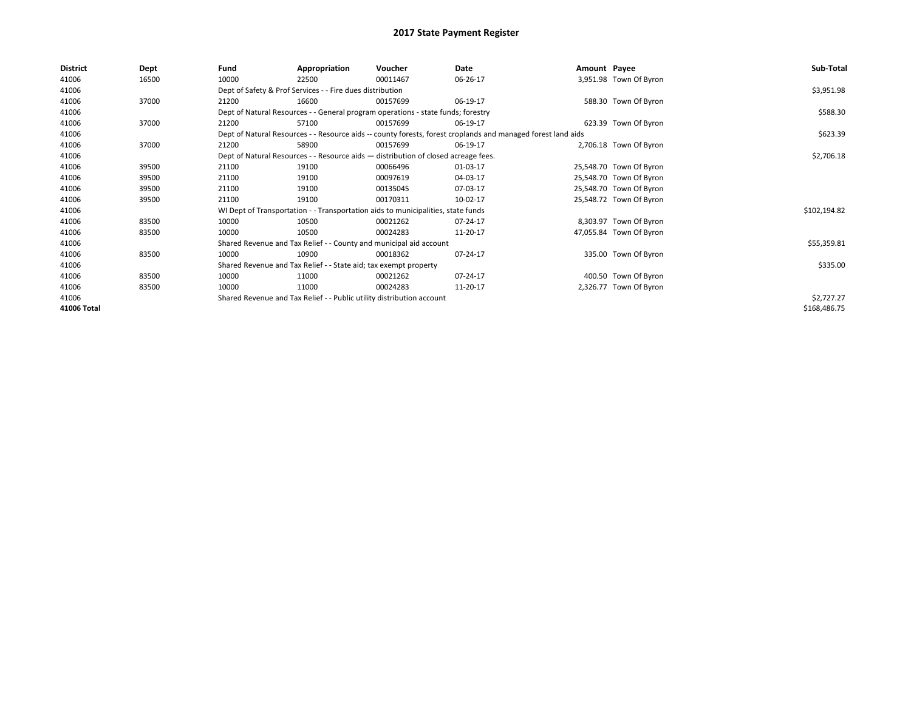# 2017 State Payment Register

| District | Dept | Fund | Appropriation | Voucher | Date | Amount | Payee | Sub-Total |
|---|---|---|---|---|---|---|---|---|
| 41006 | 16500 | 10000 | 22500 | 00011467 | 06-26-17 | 3,951.98 | Town Of Byron | |
| 41006 | | Dept of Safety & Prof Services - - Fire dues distribution | | | | | | $3,951.98 |
| 41006 | 37000 | 21200 | 16600 | 00157699 | 06-19-17 | 588.30 | Town Of Byron | |
| 41006 | | Dept of Natural Resources - - General program operations - state funds; forestry | | | | | | $588.30 |
| 41006 | 37000 | 21200 | 57100 | 00157699 | 06-19-17 | 623.39 | Town Of Byron | |
| 41006 | | Dept of Natural Resources - - Resource aids -- county forests, forest croplands and managed forest land aids | | | | | | $623.39 |
| 41006 | 37000 | 21200 | 58900 | 00157699 | 06-19-17 | 2,706.18 | Town Of Byron | |
| 41006 | | Dept of Natural Resources - - Resource aids — distribution of closed acreage fees. | | | | | | $2,706.18 |
| 41006 | 39500 | 21100 | 19100 | 00066496 | 01-03-17 | 25,548.70 | Town Of Byron | |
| 41006 | 39500 | 21100 | 19100 | 00097619 | 04-03-17 | 25,548.70 | Town Of Byron | |
| 41006 | 39500 | 21100 | 19100 | 00135045 | 07-03-17 | 25,548.70 | Town Of Byron | |
| 41006 | 39500 | 21100 | 19100 | 00170311 | 10-02-17 | 25,548.72 | Town Of Byron | |
| 41006 | | WI Dept of Transportation - - Transportation aids to municipalities, state funds | | | | | | $102,194.82 |
| 41006 | 83500 | 10000 | 10500 | 00021262 | 07-24-17 | 8,303.97 | Town Of Byron | |
| 41006 | 83500 | 10000 | 10500 | 00024283 | 11-20-17 | 47,055.84 | Town Of Byron | |
| 41006 | | Shared Revenue and Tax Relief - - County and municipal aid account | | | | | | $55,359.81 |
| 41006 | 83500 | 10000 | 10900 | 00018362 | 07-24-17 | 335.00 | Town Of Byron | |
| 41006 | | Shared Revenue and Tax Relief - - State aid; tax exempt property | | | | | | $335.00 |
| 41006 | 83500 | 10000 | 11000 | 00021262 | 07-24-17 | 400.50 | Town Of Byron | |
| 41006 | 83500 | 10000 | 11000 | 00024283 | 11-20-17 | 2,326.77 | Town Of Byron | |
| 41006 | | Shared Revenue and Tax Relief - - Public utility distribution account | | | | | | $2,727.27 |
| 41006 Total | | | | | | | | $168,486.75 |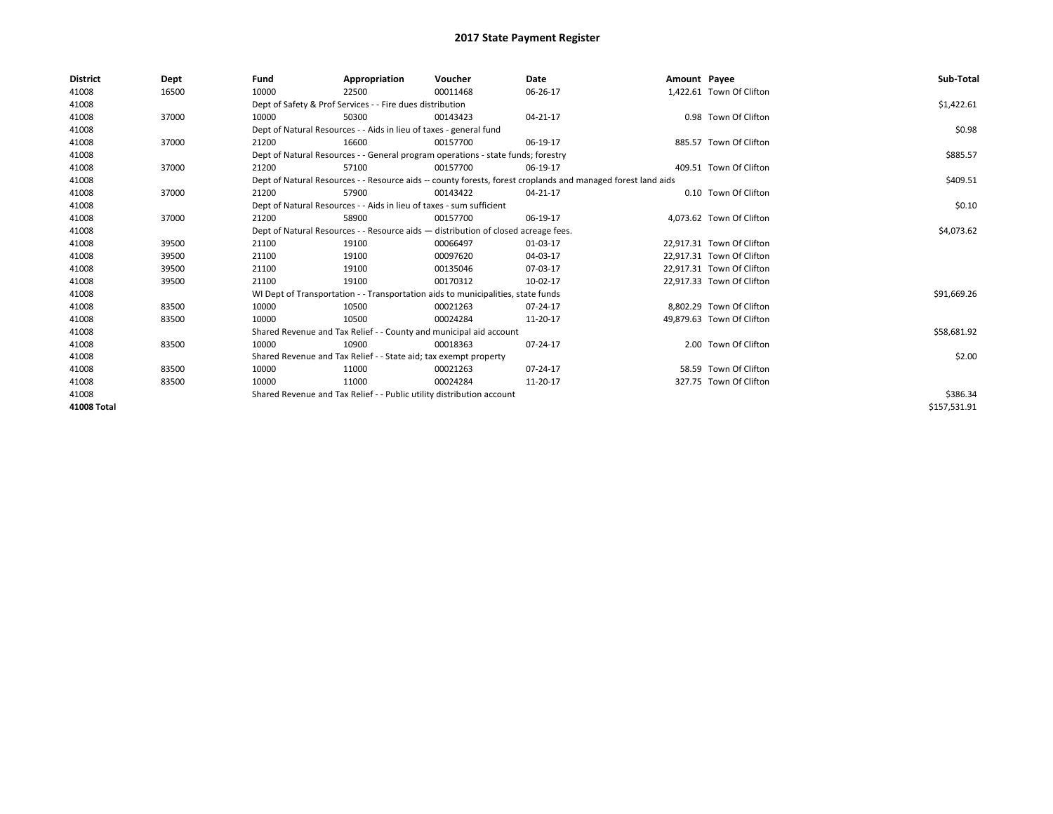# 2017 State Payment Register

| District | Dept | Fund | Appropriation | Voucher | Date | Amount | Payee | Sub-Total |
|---|---|---|---|---|---|---|---|---|
| 41008 | 16500 | 10000 | 22500 | 00011468 | 06-26-17 | 1,422.61 | Town Of Clifton | |
| 41008 | | Dept of Safety & Prof Services - - Fire dues distribution | | | | | | $1,422.61 |
| 41008 | 37000 | 10000 | 50300 | 00143423 | 04-21-17 | 0.98 | Town Of Clifton | |
| 41008 | | Dept of Natural Resources - - Aids in lieu of taxes - general fund | | | | | | $0.98 |
| 41008 | 37000 | 21200 | 16600 | 00157700 | 06-19-17 | 885.57 | Town Of Clifton | |
| 41008 | | Dept of Natural Resources - - General program operations - state funds; forestry | | | | | | $885.57 |
| 41008 | 37000 | 21200 | 57100 | 00157700 | 06-19-17 | 409.51 | Town Of Clifton | |
| 41008 | | Dept of Natural Resources - - Resource aids -- county forests, forest croplands and managed forest land aids | | | | | | $409.51 |
| 41008 | 37000 | 21200 | 57900 | 00143422 | 04-21-17 | 0.10 | Town Of Clifton | |
| 41008 | | Dept of Natural Resources - - Aids in lieu of taxes - sum sufficient | | | | | | $0.10 |
| 41008 | 37000 | 21200 | 58900 | 00157700 | 06-19-17 | 4,073.62 | Town Of Clifton | |
| 41008 | | Dept of Natural Resources - - Resource aids — distribution of closed acreage fees. | | | | | | $4,073.62 |
| 41008 | 39500 | 21100 | 19100 | 00066497 | 01-03-17 | 22,917.31 | Town Of Clifton | |
| 41008 | 39500 | 21100 | 19100 | 00097620 | 04-03-17 | 22,917.31 | Town Of Clifton | |
| 41008 | 39500 | 21100 | 19100 | 00135046 | 07-03-17 | 22,917.31 | Town Of Clifton | |
| 41008 | 39500 | 21100 | 19100 | 00170312 | 10-02-17 | 22,917.33 | Town Of Clifton | |
| 41008 | | WI Dept of Transportation - - Transportation aids to municipalities, state funds | | | | | | $91,669.26 |
| 41008 | 83500 | 10000 | 10500 | 00021263 | 07-24-17 | 8,802.29 | Town Of Clifton | |
| 41008 | 83500 | 10000 | 10500 | 00024284 | 11-20-17 | 49,879.63 | Town Of Clifton | |
| 41008 | | Shared Revenue and Tax Relief - - County and municipal aid account | | | | | | $58,681.92 |
| 41008 | 83500 | 10000 | 10900 | 00018363 | 07-24-17 | 2.00 | Town Of Clifton | |
| 41008 | | Shared Revenue and Tax Relief - - State aid; tax exempt property | | | | | | $2.00 |
| 41008 | 83500 | 10000 | 11000 | 00021263 | 07-24-17 | 58.59 | Town Of Clifton | |
| 41008 | 83500 | 10000 | 11000 | 00024284 | 11-20-17 | 327.75 | Town Of Clifton | |
| 41008 | | Shared Revenue and Tax Relief - - Public utility distribution account | | | | | | $386.34 |
| **41008 Total** | | | | | | | | $157,531.91 |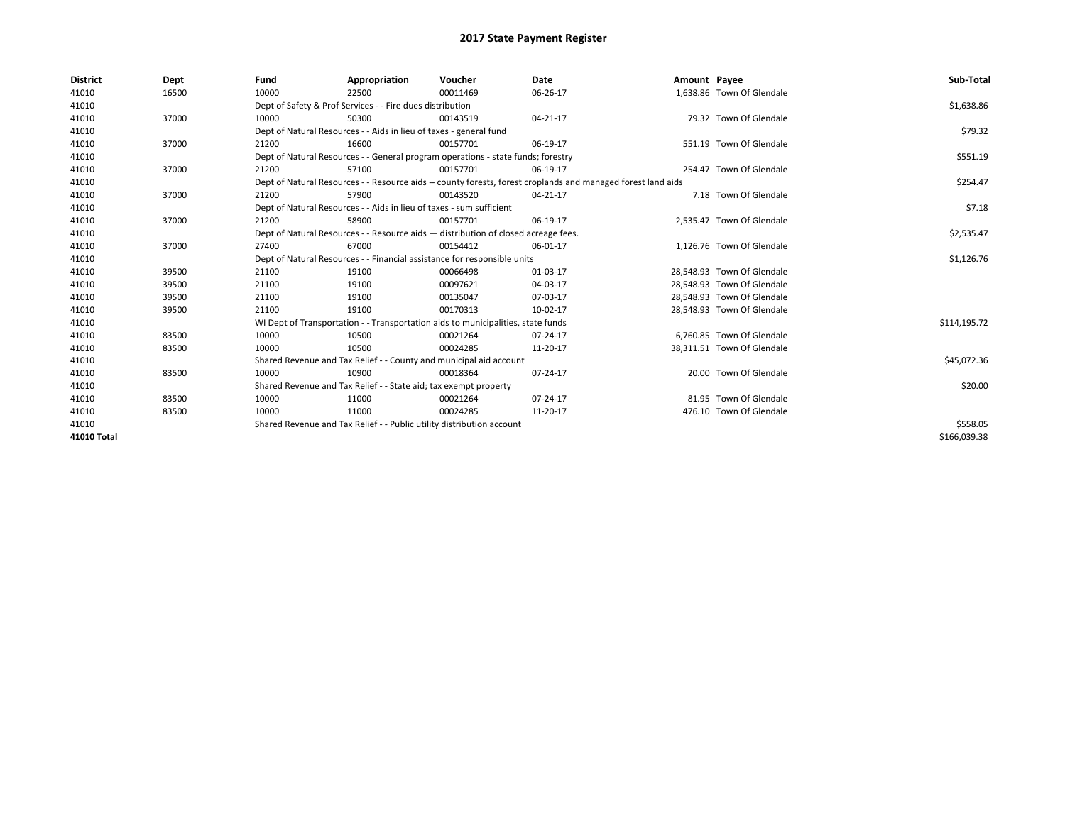# 2017 State Payment Register

| District | Dept | Fund | Appropriation | Voucher | Date | Amount | Payee | Sub-Total |
|---|---|---|---|---|---|---|---|---|
| 41010 | 16500 | 10000 | 22500 | 00011469 | 06-26-17 | 1,638.86 | Town Of Glendale | |
| 41010 | | Dept of Safety & Prof Services - - Fire dues distribution | | | | | | $1,638.86 |
| 41010 | 37000 | 10000 | 50300 | 00143519 | 04-21-17 | 79.32 | Town Of Glendale | |
| 41010 | | Dept of Natural Resources - - Aids in lieu of taxes - general fund | | | | | | $79.32 |
| 41010 | 37000 | 21200 | 16600 | 00157701 | 06-19-17 | 551.19 | Town Of Glendale | |
| 41010 | | Dept of Natural Resources - - General program operations - state funds; forestry | | | | | | $551.19 |
| 41010 | 37000 | 21200 | 57100 | 00157701 | 06-19-17 | 254.47 | Town Of Glendale | |
| 41010 | | Dept of Natural Resources - - Resource aids -- county forests, forest croplands and managed forest land aids | | | | | | $254.47 |
| 41010 | 37000 | 21200 | 57900 | 00143520 | 04-21-17 | 7.18 | Town Of Glendale | |
| 41010 | | Dept of Natural Resources - - Aids in lieu of taxes - sum sufficient | | | | | | $7.18 |
| 41010 | 37000 | 21200 | 58900 | 00157701 | 06-19-17 | 2,535.47 | Town Of Glendale | |
| 41010 | | Dept of Natural Resources - - Resource aids — distribution of closed acreage fees. | | | | | | $2,535.47 |
| 41010 | 37000 | 27400 | 67000 | 00154412 | 06-01-17 | 1,126.76 | Town Of Glendale | |
| 41010 | | Dept of Natural Resources - - Financial assistance for responsible units | | | | | | $1,126.76 |
| 41010 | 39500 | 21100 | 19100 | 00066498 | 01-03-17 | 28,548.93 | Town Of Glendale | |
| 41010 | 39500 | 21100 | 19100 | 00097621 | 04-03-17 | 28,548.93 | Town Of Glendale | |
| 41010 | 39500 | 21100 | 19100 | 00135047 | 07-03-17 | 28,548.93 | Town Of Glendale | |
| 41010 | 39500 | 21100 | 19100 | 00170313 | 10-02-17 | 28,548.93 | Town Of Glendale | |
| 41010 | | WI Dept of Transportation - - Transportation aids to municipalities, state funds | | | | | | $114,195.72 |
| 41010 | 83500 | 10000 | 10500 | 00021264 | 07-24-17 | 6,760.85 | Town Of Glendale | |
| 41010 | 83500 | 10000 | 10500 | 00024285 | 11-20-17 | 38,311.51 | Town Of Glendale | |
| 41010 | | Shared Revenue and Tax Relief - - County and municipal aid account | | | | | | $45,072.36 |
| 41010 | 83500 | 10000 | 10900 | 00018364 | 07-24-17 | 20.00 | Town Of Glendale | |
| 41010 | | Shared Revenue and Tax Relief - - State aid; tax exempt property | | | | | | $20.00 |
| 41010 | 83500 | 10000 | 11000 | 00021264 | 07-24-17 | 81.95 | Town Of Glendale | |
| 41010 | 83500 | 10000 | 11000 | 00024285 | 11-20-17 | 476.10 | Town Of Glendale | |
| 41010 | | Shared Revenue and Tax Relief - - Public utility distribution account | | | | | | $558.05 |
| 41010 Total | | | | | | | | $166,039.38 |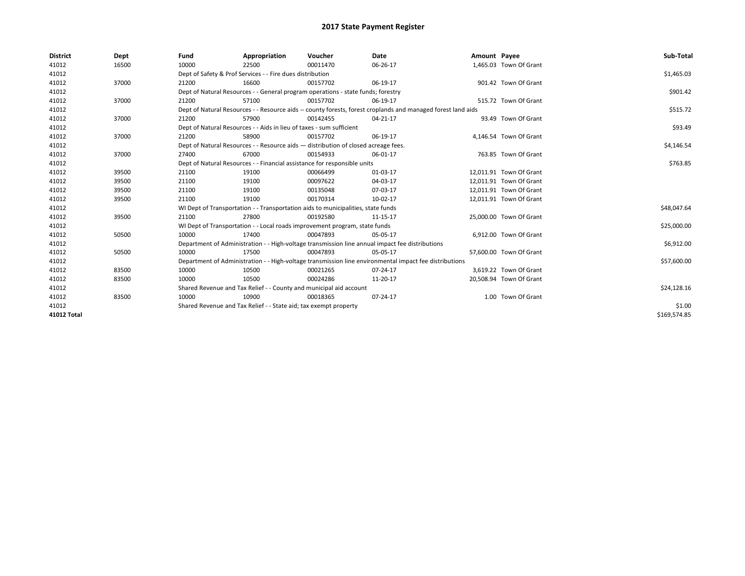# 2017 State Payment Register

| District | Dept | Fund | Appropriation | Voucher | Date | Amount | Payee | Sub-Total |
|---|---|---|---|---|---|---|---|---|
| 41012 | 16500 | 10000 | 22500 | 00011470 | 06-26-17 | 1,465.03 | Town Of Grant | |
| 41012 | | Dept of Safety & Prof Services - - Fire dues distribution | | | | | | $1,465.03 |
| 41012 | 37000 | 21200 | 16600 | 00157702 | 06-19-17 | 901.42 | Town Of Grant | |
| 41012 | | Dept of Natural Resources - - General program operations - state funds; forestry | | | | | | $901.42 |
| 41012 | 37000 | 21200 | 57100 | 00157702 | 06-19-17 | 515.72 | Town Of Grant | |
| 41012 | | Dept of Natural Resources - - Resource aids -- county forests, forest croplands and managed forest land aids | | | | | | $515.72 |
| 41012 | 37000 | 21200 | 57900 | 00142455 | 04-21-17 | 93.49 | Town Of Grant | |
| 41012 | | Dept of Natural Resources - - Aids in lieu of taxes - sum sufficient | | | | | | $93.49 |
| 41012 | 37000 | 21200 | 58900 | 00157702 | 06-19-17 | 4,146.54 | Town Of Grant | |
| 41012 | | Dept of Natural Resources - - Resource aids — distribution of closed acreage fees. | | | | | | $4,146.54 |
| 41012 | 37000 | 27400 | 67000 | 00154933 | 06-01-17 | 763.85 | Town Of Grant | |
| 41012 | | Dept of Natural Resources - - Financial assistance for responsible units | | | | | | $763.85 |
| 41012 | 39500 | 21100 | 19100 | 00066499 | 01-03-17 | 12,011.91 | Town Of Grant | |
| 41012 | 39500 | 21100 | 19100 | 00097622 | 04-03-17 | 12,011.91 | Town Of Grant | |
| 41012 | 39500 | 21100 | 19100 | 00135048 | 07-03-17 | 12,011.91 | Town Of Grant | |
| 41012 | 39500 | 21100 | 19100 | 00170314 | 10-02-17 | 12,011.91 | Town Of Grant | |
| 41012 | | WI Dept of Transportation - - Transportation aids to municipalities, state funds | | | | | | $48,047.64 |
| 41012 | 39500 | 21100 | 27800 | 00192580 | 11-15-17 | 25,000.00 | Town Of Grant | |
| 41012 | | WI Dept of Transportation - - Local roads improvement program, state funds | | | | | | $25,000.00 |
| 41012 | 50500 | 10000 | 17400 | 00047893 | 05-05-17 | 6,912.00 | Town Of Grant | |
| 41012 | | Department of Administration - - High-voltage transmission line annual impact fee distributions | | | | | | $6,912.00 |
| 41012 | 50500 | 10000 | 17500 | 00047893 | 05-05-17 | 57,600.00 | Town Of Grant | |
| 41012 | | Department of Administration - - High-voltage transmission line environmental impact fee distributions | | | | | | $57,600.00 |
| 41012 | 83500 | 10000 | 10500 | 00021265 | 07-24-17 | 3,619.22 | Town Of Grant | |
| 41012 | 83500 | 10000 | 10500 | 00024286 | 11-20-17 | 20,508.94 | Town Of Grant | |
| 41012 | | Shared Revenue and Tax Relief - - County and municipal aid account | | | | | | $24,128.16 |
| 41012 | 83500 | 10000 | 10900 | 00018365 | 07-24-17 | 1.00 | Town Of Grant | |
| 41012 | | Shared Revenue and Tax Relief - - State aid; tax exempt property | | | | | | $1.00 |
| 41012 Total | | | | | | | | $169,574.85 |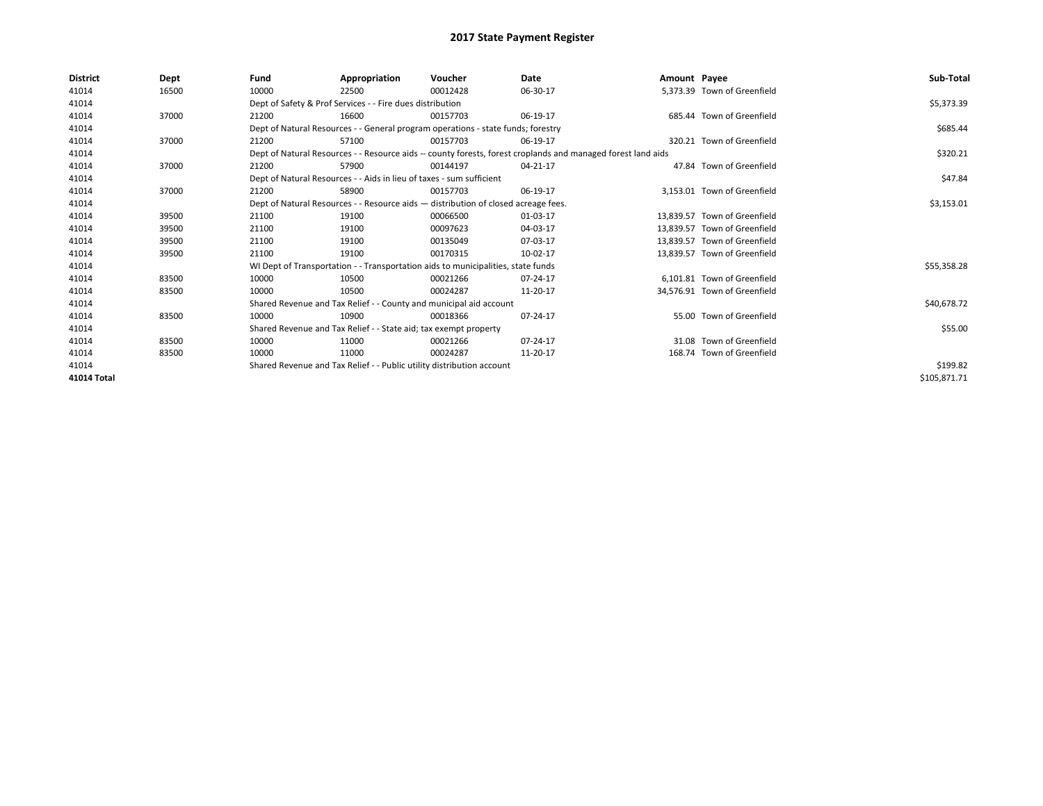# 2017 State Payment Register

| District | Dept | Fund | Appropriation | Voucher | Date | Amount | Payee | Sub-Total |
|---|---|---|---|---|---|---|---|---|
| 41014 | 16500 | 10000 | 22500 | 00012428 | 06-30-17 | 5,373.39 | Town of Greenfield | |
| 41014 | | Dept of Safety & Prof Services - - Fire dues distribution | | | | | | $5,373.39 |
| 41014 | 37000 | 21200 | 16600 | 00157703 | 06-19-17 | 685.44 | Town of Greenfield | |
| 41014 | | Dept of Natural Resources - - General program operations - state funds; forestry | | | | | | $685.44 |
| 41014 | 37000 | 21200 | 57100 | 00157703 | 06-19-17 | 320.21 | Town of Greenfield | |
| 41014 | | Dept of Natural Resources - - Resource aids -- county forests, forest croplands and managed forest land aids | | | | | | $320.21 |
| 41014 | 37000 | 21200 | 57900 | 00144197 | 04-21-17 | 47.84 | Town of Greenfield | |
| 41014 | | Dept of Natural Resources - - Aids in lieu of taxes - sum sufficient | | | | | | $47.84 |
| 41014 | 37000 | 21200 | 58900 | 00157703 | 06-19-17 | 3,153.01 | Town of Greenfield | |
| 41014 | | Dept of Natural Resources - - Resource aids — distribution of closed acreage fees. | | | | | | $3,153.01 |
| 41014 | 39500 | 21100 | 19100 | 00066500 | 01-03-17 | 13,839.57 | Town of Greenfield | |
| 41014 | 39500 | 21100 | 19100 | 00097623 | 04-03-17 | 13,839.57 | Town of Greenfield | |
| 41014 | 39500 | 21100 | 19100 | 00135049 | 07-03-17 | 13,839.57 | Town of Greenfield | |
| 41014 | 39500 | 21100 | 19100 | 00170315 | 10-02-17 | 13,839.57 | Town of Greenfield | |
| 41014 | | WI Dept of Transportation - - Transportation aids to municipalities, state funds | | | | | | $55,358.28 |
| 41014 | 83500 | 10000 | 10500 | 00021266 | 07-24-17 | 6,101.81 | Town of Greenfield | |
| 41014 | 83500 | 10000 | 10500 | 00024287 | 11-20-17 | 34,576.91 | Town of Greenfield | |
| 41014 | | Shared Revenue and Tax Relief - - County and municipal aid account | | | | | | $40,678.72 |
| 41014 | 83500 | 10000 | 10900 | 00018366 | 07-24-17 | 55.00 | Town of Greenfield | |
| 41014 | | Shared Revenue and Tax Relief - - State aid; tax exempt property | | | | | | $55.00 |
| 41014 | 83500 | 10000 | 11000 | 00021266 | 07-24-17 | 31.08 | Town of Greenfield | |
| 41014 | 83500 | 10000 | 11000 | 00024287 | 11-20-17 | 168.74 | Town of Greenfield | |
| 41014 | | Shared Revenue and Tax Relief - - Public utility distribution account | | | | | | $199.82 |
| **41014 Total** | | | | | | | | $105,871.71 |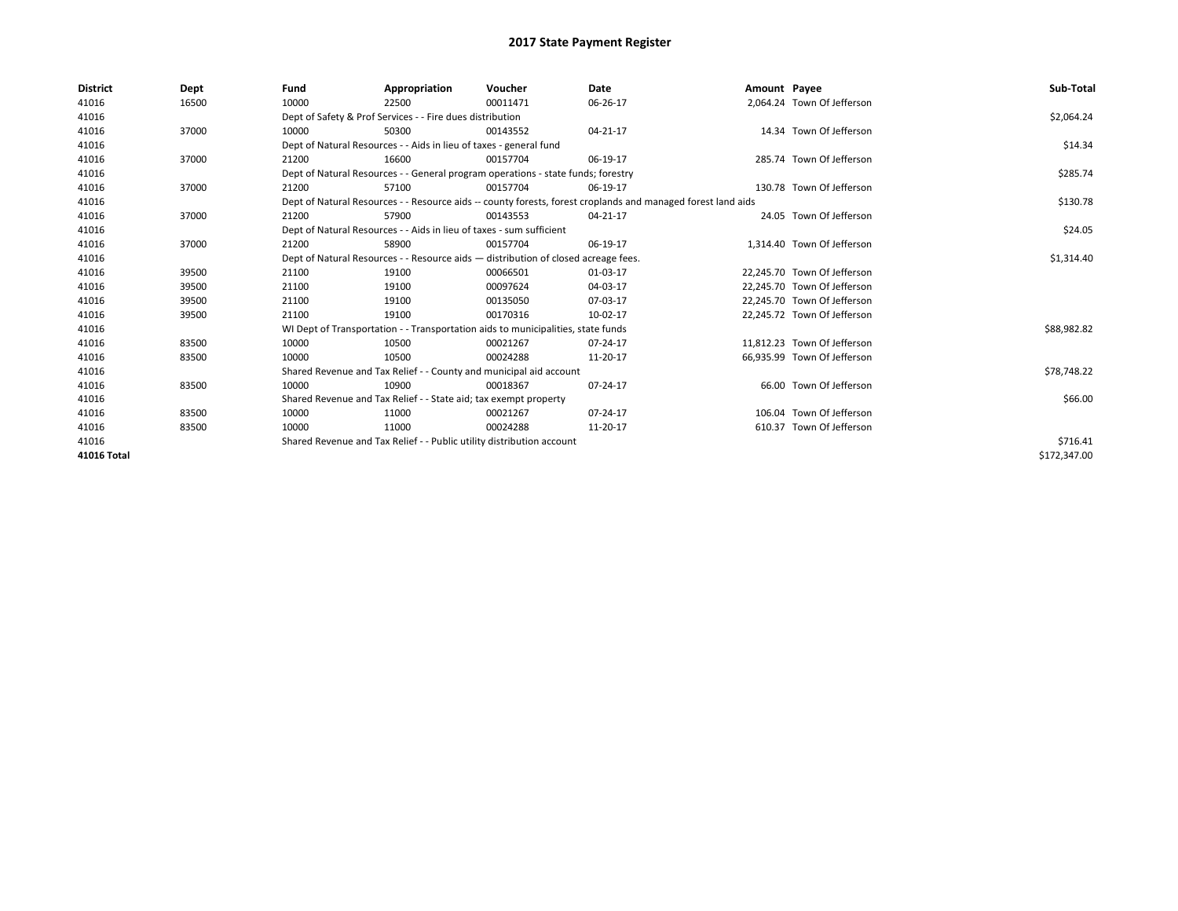# 2017 State Payment Register

| District | Dept | Fund | Appropriation | Voucher | Date | Amount | Payee | Sub-Total |
|---|---|---|---|---|---|---|---|---|
| 41016 | 16500 | 10000 | 22500 | 00011471 | 06-26-17 | 2,064.24 | Town Of Jefferson | |
| 41016 | | Dept of Safety & Prof Services - - Fire dues distribution | | | | | | $2,064.24 |
| 41016 | 37000 | 10000 | 50300 | 00143552 | 04-21-17 | 14.34 | Town Of Jefferson | |
| 41016 | | Dept of Natural Resources - - Aids in lieu of taxes - general fund | | | | | | $14.34 |
| 41016 | 37000 | 21200 | 16600 | 00157704 | 06-19-17 | 285.74 | Town Of Jefferson | |
| 41016 | | Dept of Natural Resources - - General program operations - state funds; forestry | | | | | | $285.74 |
| 41016 | 37000 | 21200 | 57100 | 00157704 | 06-19-17 | 130.78 | Town Of Jefferson | |
| 41016 | | Dept of Natural Resources - - Resource aids -- county forests, forest croplands and managed forest land aids | | | | | | $130.78 |
| 41016 | 37000 | 21200 | 57900 | 00143553 | 04-21-17 | 24.05 | Town Of Jefferson | |
| 41016 | | Dept of Natural Resources - - Aids in lieu of taxes - sum sufficient | | | | | | $24.05 |
| 41016 | 37000 | 21200 | 58900 | 00157704 | 06-19-17 | 1,314.40 | Town Of Jefferson | |
| 41016 | | Dept of Natural Resources - - Resource aids — distribution of closed acreage fees. | | | | | | $1,314.40 |
| 41016 | 39500 | 21100 | 19100 | 00066501 | 01-03-17 | 22,245.70 | Town Of Jefferson | |
| 41016 | 39500 | 21100 | 19100 | 00097624 | 04-03-17 | 22,245.70 | Town Of Jefferson | |
| 41016 | 39500 | 21100 | 19100 | 00135050 | 07-03-17 | 22,245.70 | Town Of Jefferson | |
| 41016 | 39500 | 21100 | 19100 | 00170316 | 10-02-17 | 22,245.72 | Town Of Jefferson | |
| 41016 | | WI Dept of Transportation - - Transportation aids to municipalities, state funds | | | | | | $88,982.82 |
| 41016 | 83500 | 10000 | 10500 | 00021267 | 07-24-17 | 11,812.23 | Town Of Jefferson | |
| 41016 | 83500 | 10000 | 10500 | 00024288 | 11-20-17 | 66,935.99 | Town Of Jefferson | |
| 41016 | | Shared Revenue and Tax Relief - - County and municipal aid account | | | | | | $78,748.22 |
| 41016 | 83500 | 10000 | 10900 | 00018367 | 07-24-17 | 66.00 | Town Of Jefferson | |
| 41016 | | Shared Revenue and Tax Relief - - State aid; tax exempt property | | | | | | $66.00 |
| 41016 | 83500 | 10000 | 11000 | 00021267 | 07-24-17 | 106.04 | Town Of Jefferson | |
| 41016 | 83500 | 10000 | 11000 | 00024288 | 11-20-17 | 610.37 | Town Of Jefferson | |
| 41016 | | Shared Revenue and Tax Relief - - Public utility distribution account | | | | | | $716.41 |
| **41016 Total** | | | | | | | | $172,347.00 |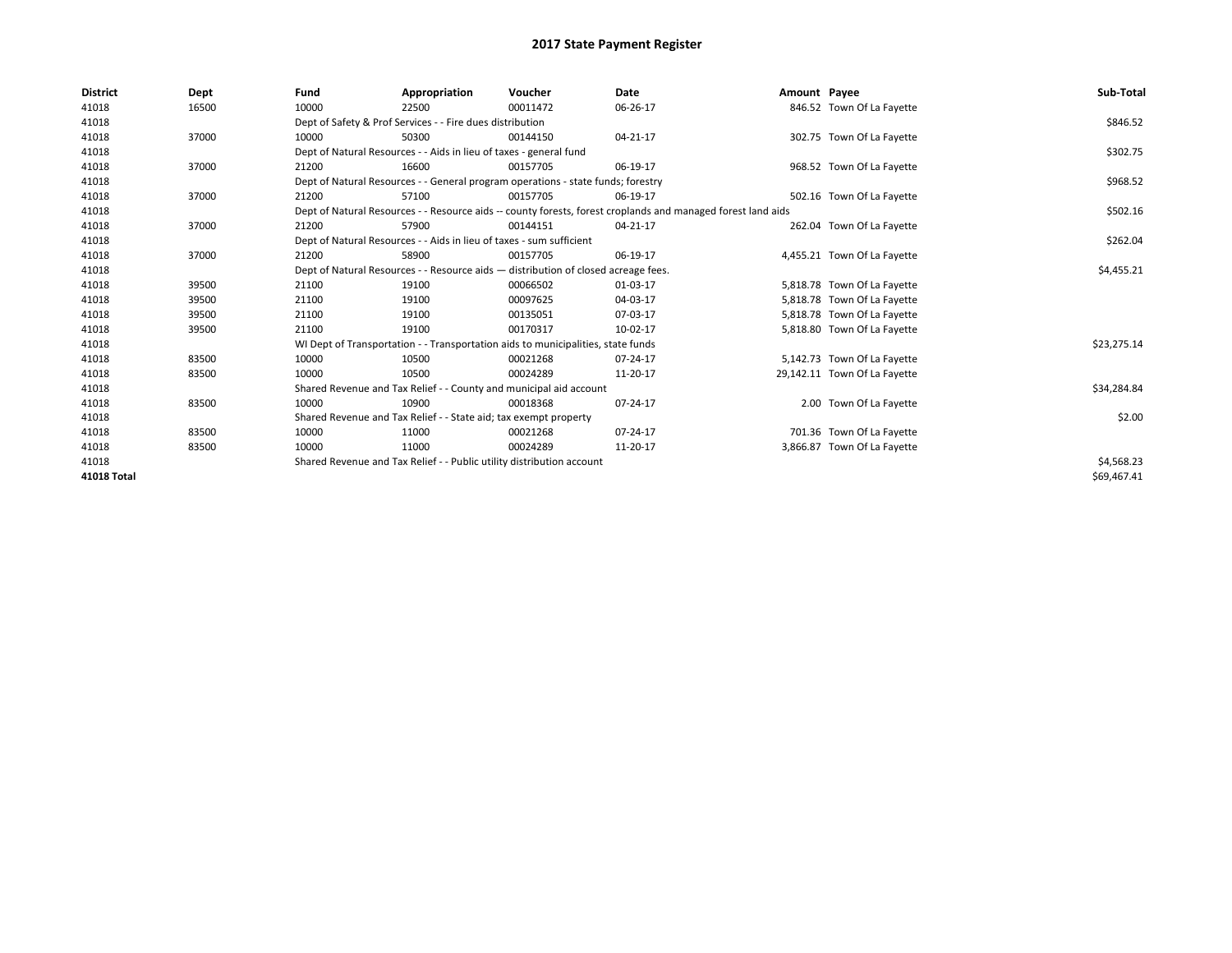# 2017 State Payment Register

| District | Dept | Fund | Appropriation | Voucher | Date | Amount | Payee | Sub-Total |
|---|---|---|---|---|---|---|---|---|
| 41018 | 16500 | 10000 | 22500 | 00011472 | 06-26-17 | 846.52 | Town Of La Fayette | |
| 41018 | | Dept of Safety & Prof Services - - Fire dues distribution | | | | | | $846.52 |
| 41018 | 37000 | 10000 | 50300 | 00144150 | 04-21-17 | 302.75 | Town Of La Fayette | |
| 41018 | | Dept of Natural Resources - - Aids in lieu of taxes - general fund | | | | | | $302.75 |
| 41018 | 37000 | 21200 | 16600 | 00157705 | 06-19-17 | 968.52 | Town Of La Fayette | |
| 41018 | | Dept of Natural Resources - - General program operations - state funds; forestry | | | | | | $968.52 |
| 41018 | 37000 | 21200 | 57100 | 00157705 | 06-19-17 | 502.16 | Town Of La Fayette | |
| 41018 | | Dept of Natural Resources - - Resource aids -- county forests, forest croplands and managed forest land aids | | | | | | $502.16 |
| 41018 | 37000 | 21200 | 57900 | 00144151 | 04-21-17 | 262.04 | Town Of La Fayette | |
| 41018 | | Dept of Natural Resources - - Aids in lieu of taxes - sum sufficient | | | | | | $262.04 |
| 41018 | 37000 | 21200 | 58900 | 00157705 | 06-19-17 | 4,455.21 | Town Of La Fayette | |
| 41018 | | Dept of Natural Resources - - Resource aids — distribution of closed acreage fees. | | | | | | $4,455.21 |
| 41018 | 39500 | 21100 | 19100 | 00066502 | 01-03-17 | 5,818.78 | Town Of La Fayette | |
| 41018 | 39500 | 21100 | 19100 | 00097625 | 04-03-17 | 5,818.78 | Town Of La Fayette | |
| 41018 | 39500 | 21100 | 19100 | 00135051 | 07-03-17 | 5,818.78 | Town Of La Fayette | |
| 41018 | 39500 | 21100 | 19100 | 00170317 | 10-02-17 | 5,818.80 | Town Of La Fayette | |
| 41018 | | WI Dept of Transportation - - Transportation aids to municipalities, state funds | | | | | | $23,275.14 |
| 41018 | 83500 | 10000 | 10500 | 00021268 | 07-24-17 | 5,142.73 | Town Of La Fayette | |
| 41018 | 83500 | 10000 | 10500 | 00024289 | 11-20-17 | 29,142.11 | Town Of La Fayette | |
| 41018 | | Shared Revenue and Tax Relief - - County and municipal aid account | | | | | | $34,284.84 |
| 41018 | 83500 | 10000 | 10900 | 00018368 | 07-24-17 | 2.00 | Town Of La Fayette | |
| 41018 | | Shared Revenue and Tax Relief - - State aid; tax exempt property | | | | | | $2.00 |
| 41018 | 83500 | 10000 | 11000 | 00021268 | 07-24-17 | 701.36 | Town Of La Fayette | |
| 41018 | 83500 | 10000 | 11000 | 00024289 | 11-20-17 | 3,866.87 | Town Of La Fayette | |
| 41018 | | Shared Revenue and Tax Relief - - Public utility distribution account | | | | | | $4,568.23 |
| 41018 Total | | | | | | | | $69,467.41 |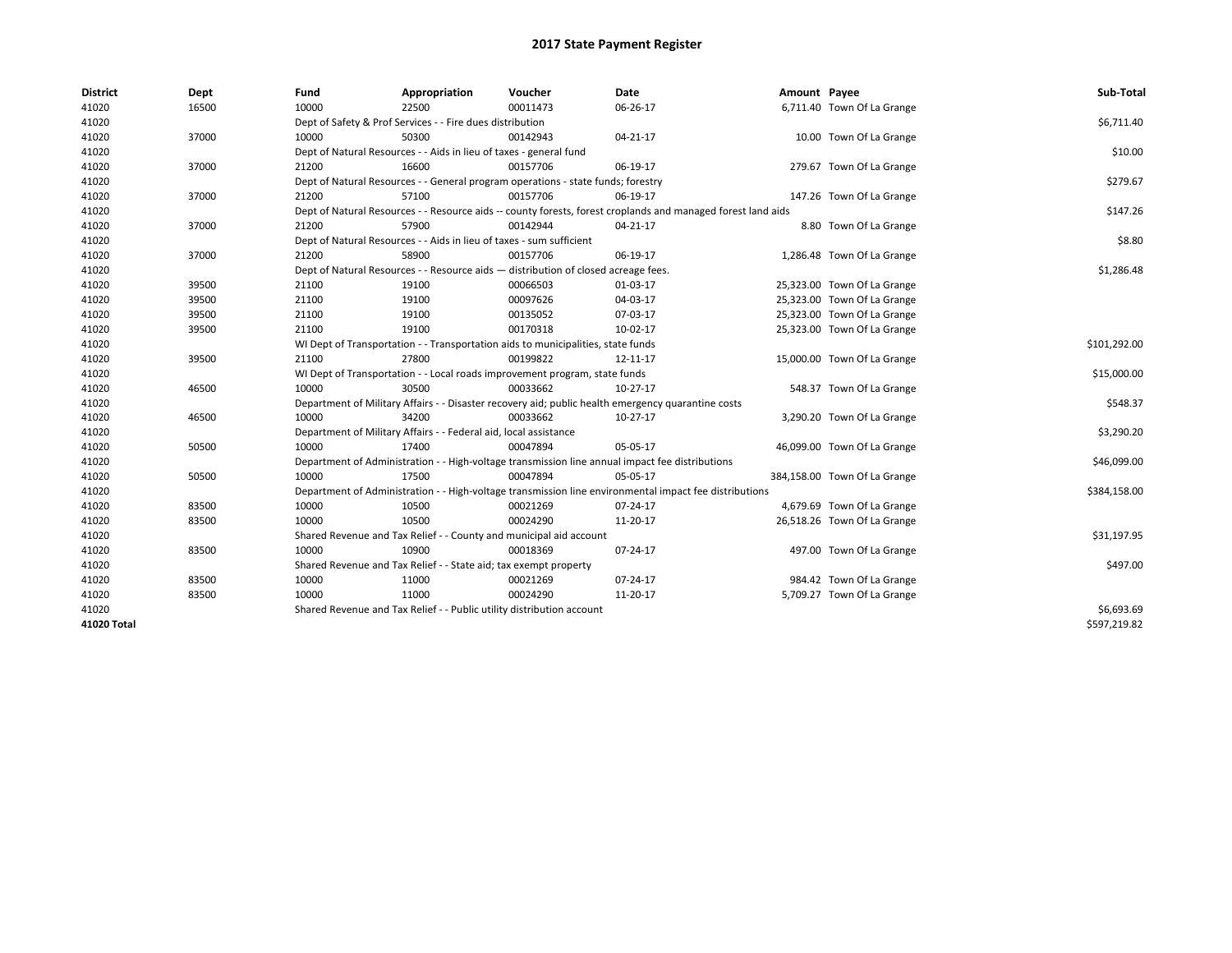# 2017 State Payment Register

| District | Dept | Fund | Appropriation | Voucher | Date | Amount | Payee | Sub-Total |
|---|---|---|---|---|---|---|---|---|
| 41020 | 16500 | 10000 | 22500 | 00011473 | 06-26-17 | 6,711.40 | Town Of La Grange | |
| 41020 | | Dept of Safety & Prof Services - - Fire dues distribution | | | | | | $6,711.40 |
| 41020 | 37000 | 10000 | 50300 | 00142943 | 04-21-17 | 10.00 | Town Of La Grange | |
| 41020 | | Dept of Natural Resources - - Aids in lieu of taxes - general fund | | | | | | $10.00 |
| 41020 | 37000 | 21200 | 16600 | 00157706 | 06-19-17 | 279.67 | Town Of La Grange | |
| 41020 | | Dept of Natural Resources - - General program operations - state funds; forestry | | | | | | $279.67 |
| 41020 | 37000 | 21200 | 57100 | 00157706 | 06-19-17 | 147.26 | Town Of La Grange | |
| 41020 | | Dept of Natural Resources - - Resource aids -- county forests, forest croplands and managed forest land aids | | | | | | $147.26 |
| 41020 | 37000 | 21200 | 57900 | 00142944 | 04-21-17 | 8.80 | Town Of La Grange | |
| 41020 | | Dept of Natural Resources - - Aids in lieu of taxes - sum sufficient | | | | | | $8.80 |
| 41020 | 37000 | 21200 | 58900 | 00157706 | 06-19-17 | 1,286.48 | Town Of La Grange | |
| 41020 | | Dept of Natural Resources - - Resource aids — distribution of closed acreage fees. | | | | | | $1,286.48 |
| 41020 | 39500 | 21100 | 19100 | 00066503 | 01-03-17 | 25,323.00 | Town Of La Grange | |
| 41020 | 39500 | 21100 | 19100 | 00097626 | 04-03-17 | 25,323.00 | Town Of La Grange | |
| 41020 | 39500 | 21100 | 19100 | 00135052 | 07-03-17 | 25,323.00 | Town Of La Grange | |
| 41020 | 39500 | 21100 | 19100 | 00170318 | 10-02-17 | 25,323.00 | Town Of La Grange | |
| 41020 | | WI Dept of Transportation - - Transportation aids to municipalities, state funds | | | | | | $101,292.00 |
| 41020 | 39500 | 21100 | 27800 | 00199822 | 12-11-17 | 15,000.00 | Town Of La Grange | |
| 41020 | | WI Dept of Transportation - - Local roads improvement program, state funds | | | | | | $15,000.00 |
| 41020 | 46500 | 10000 | 30500 | 00033662 | 10-27-17 | 548.37 | Town Of La Grange | |
| 41020 | | Department of Military Affairs - - Disaster recovery aid; public health emergency quarantine costs | | | | | | $548.37 |
| 41020 | 46500 | 10000 | 34200 | 00033662 | 10-27-17 | 3,290.20 | Town Of La Grange | |
| 41020 | | Department of Military Affairs - - Federal aid, local assistance | | | | | | $3,290.20 |
| 41020 | 50500 | 10000 | 17400 | 00047894 | 05-05-17 | 46,099.00 | Town Of La Grange | |
| 41020 | | Department of Administration - - High-voltage transmission line annual impact fee distributions | | | | | | $46,099.00 |
| 41020 | 50500 | 10000 | 17500 | 00047894 | 05-05-17 | 384,158.00 | Town Of La Grange | |
| 41020 | | Department of Administration - - High-voltage transmission line environmental impact fee distributions | | | | | | $384,158.00 |
| 41020 | 83500 | 10000 | 10500 | 00021269 | 07-24-17 | 4,679.69 | Town Of La Grange | |
| 41020 | 83500 | 10000 | 10500 | 00024290 | 11-20-17 | 26,518.26 | Town Of La Grange | |
| 41020 | | Shared Revenue and Tax Relief - - County and municipal aid account | | | | | | $31,197.95 |
| 41020 | 83500 | 10000 | 10900 | 00018369 | 07-24-17 | 497.00 | Town Of La Grange | |
| 41020 | | Shared Revenue and Tax Relief - - State aid; tax exempt property | | | | | | $497.00 |
| 41020 | 83500 | 10000 | 11000 | 00021269 | 07-24-17 | 984.42 | Town Of La Grange | |
| 41020 | 83500 | 10000 | 11000 | 00024290 | 11-20-17 | 5,709.27 | Town Of La Grange | |
| 41020 | | Shared Revenue and Tax Relief - - Public utility distribution account | | | | | | $6,693.69 |
| 41020 Total | | | | | | | | $597,219.82 |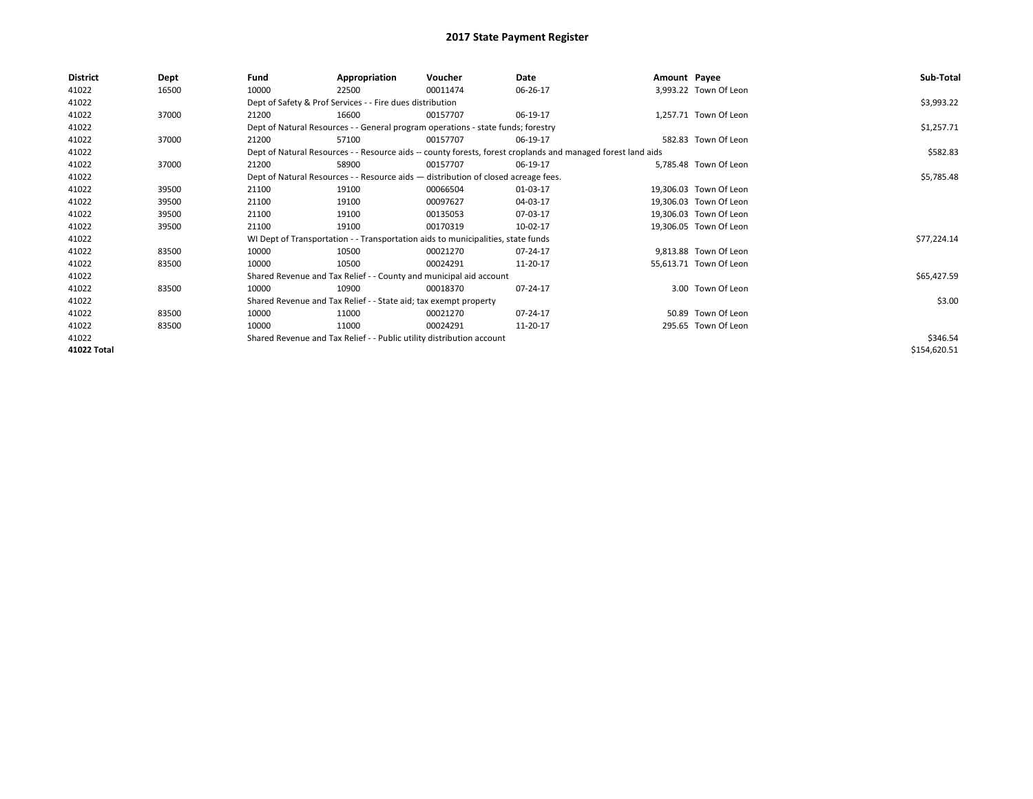# 2017 State Payment Register

| District | Dept | Fund | Appropriation | Voucher | Date | Amount | Payee | Sub-Total |
|---|---|---|---|---|---|---|---|---|
| 41022 | 16500 | 10000 | 22500 | 00011474 | 06-26-17 | 3,993.22 | Town Of Leon | |
| 41022 | | Dept of Safety & Prof Services - - Fire dues distribution | | | | | | $3,993.22 |
| 41022 | 37000 | 21200 | 16600 | 00157707 | 06-19-17 | 1,257.71 | Town Of Leon | |
| 41022 | | Dept of Natural Resources - - General program operations - state funds; forestry | | | | | | $1,257.71 |
| 41022 | 37000 | 21200 | 57100 | 00157707 | 06-19-17 | 582.83 | Town Of Leon | |
| 41022 | | Dept of Natural Resources - - Resource aids -- county forests, forest croplands and managed forest land aids | | | | | | $582.83 |
| 41022 | 37000 | 21200 | 58900 | 00157707 | 06-19-17 | 5,785.48 | Town Of Leon | |
| 41022 | | Dept of Natural Resources - - Resource aids — distribution of closed acreage fees. | | | | | | $5,785.48 |
| 41022 | 39500 | 21100 | 19100 | 00066504 | 01-03-17 | 19,306.03 | Town Of Leon | |
| 41022 | 39500 | 21100 | 19100 | 00097627 | 04-03-17 | 19,306.03 | Town Of Leon | |
| 41022 | 39500 | 21100 | 19100 | 00135053 | 07-03-17 | 19,306.03 | Town Of Leon | |
| 41022 | 39500 | 21100 | 19100 | 00170319 | 10-02-17 | 19,306.05 | Town Of Leon | |
| 41022 | | WI Dept of Transportation - - Transportation aids to municipalities, state funds | | | | | | $77,224.14 |
| 41022 | 83500 | 10000 | 10500 | 00021270 | 07-24-17 | 9,813.88 | Town Of Leon | |
| 41022 | 83500 | 10000 | 10500 | 00024291 | 11-20-17 | 55,613.71 | Town Of Leon | |
| 41022 | | Shared Revenue and Tax Relief - - County and municipal aid account | | | | | | $65,427.59 |
| 41022 | 83500 | 10000 | 10900 | 00018370 | 07-24-17 | 3.00 | Town Of Leon | |
| 41022 | | Shared Revenue and Tax Relief - - State aid; tax exempt property | | | | | | $3.00 |
| 41022 | 83500 | 10000 | 11000 | 00021270 | 07-24-17 | 50.89 | Town Of Leon | |
| 41022 | 83500 | 10000 | 11000 | 00024291 | 11-20-17 | 295.65 | Town Of Leon | |
| 41022 | | Shared Revenue and Tax Relief - - Public utility distribution account | | | | | | $346.54 |
| 41022 Total | | | | | | | | $154,620.51 |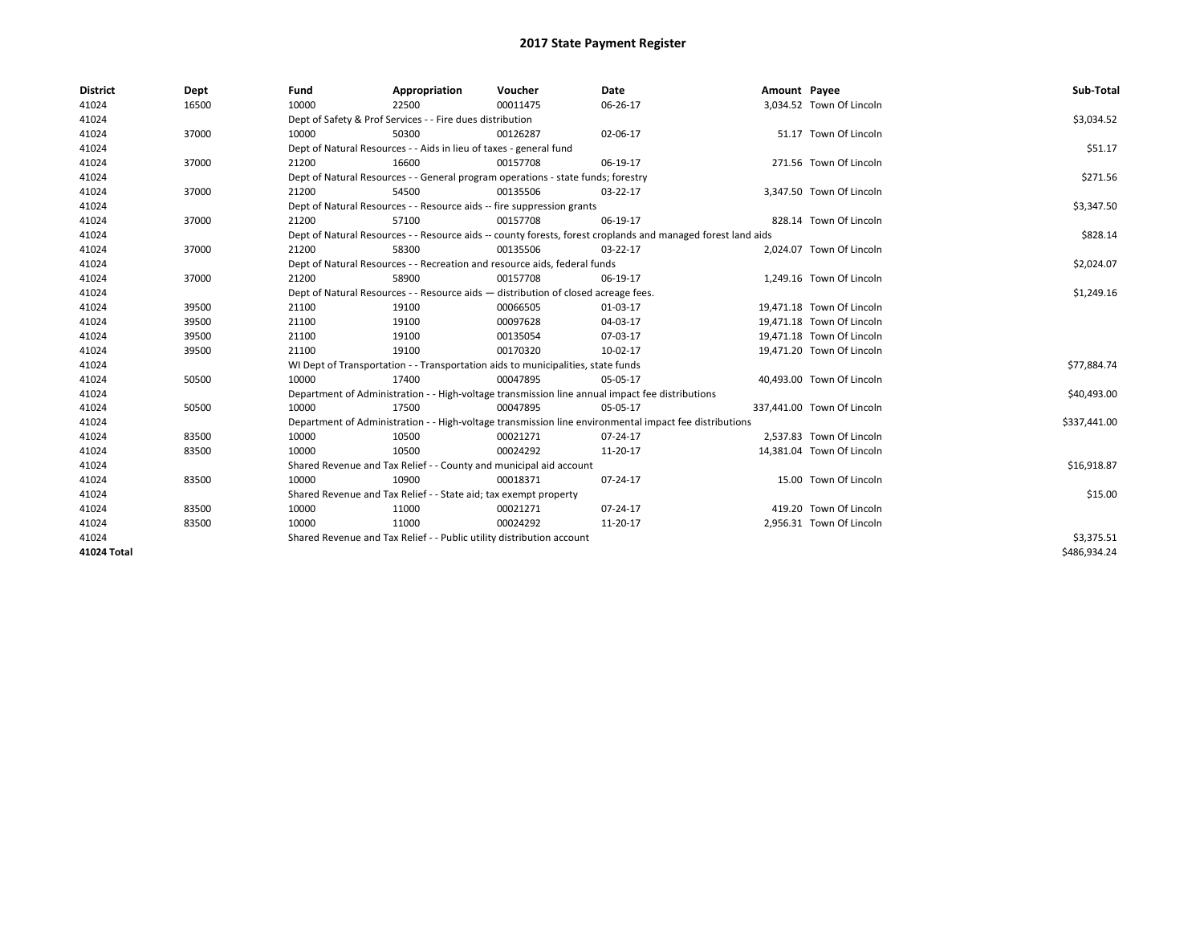# 2017 State Payment Register

| District | Dept | Fund | Appropriation | Voucher | Date | Amount | Payee | Sub-Total |
|---|---|---|---|---|---|---|---|---|
| 41024 | 16500 | 10000 | 22500 | 00011475 | 06-26-17 | 3,034.52 | Town Of Lincoln | |
| 41024 | | Dept of Safety & Prof Services - - Fire dues distribution | | | | | | $3,034.52 |
| 41024 | 37000 | 10000 | 50300 | 00126287 | 02-06-17 | 51.17 | Town Of Lincoln | |
| 41024 | | Dept of Natural Resources - - Aids in lieu of taxes - general fund | | | | | | $51.17 |
| 41024 | 37000 | 21200 | 16600 | 00157708 | 06-19-17 | 271.56 | Town Of Lincoln | |
| 41024 | | Dept of Natural Resources - - General program operations - state funds; forestry | | | | | | $271.56 |
| 41024 | 37000 | 21200 | 54500 | 00135506 | 03-22-17 | 3,347.50 | Town Of Lincoln | |
| 41024 | | Dept of Natural Resources - - Resource aids -- fire suppression grants | | | | | | $3,347.50 |
| 41024 | 37000 | 21200 | 57100 | 00157708 | 06-19-17 | 828.14 | Town Of Lincoln | |
| 41024 | | Dept of Natural Resources - - Resource aids -- county forests, forest croplands and managed forest land aids | | | | | | $828.14 |
| 41024 | 37000 | 21200 | 58300 | 00135506 | 03-22-17 | 2,024.07 | Town Of Lincoln | |
| 41024 | | Dept of Natural Resources - - Recreation and resource aids, federal funds | | | | | | $2,024.07 |
| 41024 | 37000 | 21200 | 58900 | 00157708 | 06-19-17 | 1,249.16 | Town Of Lincoln | |
| 41024 | | Dept of Natural Resources - - Resource aids — distribution of closed acreage fees. | | | | | | $1,249.16 |
| 41024 | 39500 | 21100 | 19100 | 00066505 | 01-03-17 | 19,471.18 | Town Of Lincoln | |
| 41024 | 39500 | 21100 | 19100 | 00097628 | 04-03-17 | 19,471.18 | Town Of Lincoln | |
| 41024 | 39500 | 21100 | 19100 | 00135054 | 07-03-17 | 19,471.18 | Town Of Lincoln | |
| 41024 | 39500 | 21100 | 19100 | 00170320 | 10-02-17 | 19,471.20 | Town Of Lincoln | |
| 41024 | | WI Dept of Transportation - - Transportation aids to municipalities, state funds | | | | | | $77,884.74 |
| 41024 | 50500 | 10000 | 17400 | 00047895 | 05-05-17 | 40,493.00 | Town Of Lincoln | |
| 41024 | | Department of Administration - - High-voltage transmission line annual impact fee distributions | | | | | | $40,493.00 |
| 41024 | 50500 | 10000 | 17500 | 00047895 | 05-05-17 | 337,441.00 | Town Of Lincoln | |
| 41024 | | Department of Administration - - High-voltage transmission line environmental impact fee distributions | | | | | | $337,441.00 |
| 41024 | 83500 | 10000 | 10500 | 00021271 | 07-24-17 | 2,537.83 | Town Of Lincoln | |
| 41024 | 83500 | 10000 | 10500 | 00024292 | 11-20-17 | 14,381.04 | Town Of Lincoln | |
| 41024 | | Shared Revenue and Tax Relief - - County and municipal aid account | | | | | | $16,918.87 |
| 41024 | 83500 | 10000 | 10900 | 00018371 | 07-24-17 | 15.00 | Town Of Lincoln | |
| 41024 | | Shared Revenue and Tax Relief - - State aid; tax exempt property | | | | | | $15.00 |
| 41024 | 83500 | 10000 | 11000 | 00021271 | 07-24-17 | 419.20 | Town Of Lincoln | |
| 41024 | 83500 | 10000 | 11000 | 00024292 | 11-20-17 | 2,956.31 | Town Of Lincoln | |
| 41024 | | Shared Revenue and Tax Relief - - Public utility distribution account | | | | | | $3,375.51 |
| 41024 Total | | | | | | | | $486,934.24 |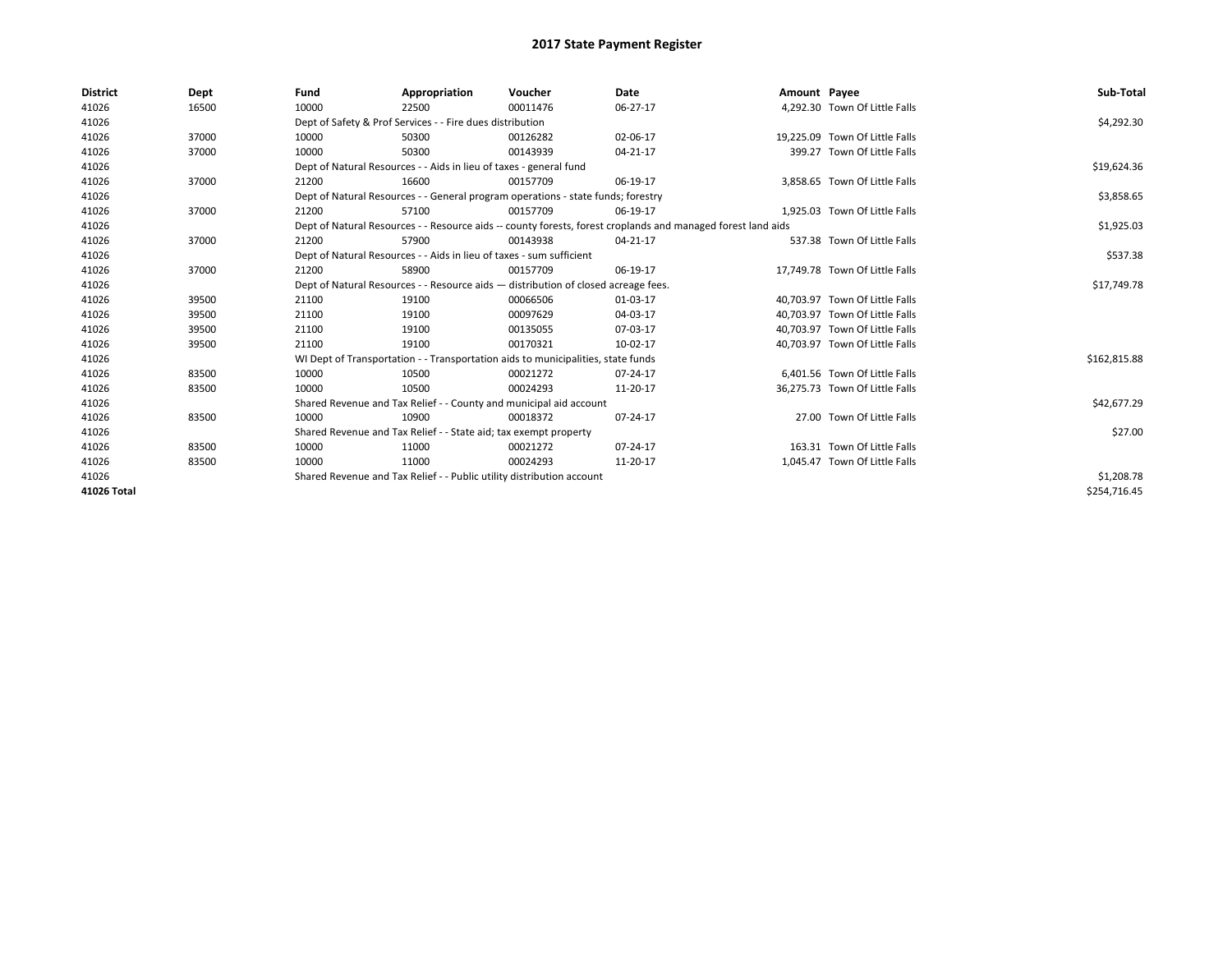# 2017 State Payment Register

| District | Dept | Fund | Appropriation | Voucher | Date | Amount | Payee | Sub-Total |
|---|---|---|---|---|---|---|---|---|
| 41026 | 16500 | 10000 | 22500 | 00011476 | 06-27-17 | 4,292.30 | Town Of Little Falls | |
| 41026 | | Dept of Safety & Prof Services - - Fire dues distribution | | | | | | $4,292.30 |
| 41026 | 37000 | 10000 | 50300 | 00126282 | 02-06-17 | 19,225.09 | Town Of Little Falls | |
| 41026 | 37000 | 10000 | 50300 | 00143939 | 04-21-17 | 399.27 | Town Of Little Falls | |
| 41026 | | Dept of Natural Resources - - Aids in lieu of taxes - general fund | | | | | | $19,624.36 |
| 41026 | 37000 | 21200 | 16600 | 00157709 | 06-19-17 | 3,858.65 | Town Of Little Falls | |
| 41026 | | Dept of Natural Resources - - General program operations - state funds; forestry | | | | | | $3,858.65 |
| 41026 | 37000 | 21200 | 57100 | 00157709 | 06-19-17 | 1,925.03 | Town Of Little Falls | |
| 41026 | | Dept of Natural Resources - - Resource aids -- county forests, forest croplands and managed forest land aids | | | | | | $1,925.03 |
| 41026 | 37000 | 21200 | 57900 | 00143938 | 04-21-17 | 537.38 | Town Of Little Falls | |
| 41026 | | Dept of Natural Resources - - Aids in lieu of taxes - sum sufficient | | | | | | $537.38 |
| 41026 | 37000 | 21200 | 58900 | 00157709 | 06-19-17 | 17,749.78 | Town Of Little Falls | |
| 41026 | | Dept of Natural Resources - - Resource aids — distribution of closed acreage fees. | | | | | | $17,749.78 |
| 41026 | 39500 | 21100 | 19100 | 00066506 | 01-03-17 | 40,703.97 | Town Of Little Falls | |
| 41026 | 39500 | 21100 | 19100 | 00097629 | 04-03-17 | 40,703.97 | Town Of Little Falls | |
| 41026 | 39500 | 21100 | 19100 | 00135055 | 07-03-17 | 40,703.97 | Town Of Little Falls | |
| 41026 | 39500 | 21100 | 19100 | 00170321 | 10-02-17 | 40,703.97 | Town Of Little Falls | |
| 41026 | | WI Dept of Transportation - - Transportation aids to municipalities, state funds | | | | | | $162,815.88 |
| 41026 | 83500 | 10000 | 10500 | 00021272 | 07-24-17 | 6,401.56 | Town Of Little Falls | |
| 41026 | 83500 | 10000 | 10500 | 00024293 | 11-20-17 | 36,275.73 | Town Of Little Falls | |
| 41026 | | Shared Revenue and Tax Relief - - County and municipal aid account | | | | | | $42,677.29 |
| 41026 | 83500 | 10000 | 10900 | 00018372 | 07-24-17 | 27.00 | Town Of Little Falls | |
| 41026 | | Shared Revenue and Tax Relief - - State aid; tax exempt property | | | | | | $27.00 |
| 41026 | 83500 | 10000 | 11000 | 00021272 | 07-24-17 | 163.31 | Town Of Little Falls | |
| 41026 | 83500 | 10000 | 11000 | 00024293 | 11-20-17 | 1,045.47 | Town Of Little Falls | |
| 41026 | | Shared Revenue and Tax Relief - - Public utility distribution account | | | | | | $1,208.78 |
| **41026 Total** | | | | | | | | $254,716.45 |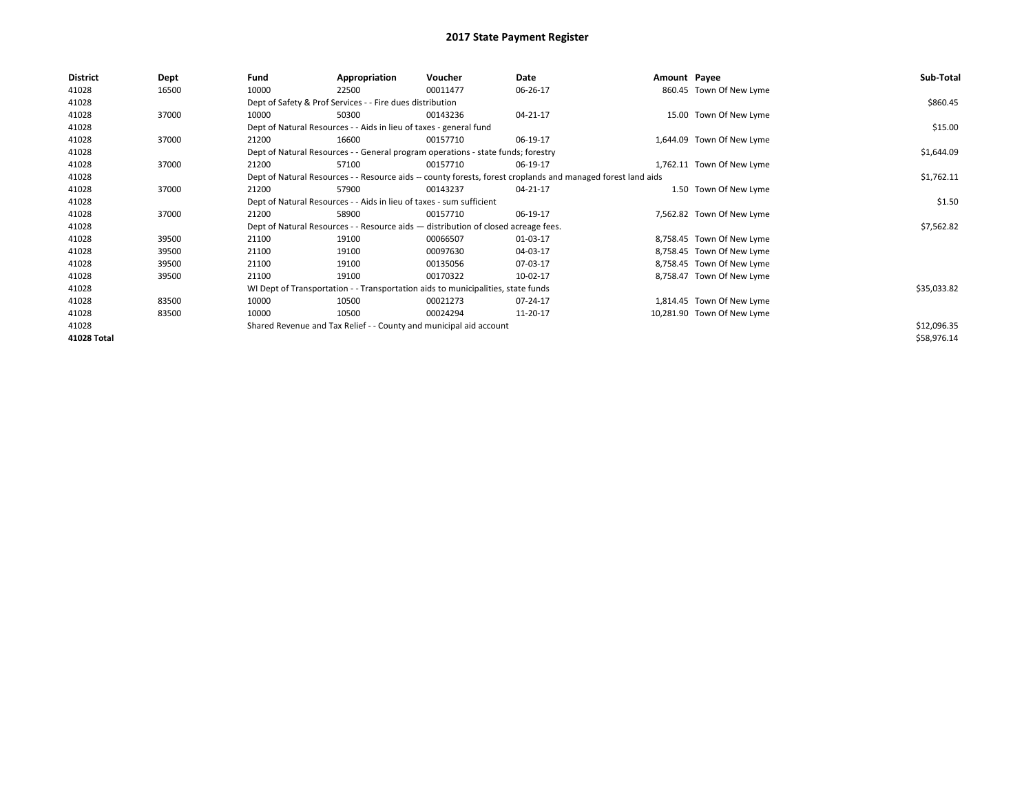# 2017 State Payment Register

| District | Dept | Fund | Appropriation | Voucher | Date | Amount | Payee | Sub-Total |
|---|---|---|---|---|---|---|---|---|
| 41028 | 16500 | 10000 | 22500 | 00011477 | 06-26-17 | 860.45 | Town Of New Lyme | |
| 41028 | | Dept of Safety & Prof Services - - Fire dues distribution | | | | | | $860.45 |
| 41028 | 37000 | 10000 | 50300 | 00143236 | 04-21-17 | 15.00 | Town Of New Lyme | |
| 41028 | | Dept of Natural Resources - - Aids in lieu of taxes - general fund | | | | | | $15.00 |
| 41028 | 37000 | 21200 | 16600 | 00157710 | 06-19-17 | 1,644.09 | Town Of New Lyme | |
| 41028 | | Dept of Natural Resources - - General program operations - state funds; forestry | | | | | | $1,644.09 |
| 41028 | 37000 | 21200 | 57100 | 00157710 | 06-19-17 | 1,762.11 | Town Of New Lyme | |
| 41028 | | Dept of Natural Resources - - Resource aids -- county forests, forest croplands and managed forest land aids | | | | | | $1,762.11 |
| 41028 | 37000 | 21200 | 57900 | 00143237 | 04-21-17 | 1.50 | Town Of New Lyme | |
| 41028 | | Dept of Natural Resources - - Aids in lieu of taxes - sum sufficient | | | | | | $1.50 |
| 41028 | 37000 | 21200 | 58900 | 00157710 | 06-19-17 | 7,562.82 | Town Of New Lyme | |
| 41028 | | Dept of Natural Resources - - Resource aids — distribution of closed acreage fees. | | | | | | $7,562.82 |
| 41028 | 39500 | 21100 | 19100 | 00066507 | 01-03-17 | 8,758.45 | Town Of New Lyme | |
| 41028 | 39500 | 21100 | 19100 | 00097630 | 04-03-17 | 8,758.45 | Town Of New Lyme | |
| 41028 | 39500 | 21100 | 19100 | 00135056 | 07-03-17 | 8,758.45 | Town Of New Lyme | |
| 41028 | 39500 | 21100 | 19100 | 00170322 | 10-02-17 | 8,758.47 | Town Of New Lyme | |
| 41028 | | WI Dept of Transportation - - Transportation aids to municipalities, state funds | | | | | | $35,033.82 |
| 41028 | 83500 | 10000 | 10500 | 00021273 | 07-24-17 | 1,814.45 | Town Of New Lyme | |
| 41028 | 83500 | 10000 | 10500 | 00024294 | 11-20-17 | 10,281.90 | Town Of New Lyme | |
| 41028 | | Shared Revenue and Tax Relief - - County and municipal aid account | | | | | | $12,096.35 |
| **41028 Total** | | | | | | | | $58,976.14 |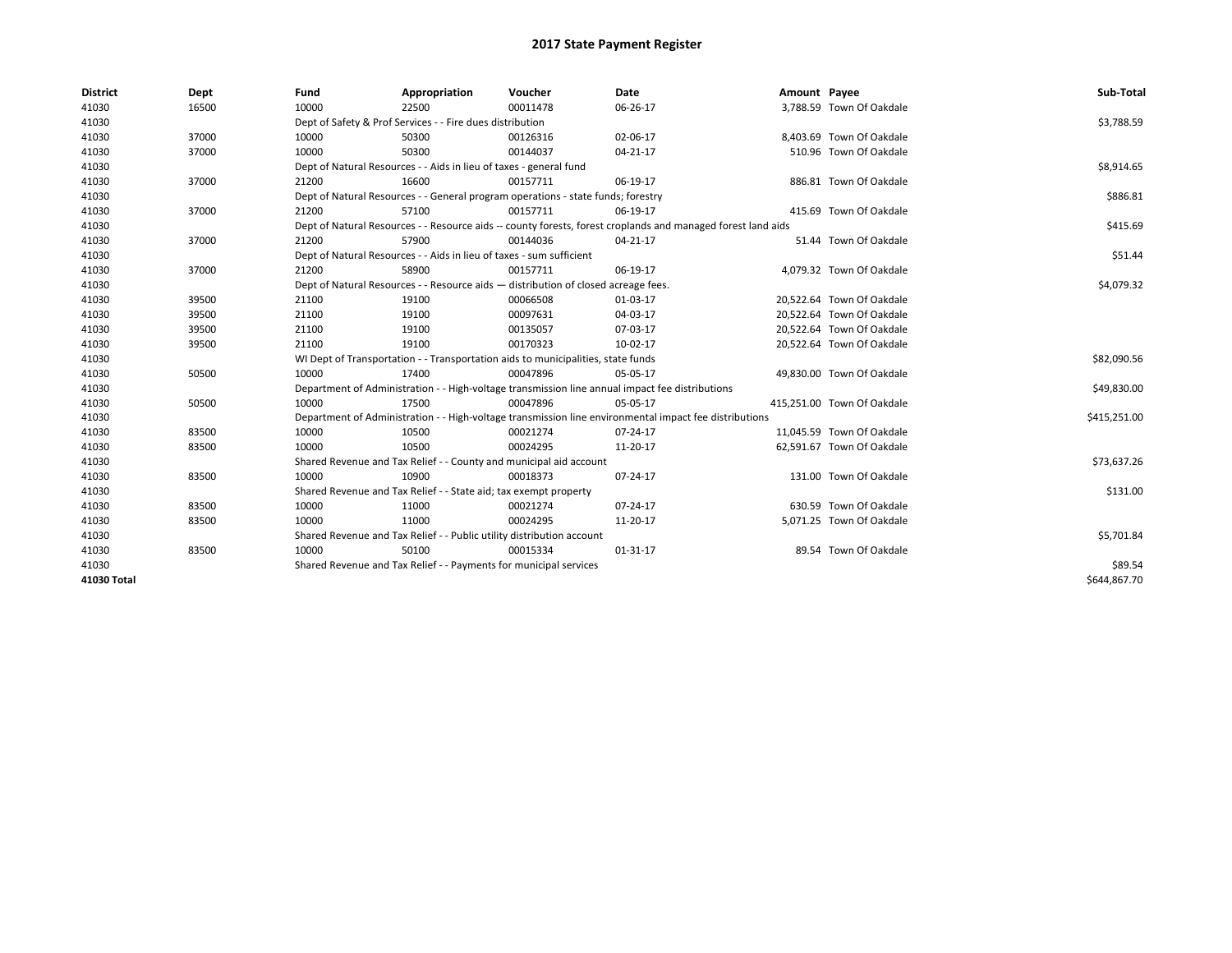# 2017 State Payment Register

| District | Dept | Fund | Appropriation | Voucher | Date | Amount | Payee | Sub-Total |
|---|---|---|---|---|---|---|---|---|
| 41030 | 16500 | 10000 | 22500 | 00011478 | 06-26-17 | 3,788.59 | Town Of Oakdale | |
| 41030 | | Dept of Safety & Prof Services - - Fire dues distribution | | | | | | $3,788.59 |
| 41030 | 37000 | 10000 | 50300 | 00126316 | 02-06-17 | 8,403.69 | Town Of Oakdale | |
| 41030 | 37000 | 10000 | 50300 | 00144037 | 04-21-17 | 510.96 | Town Of Oakdale | |
| 41030 | | Dept of Natural Resources - - Aids in lieu of taxes - general fund | | | | | | $8,914.65 |
| 41030 | 37000 | 21200 | 16600 | 00157711 | 06-19-17 | 886.81 | Town Of Oakdale | |
| 41030 | | Dept of Natural Resources - - General program operations - state funds; forestry | | | | | | $886.81 |
| 41030 | 37000 | 21200 | 57100 | 00157711 | 06-19-17 | 415.69 | Town Of Oakdale | |
| 41030 | | Dept of Natural Resources - - Resource aids -- county forests, forest croplands and managed forest land aids | | | | | | $415.69 |
| 41030 | 37000 | 21200 | 57900 | 00144036 | 04-21-17 | 51.44 | Town Of Oakdale | |
| 41030 | | Dept of Natural Resources - - Aids in lieu of taxes - sum sufficient | | | | | | $51.44 |
| 41030 | 37000 | 21200 | 58900 | 00157711 | 06-19-17 | 4,079.32 | Town Of Oakdale | |
| 41030 | | Dept of Natural Resources - - Resource aids — distribution of closed acreage fees. | | | | | | $4,079.32 |
| 41030 | 39500 | 21100 | 19100 | 00066508 | 01-03-17 | 20,522.64 | Town Of Oakdale | |
| 41030 | 39500 | 21100 | 19100 | 00097631 | 04-03-17 | 20,522.64 | Town Of Oakdale | |
| 41030 | 39500 | 21100 | 19100 | 00135057 | 07-03-17 | 20,522.64 | Town Of Oakdale | |
| 41030 | 39500 | 21100 | 19100 | 00170323 | 10-02-17 | 20,522.64 | Town Of Oakdale | |
| 41030 | | WI Dept of Transportation - - Transportation aids to municipalities, state funds | | | | | | $82,090.56 |
| 41030 | 50500 | 10000 | 17400 | 00047896 | 05-05-17 | 49,830.00 | Town Of Oakdale | |
| 41030 | | Department of Administration - - High-voltage transmission line annual impact fee distributions | | | | | | $49,830.00 |
| 41030 | 50500 | 10000 | 17500 | 00047896 | 05-05-17 | 415,251.00 | Town Of Oakdale | |
| 41030 | | Department of Administration - - High-voltage transmission line environmental impact fee distributions | | | | | | $415,251.00 |
| 41030 | 83500 | 10000 | 10500 | 00021274 | 07-24-17 | 11,045.59 | Town Of Oakdale | |
| 41030 | 83500 | 10000 | 10500 | 00024295 | 11-20-17 | 62,591.67 | Town Of Oakdale | |
| 41030 | | Shared Revenue and Tax Relief - - County and municipal aid account | | | | | | $73,637.26 |
| 41030 | 83500 | 10000 | 10900 | 00018373 | 07-24-17 | 131.00 | Town Of Oakdale | |
| 41030 | | Shared Revenue and Tax Relief - - State aid; tax exempt property | | | | | | $131.00 |
| 41030 | 83500 | 10000 | 11000 | 00021274 | 07-24-17 | 630.59 | Town Of Oakdale | |
| 41030 | 83500 | 10000 | 11000 | 00024295 | 11-20-17 | 5,071.25 | Town Of Oakdale | |
| 41030 | | Shared Revenue and Tax Relief - - Public utility distribution account | | | | | | $5,701.84 |
| 41030 | 83500 | 10000 | 50100 | 00015334 | 01-31-17 | 89.54 | Town Of Oakdale | |
| 41030 | | Shared Revenue and Tax Relief - - Payments for municipal services | | | | | | $89.54 |
| 41030 Total | | | | | | | | $644,867.70 |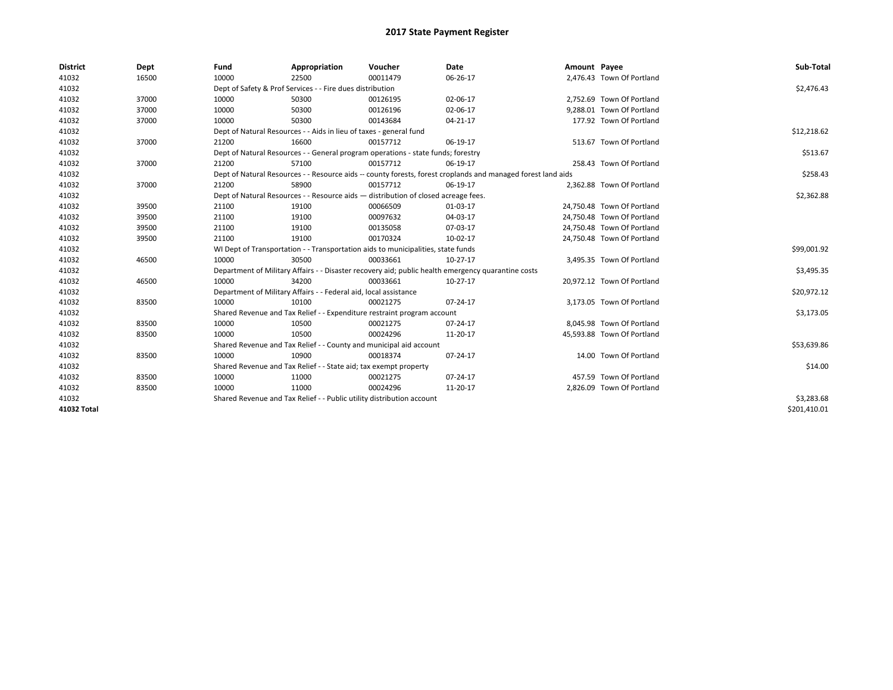# 2017 State Payment Register

| District | Dept | Fund | Appropriation | Voucher | Date | Amount | Payee | Sub-Total |
|---|---|---|---|---|---|---|---|---|
| 41032 | 16500 | 10000 | 22500 | 00011479 | 06-26-17 | 2,476.43 | Town Of Portland | |
| 41032 | | Dept of Safety & Prof Services - - Fire dues distribution | | | | | | $2,476.43 |
| 41032 | 37000 | 10000 | 50300 | 00126195 | 02-06-17 | 2,752.69 | Town Of Portland | |
| 41032 | 37000 | 10000 | 50300 | 00126196 | 02-06-17 | 9,288.01 | Town Of Portland | |
| 41032 | 37000 | 10000 | 50300 | 00143684 | 04-21-17 | 177.92 | Town Of Portland | |
| 41032 | | Dept of Natural Resources - - Aids in lieu of taxes - general fund | | | | | | $12,218.62 |
| 41032 | 37000 | 21200 | 16600 | 00157712 | 06-19-17 | 513.67 | Town Of Portland | |
| 41032 | | Dept of Natural Resources - - General program operations - state funds; forestry | | | | | | $513.67 |
| 41032 | 37000 | 21200 | 57100 | 00157712 | 06-19-17 | 258.43 | Town Of Portland | |
| 41032 | | Dept of Natural Resources - - Resource aids -- county forests, forest croplands and managed forest land aids | | | | | | $258.43 |
| 41032 | 37000 | 21200 | 58900 | 00157712 | 06-19-17 | 2,362.88 | Town Of Portland | |
| 41032 | | Dept of Natural Resources - - Resource aids — distribution of closed acreage fees. | | | | | | $2,362.88 |
| 41032 | 39500 | 21100 | 19100 | 00066509 | 01-03-17 | 24,750.48 | Town Of Portland | |
| 41032 | 39500 | 21100 | 19100 | 00097632 | 04-03-17 | 24,750.48 | Town Of Portland | |
| 41032 | 39500 | 21100 | 19100 | 00135058 | 07-03-17 | 24,750.48 | Town Of Portland | |
| 41032 | 39500 | 21100 | 19100 | 00170324 | 10-02-17 | 24,750.48 | Town Of Portland | |
| 41032 | | WI Dept of Transportation - - Transportation aids to municipalities, state funds | | | | | | $99,001.92 |
| 41032 | 46500 | 10000 | 30500 | 00033661 | 10-27-17 | 3,495.35 | Town Of Portland | |
| 41032 | | Department of Military Affairs - - Disaster recovery aid; public health emergency quarantine costs | | | | | | $3,495.35 |
| 41032 | 46500 | 10000 | 34200 | 00033661 | 10-27-17 | 20,972.12 | Town Of Portland | |
| 41032 | | Department of Military Affairs - - Federal aid, local assistance | | | | | | $20,972.12 |
| 41032 | 83500 | 10000 | 10100 | 00021275 | 07-24-17 | 3,173.05 | Town Of Portland | |
| 41032 | | Shared Revenue and Tax Relief - - Expenditure restraint program account | | | | | | $3,173.05 |
| 41032 | 83500 | 10000 | 10500 | 00021275 | 07-24-17 | 8,045.98 | Town Of Portland | |
| 41032 | 83500 | 10000 | 10500 | 00024296 | 11-20-17 | 45,593.88 | Town Of Portland | |
| 41032 | | Shared Revenue and Tax Relief - - County and municipal aid account | | | | | | $53,639.86 |
| 41032 | 83500 | 10000 | 10900 | 00018374 | 07-24-17 | 14.00 | Town Of Portland | |
| 41032 | | Shared Revenue and Tax Relief - - State aid; tax exempt property | | | | | | $14.00 |
| 41032 | 83500 | 10000 | 11000 | 00021275 | 07-24-17 | 457.59 | Town Of Portland | |
| 41032 | 83500 | 10000 | 11000 | 00024296 | 11-20-17 | 2,826.09 | Town Of Portland | |
| 41032 | | Shared Revenue and Tax Relief - - Public utility distribution account | | | | | | $3,283.68 |
| **41032 Total** | | | | | | | | $201,410.01 |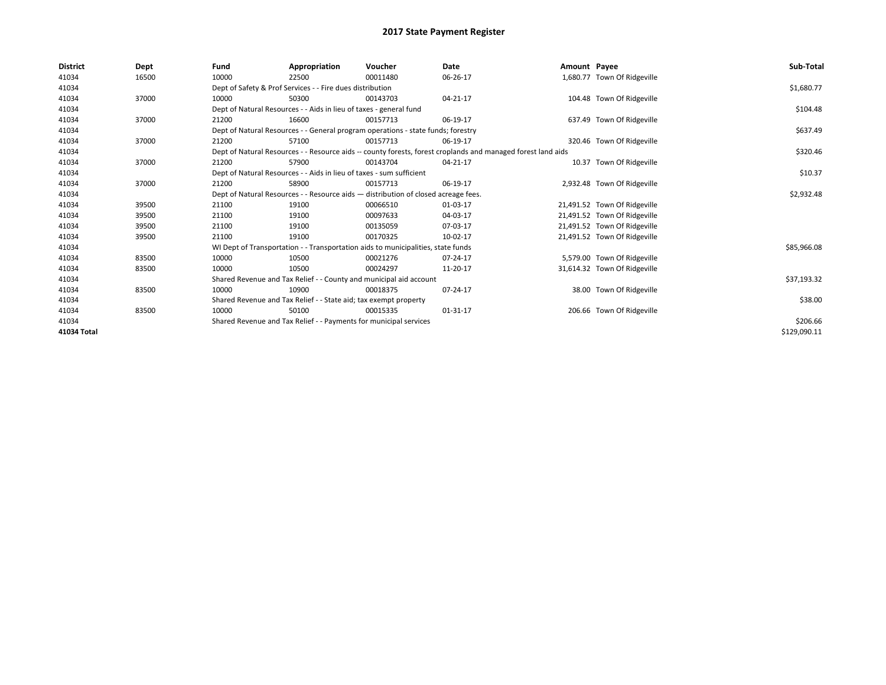# 2017 State Payment Register

| District | Dept | Fund | Appropriation | Voucher | Date | Amount | Payee | Sub-Total |
|---|---|---|---|---|---|---|---|---|
| 41034 | 16500 | 10000 | 22500 | 00011480 | 06-26-17 | 1,680.77 | Town Of Ridgeville | |
| 41034 | | Dept of Safety & Prof Services - - Fire dues distribution | | | | | | $1,680.77 |
| 41034 | 37000 | 10000 | 50300 | 00143703 | 04-21-17 | 104.48 | Town Of Ridgeville | |
| 41034 | | Dept of Natural Resources - - Aids in lieu of taxes - general fund | | | | | | $104.48 |
| 41034 | 37000 | 21200 | 16600 | 00157713 | 06-19-17 | 637.49 | Town Of Ridgeville | |
| 41034 | | Dept of Natural Resources - - General program operations - state funds; forestry | | | | | | $637.49 |
| 41034 | 37000 | 21200 | 57100 | 00157713 | 06-19-17 | 320.46 | Town Of Ridgeville | |
| 41034 | | Dept of Natural Resources - - Resource aids -- county forests, forest croplands and managed forest land aids | | | | | | $320.46 |
| 41034 | 37000 | 21200 | 57900 | 00143704 | 04-21-17 | 10.37 | Town Of Ridgeville | |
| 41034 | | Dept of Natural Resources - - Aids in lieu of taxes - sum sufficient | | | | | | $10.37 |
| 41034 | 37000 | 21200 | 58900 | 00157713 | 06-19-17 | 2,932.48 | Town Of Ridgeville | |
| 41034 | | Dept of Natural Resources - - Resource aids — distribution of closed acreage fees. | | | | | | $2,932.48 |
| 41034 | 39500 | 21100 | 19100 | 00066510 | 01-03-17 | 21,491.52 | Town Of Ridgeville | |
| 41034 | 39500 | 21100 | 19100 | 00097633 | 04-03-17 | 21,491.52 | Town Of Ridgeville | |
| 41034 | 39500 | 21100 | 19100 | 00135059 | 07-03-17 | 21,491.52 | Town Of Ridgeville | |
| 41034 | 39500 | 21100 | 19100 | 00170325 | 10-02-17 | 21,491.52 | Town Of Ridgeville | |
| 41034 | | WI Dept of Transportation - - Transportation aids to municipalities, state funds | | | | | | $85,966.08 |
| 41034 | 83500 | 10000 | 10500 | 00021276 | 07-24-17 | 5,579.00 | Town Of Ridgeville | |
| 41034 | 83500 | 10000 | 10500 | 00024297 | 11-20-17 | 31,614.32 | Town Of Ridgeville | |
| 41034 | | Shared Revenue and Tax Relief - - County and municipal aid account | | | | | | $37,193.32 |
| 41034 | 83500 | 10000 | 10900 | 00018375 | 07-24-17 | 38.00 | Town Of Ridgeville | |
| 41034 | | Shared Revenue and Tax Relief - - State aid; tax exempt property | | | | | | $38.00 |
| 41034 | 83500 | 10000 | 50100 | 00015335 | 01-31-17 | 206.66 | Town Of Ridgeville | |
| 41034 | | Shared Revenue and Tax Relief - - Payments for municipal services | | | | | | $206.66 |
| 41034 Total | | | | | | | | $129,090.11 |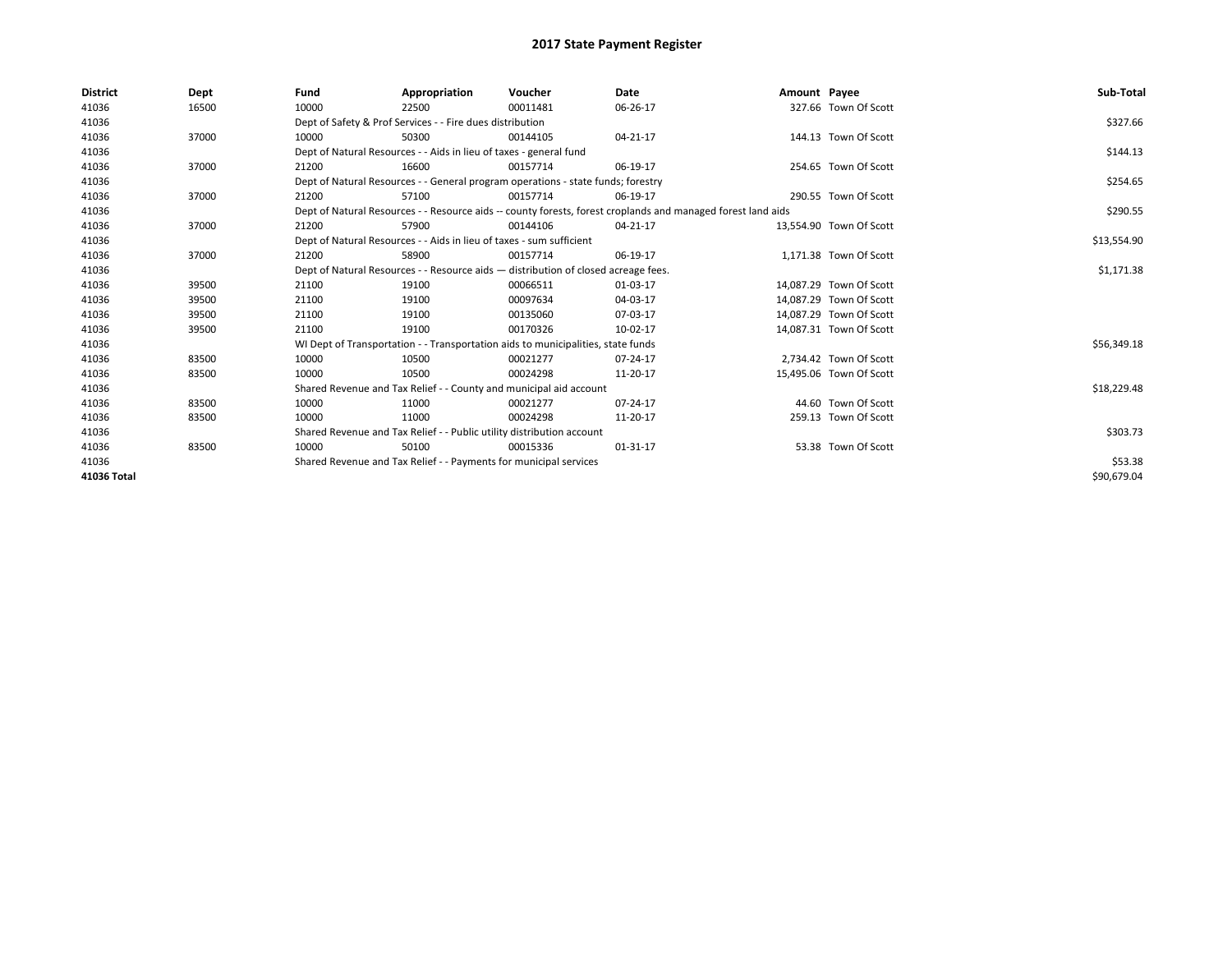# 2017 State Payment Register

| District | Dept | Fund | Appropriation | Voucher | Date | Amount | Payee | Sub-Total |
|---|---|---|---|---|---|---|---|---|
| 41036 | 16500 | 10000 | 22500 | 00011481 | 06-26-17 | 327.66 | Town Of Scott | |
| 41036 | | Dept of Safety & Prof Services - - Fire dues distribution | | | | | | $327.66 |
| 41036 | 37000 | 10000 | 50300 | 00144105 | 04-21-17 | 144.13 | Town Of Scott | |
| 41036 | | Dept of Natural Resources - - Aids in lieu of taxes - general fund | | | | | | $144.13 |
| 41036 | 37000 | 21200 | 16600 | 00157714 | 06-19-17 | 254.65 | Town Of Scott | |
| 41036 | | Dept of Natural Resources - - General program operations - state funds; forestry | | | | | | $254.65 |
| 41036 | 37000 | 21200 | 57100 | 00157714 | 06-19-17 | 290.55 | Town Of Scott | |
| 41036 | | Dept of Natural Resources - - Resource aids -- county forests, forest croplands and managed forest land aids | | | | | | $290.55 |
| 41036 | 37000 | 21200 | 57900 | 00144106 | 04-21-17 | 13,554.90 | Town Of Scott | |
| 41036 | | Dept of Natural Resources - - Aids in lieu of taxes - sum sufficient | | | | | | $13,554.90 |
| 41036 | 37000 | 21200 | 58900 | 00157714 | 06-19-17 | 1,171.38 | Town Of Scott | |
| 41036 | | Dept of Natural Resources - - Resource aids — distribution of closed acreage fees. | | | | | | $1,171.38 |
| 41036 | 39500 | 21100 | 19100 | 00066511 | 01-03-17 | 14,087.29 | Town Of Scott | |
| 41036 | 39500 | 21100 | 19100 | 00097634 | 04-03-17 | 14,087.29 | Town Of Scott | |
| 41036 | 39500 | 21100 | 19100 | 00135060 | 07-03-17 | 14,087.29 | Town Of Scott | |
| 41036 | 39500 | 21100 | 19100 | 00170326 | 10-02-17 | 14,087.31 | Town Of Scott | |
| 41036 | | WI Dept of Transportation - - Transportation aids to municipalities, state funds | | | | | | $56,349.18 |
| 41036 | 83500 | 10000 | 10500 | 00021277 | 07-24-17 | 2,734.42 | Town Of Scott | |
| 41036 | 83500 | 10000 | 10500 | 00024298 | 11-20-17 | 15,495.06 | Town Of Scott | |
| 41036 | | Shared Revenue and Tax Relief - - County and municipal aid account | | | | | | $18,229.48 |
| 41036 | 83500 | 10000 | 11000 | 00021277 | 07-24-17 | 44.60 | Town Of Scott | |
| 41036 | 83500 | 10000 | 11000 | 00024298 | 11-20-17 | 259.13 | Town Of Scott | |
| 41036 | | Shared Revenue and Tax Relief - - Public utility distribution account | | | | | | $303.73 |
| 41036 | 83500 | 10000 | 50100 | 00015336 | 01-31-17 | 53.38 | Town Of Scott | |
| 41036 | | Shared Revenue and Tax Relief - - Payments for municipal services | | | | | | $53.38 |
| 41036 Total | | | | | | | | $90,679.04 |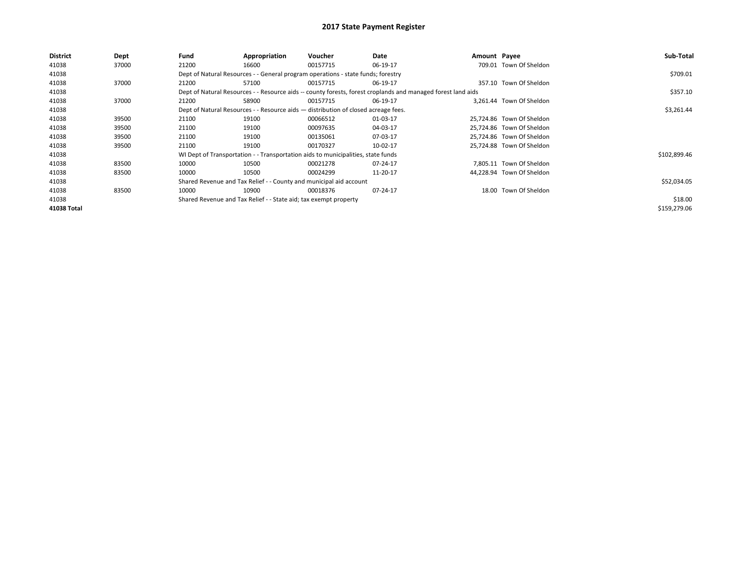# 2017 State Payment Register

| District | Dept | Fund | Appropriation | Voucher | Date | Amount | Payee | Sub-Total |
|---|---|---|---|---|---|---|---|---|
| 41038 | 37000 | 21200 | 16600 | 00157715 | 06-19-17 | 709.01 | Town Of Sheldon | |
| 41038 | | Dept of Natural Resources - - General program operations - state funds; forestry | | | | | | $709.01 |
| 41038 | 37000 | 21200 | 57100 | 00157715 | 06-19-17 | 357.10 | Town Of Sheldon | |
| 41038 | | Dept of Natural Resources - - Resource aids -- county forests, forest croplands and managed forest land aids | | | | | | $357.10 |
| 41038 | 37000 | 21200 | 58900 | 00157715 | 06-19-17 | 3,261.44 | Town Of Sheldon | |
| 41038 | | Dept of Natural Resources - - Resource aids — distribution of closed acreage fees. | | | | | | $3,261.44 |
| 41038 | 39500 | 21100 | 19100 | 00066512 | 01-03-17 | 25,724.86 | Town Of Sheldon | |
| 41038 | 39500 | 21100 | 19100 | 00097635 | 04-03-17 | 25,724.86 | Town Of Sheldon | |
| 41038 | 39500 | 21100 | 19100 | 00135061 | 07-03-17 | 25,724.86 | Town Of Sheldon | |
| 41038 | 39500 | 21100 | 19100 | 00170327 | 10-02-17 | 25,724.88 | Town Of Sheldon | |
| 41038 | | WI Dept of Transportation - - Transportation aids to municipalities, state funds | | | | | | $102,899.46 |
| 41038 | 83500 | 10000 | 10500 | 00021278 | 07-24-17 | 7,805.11 | Town Of Sheldon | |
| 41038 | 83500 | 10000 | 10500 | 00024299 | 11-20-17 | 44,228.94 | Town Of Sheldon | |
| 41038 | | Shared Revenue and Tax Relief - - County and municipal aid account | | | | | | $52,034.05 |
| 41038 | 83500 | 10000 | 10900 | 00018376 | 07-24-17 | 18.00 | Town Of Sheldon | |
| 41038 | | Shared Revenue and Tax Relief - - State aid; tax exempt property | | | | | | $18.00 |
| **41038 Total** | | | | | | | | $159,279.06 |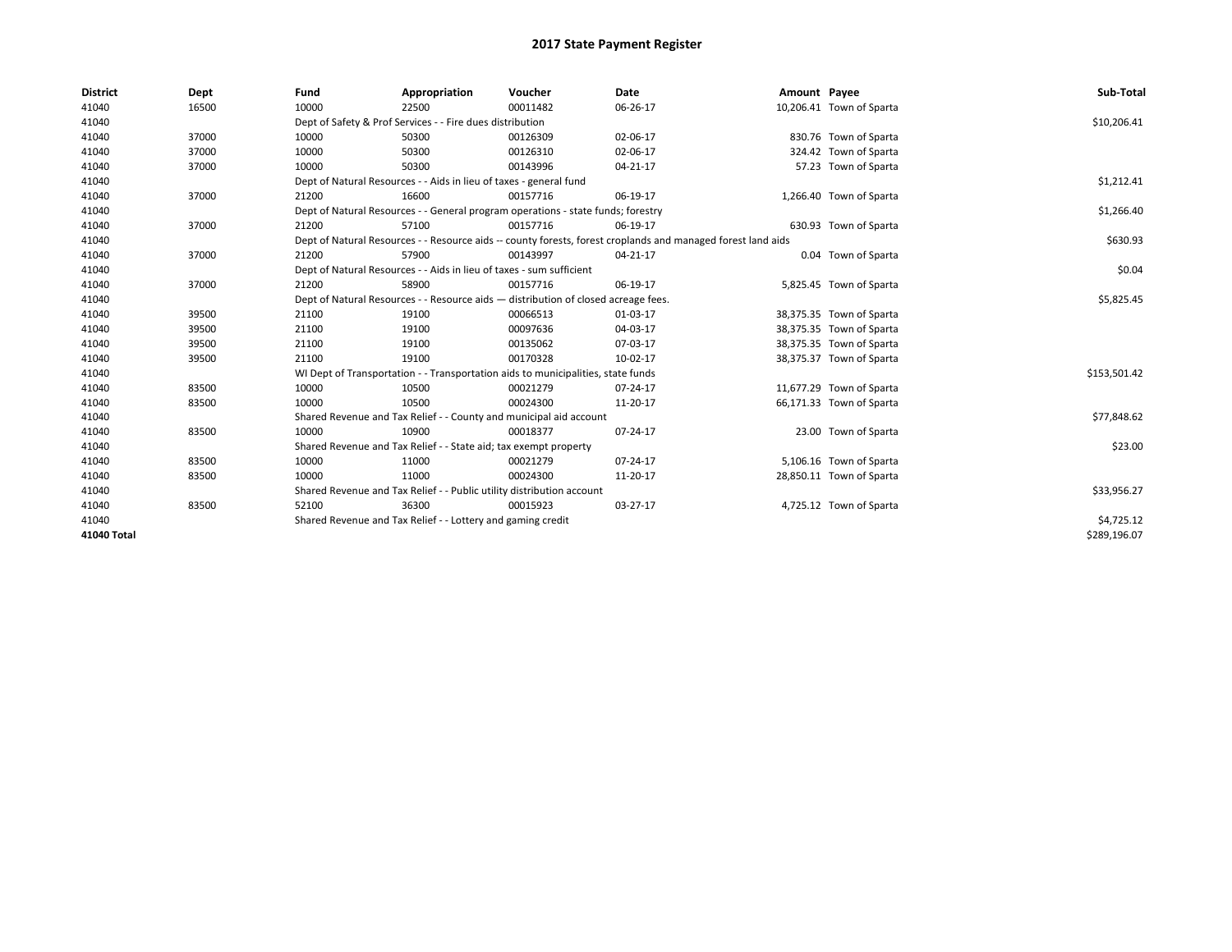# 2017 State Payment Register

| District | Dept | Fund | Appropriation | Voucher | Date | Amount | Payee | Sub-Total |
|---|---|---|---|---|---|---|---|---|
| 41040 | 16500 | 10000 | 22500 | 00011482 | 06-26-17 | 10,206.41 | Town of Sparta | |
| 41040 | | Dept of Safety & Prof Services - - Fire dues distribution | | | | | | $10,206.41 |
| 41040 | 37000 | 10000 | 50300 | 00126309 | 02-06-17 | 830.76 | Town of Sparta | |
| 41040 | 37000 | 10000 | 50300 | 00126310 | 02-06-17 | 324.42 | Town of Sparta | |
| 41040 | 37000 | 10000 | 50300 | 00143996 | 04-21-17 | 57.23 | Town of Sparta | |
| 41040 | | Dept of Natural Resources - - Aids in lieu of taxes - general fund | | | | | | $1,212.41 |
| 41040 | 37000 | 21200 | 16600 | 00157716 | 06-19-17 | 1,266.40 | Town of Sparta | |
| 41040 | | Dept of Natural Resources - - General program operations - state funds; forestry | | | | | | $1,266.40 |
| 41040 | 37000 | 21200 | 57100 | 00157716 | 06-19-17 | 630.93 | Town of Sparta | |
| 41040 | | Dept of Natural Resources - - Resource aids -- county forests, forest croplands and managed forest land aids | | | | | | $630.93 |
| 41040 | 37000 | 21200 | 57900 | 00143997 | 04-21-17 | 0.04 | Town of Sparta | |
| 41040 | | Dept of Natural Resources - - Aids in lieu of taxes - sum sufficient | | | | | | $0.04 |
| 41040 | 37000 | 21200 | 58900 | 00157716 | 06-19-17 | 5,825.45 | Town of Sparta | |
| 41040 | | Dept of Natural Resources - - Resource aids — distribution of closed acreage fees. | | | | | | $5,825.45 |
| 41040 | 39500 | 21100 | 19100 | 00066513 | 01-03-17 | 38,375.35 | Town of Sparta | |
| 41040 | 39500 | 21100 | 19100 | 00097636 | 04-03-17 | 38,375.35 | Town of Sparta | |
| 41040 | 39500 | 21100 | 19100 | 00135062 | 07-03-17 | 38,375.35 | Town of Sparta | |
| 41040 | 39500 | 21100 | 19100 | 00170328 | 10-02-17 | 38,375.37 | Town of Sparta | |
| 41040 | | WI Dept of Transportation - - Transportation aids to municipalities, state funds | | | | | | $153,501.42 |
| 41040 | 83500 | 10000 | 10500 | 00021279 | 07-24-17 | 11,677.29 | Town of Sparta | |
| 41040 | 83500 | 10000 | 10500 | 00024300 | 11-20-17 | 66,171.33 | Town of Sparta | |
| 41040 | | Shared Revenue and Tax Relief - - County and municipal aid account | | | | | | $77,848.62 |
| 41040 | 83500 | 10000 | 10900 | 00018377 | 07-24-17 | 23.00 | Town of Sparta | |
| 41040 | | Shared Revenue and Tax Relief - - State aid; tax exempt property | | | | | | $23.00 |
| 41040 | 83500 | 10000 | 11000 | 00021279 | 07-24-17 | 5,106.16 | Town of Sparta | |
| 41040 | 83500 | 10000 | 11000 | 00024300 | 11-20-17 | 28,850.11 | Town of Sparta | |
| 41040 | | Shared Revenue and Tax Relief - - Public utility distribution account | | | | | | $33,956.27 |
| 41040 | 83500 | 52100 | 36300 | 00015923 | 03-27-17 | 4,725.12 | Town of Sparta | |
| 41040 | | Shared Revenue and Tax Relief - - Lottery and gaming credit | | | | | | $4,725.12 |
| **41040 Total** | | | | | | | | $289,196.07 |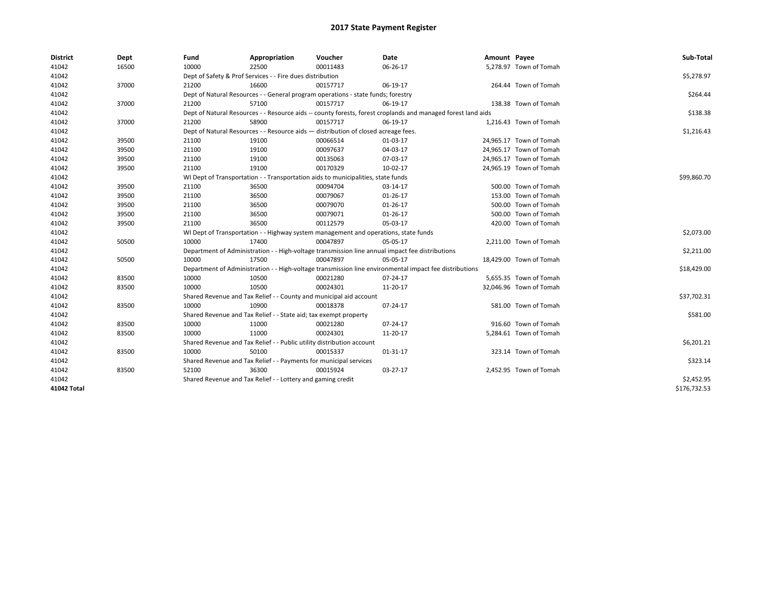# 2017 State Payment Register

| District | Dept | Fund | Appropriation | Voucher | Date | Amount | Payee | Sub-Total |
|---|---|---|---|---|---|---|---|---|
| 41042 | 16500 | 10000 | 22500 | 00011483 | 06-26-17 | 5,278.97 | Town of Tomah | |
| 41042 | | Dept of Safety & Prof Services - - Fire dues distribution | | | | | | $5,278.97 |
| 41042 | 37000 | 21200 | 16600 | 00157717 | 06-19-17 | 264.44 | Town of Tomah | |
| 41042 | | Dept of Natural Resources - - General program operations - state funds; forestry | | | | | | $264.44 |
| 41042 | 37000 | 21200 | 57100 | 00157717 | 06-19-17 | 138.38 | Town of Tomah | |
| 41042 | | Dept of Natural Resources - - Resource aids -- county forests, forest croplands and managed forest land aids | | | | | | $138.38 |
| 41042 | 37000 | 21200 | 58900 | 00157717 | 06-19-17 | 1,216.43 | Town of Tomah | |
| 41042 | | Dept of Natural Resources - - Resource aids — distribution of closed acreage fees. | | | | | | $1,216.43 |
| 41042 | 39500 | 21100 | 19100 | 00066514 | 01-03-17 | 24,965.17 | Town of Tomah | |
| 41042 | 39500 | 21100 | 19100 | 00097637 | 04-03-17 | 24,965.17 | Town of Tomah | |
| 41042 | 39500 | 21100 | 19100 | 00135063 | 07-03-17 | 24,965.17 | Town of Tomah | |
| 41042 | 39500 | 21100 | 19100 | 00170329 | 10-02-17 | 24,965.19 | Town of Tomah | |
| 41042 | | WI Dept of Transportation - - Transportation aids to municipalities, state funds | | | | | | $99,860.70 |
| 41042 | 39500 | 21100 | 36500 | 00094704 | 03-14-17 | 500.00 | Town of Tomah | |
| 41042 | 39500 | 21100 | 36500 | 00079067 | 01-26-17 | 153.00 | Town of Tomah | |
| 41042 | 39500 | 21100 | 36500 | 00079070 | 01-26-17 | 500.00 | Town of Tomah | |
| 41042 | 39500 | 21100 | 36500 | 00079071 | 01-26-17 | 500.00 | Town of Tomah | |
| 41042 | 39500 | 21100 | 36500 | 00112579 | 05-03-17 | 420.00 | Town of Tomah | |
| 41042 | | WI Dept of Transportation - - Highway system management and operations, state funds | | | | | | $2,073.00 |
| 41042 | 50500 | 10000 | 17400 | 00047897 | 05-05-17 | 2,211.00 | Town of Tomah | |
| 41042 | | Department of Administration - - High-voltage transmission line annual impact fee distributions | | | | | | $2,211.00 |
| 41042 | 50500 | 10000 | 17500 | 00047897 | 05-05-17 | 18,429.00 | Town of Tomah | |
| 41042 | | Department of Administration - - High-voltage transmission line environmental impact fee distributions | | | | | | $18,429.00 |
| 41042 | 83500 | 10000 | 10500 | 00021280 | 07-24-17 | 5,655.35 | Town of Tomah | |
| 41042 | 83500 | 10000 | 10500 | 00024301 | 11-20-17 | 32,046.96 | Town of Tomah | |
| 41042 | | Shared Revenue and Tax Relief - - County and municipal aid account | | | | | | $37,702.31 |
| 41042 | 83500 | 10000 | 10900 | 00018378 | 07-24-17 | 581.00 | Town of Tomah | |
| 41042 | | Shared Revenue and Tax Relief - - State aid; tax exempt property | | | | | | $581.00 |
| 41042 | 83500 | 10000 | 11000 | 00021280 | 07-24-17 | 916.60 | Town of Tomah | |
| 41042 | 83500 | 10000 | 11000 | 00024301 | 11-20-17 | 5,284.61 | Town of Tomah | |
| 41042 | | Shared Revenue and Tax Relief - - Public utility distribution account | | | | | | $6,201.21 |
| 41042 | 83500 | 10000 | 50100 | 00015337 | 01-31-17 | 323.14 | Town of Tomah | |
| 41042 | | Shared Revenue and Tax Relief - - Payments for municipal services | | | | | | $323.14 |
| 41042 | 83500 | 52100 | 36300 | 00015924 | 03-27-17 | 2,452.95 | Town of Tomah | |
| 41042 | | Shared Revenue and Tax Relief - - Lottery and gaming credit | | | | | | $2,452.95 |
| **41042 Total** | | | | | | | | $176,732.53 |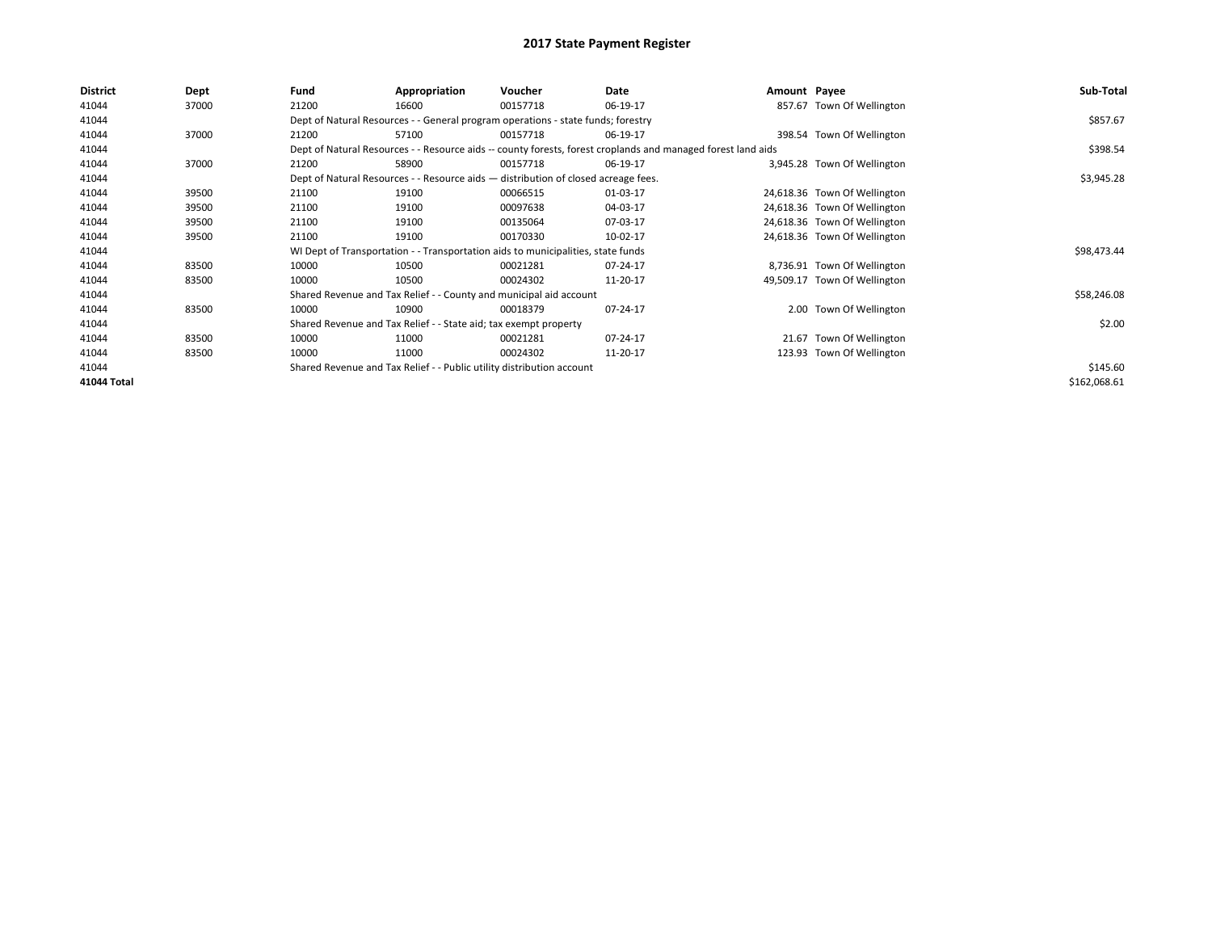# 2017 State Payment Register

| District | Dept | Fund | Appropriation | Voucher | Date | Amount | Payee | Sub-Total |
|---|---|---|---|---|---|---|---|---|
| 41044 | 37000 | 21200 | 16600 | 00157718 | 06-19-17 | 857.67 | Town Of Wellington | |
| 41044 | | Dept of Natural Resources - - General program operations - state funds; forestry | | | | | | $857.67 |
| 41044 | 37000 | 21200 | 57100 | 00157718 | 06-19-17 | 398.54 | Town Of Wellington | |
| 41044 | | Dept of Natural Resources - - Resource aids -- county forests, forest croplands and managed forest land aids | | | | | | $398.54 |
| 41044 | 37000 | 21200 | 58900 | 00157718 | 06-19-17 | 3,945.28 | Town Of Wellington | |
| 41044 | | Dept of Natural Resources - - Resource aids — distribution of closed acreage fees. | | | | | | $3,945.28 |
| 41044 | 39500 | 21100 | 19100 | 00066515 | 01-03-17 | 24,618.36 | Town Of Wellington | |
| 41044 | 39500 | 21100 | 19100 | 00097638 | 04-03-17 | 24,618.36 | Town Of Wellington | |
| 41044 | 39500 | 21100 | 19100 | 00135064 | 07-03-17 | 24,618.36 | Town Of Wellington | |
| 41044 | 39500 | 21100 | 19100 | 00170330 | 10-02-17 | 24,618.36 | Town Of Wellington | |
| 41044 | | WI Dept of Transportation - - Transportation aids to municipalities, state funds | | | | | | $98,473.44 |
| 41044 | 83500 | 10000 | 10500 | 00021281 | 07-24-17 | 8,736.91 | Town Of Wellington | |
| 41044 | 83500 | 10000 | 10500 | 00024302 | 11-20-17 | 49,509.17 | Town Of Wellington | |
| 41044 | | Shared Revenue and Tax Relief - - County and municipal aid account | | | | | | $58,246.08 |
| 41044 | 83500 | 10000 | 10900 | 00018379 | 07-24-17 | 2.00 | Town Of Wellington | |
| 41044 | | Shared Revenue and Tax Relief - - State aid; tax exempt property | | | | | | $2.00 |
| 41044 | 83500 | 10000 | 11000 | 00021281 | 07-24-17 | 21.67 | Town Of Wellington | |
| 41044 | 83500 | 10000 | 11000 | 00024302 | 11-20-17 | 123.93 | Town Of Wellington | |
| 41044 | | Shared Revenue and Tax Relief - - Public utility distribution account | | | | | | $145.60 |
| 41044 Total | | | | | | | | $162,068.61 |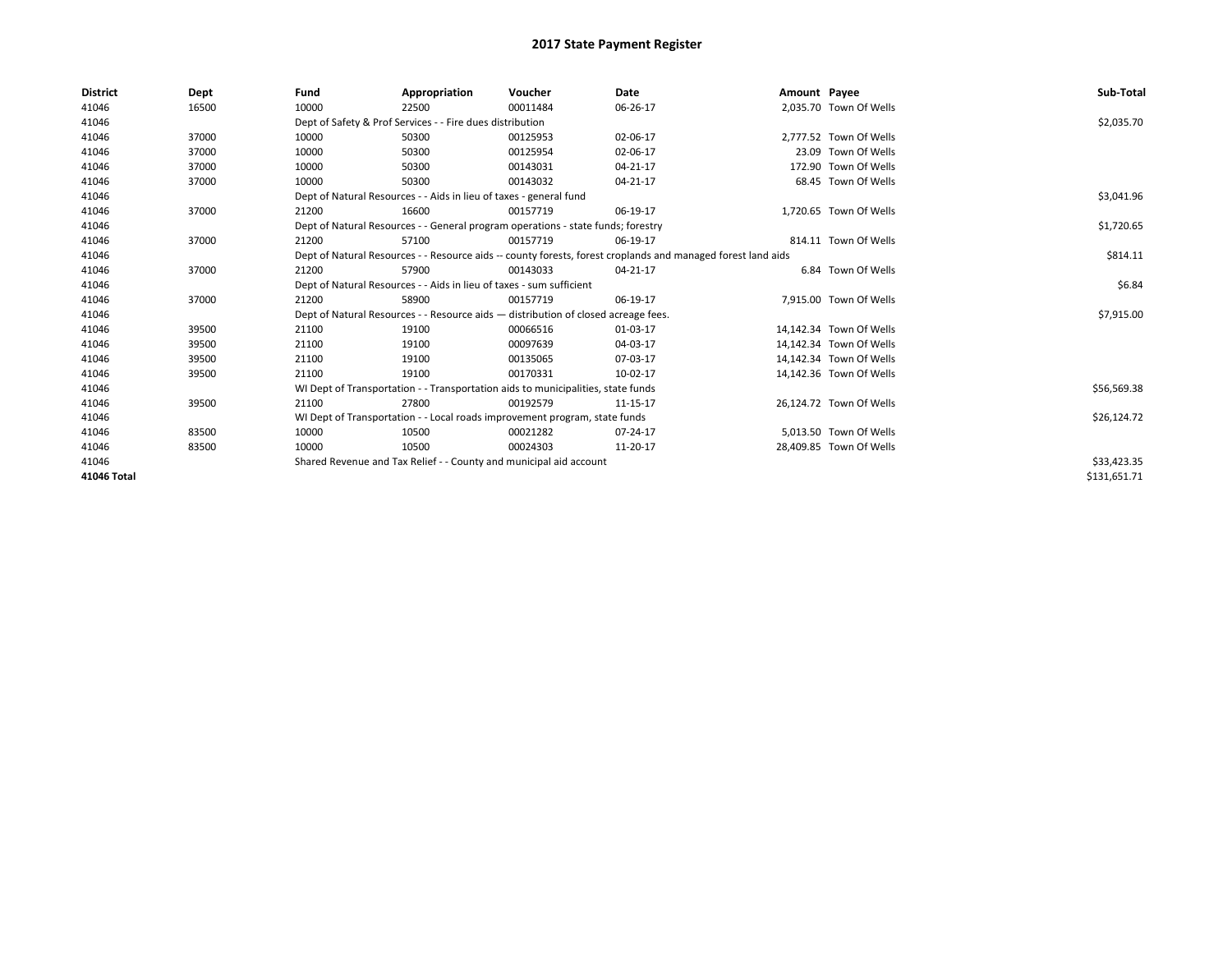# 2017 State Payment Register

| District | Dept | Fund | Appropriation | Voucher | Date | Amount | Payee | Sub-Total |
|---|---|---|---|---|---|---|---|---|
| 41046 | 16500 | 10000 | 22500 | 00011484 | 06-26-17 | 2,035.70 | Town Of Wells | |
| 41046 | | Dept of Safety & Prof Services - - Fire dues distribution | | | | | | $2,035.70 |
| 41046 | 37000 | 10000 | 50300 | 00125953 | 02-06-17 | 2,777.52 | Town Of Wells | |
| 41046 | 37000 | 10000 | 50300 | 00125954 | 02-06-17 | 23.09 | Town Of Wells | |
| 41046 | 37000 | 10000 | 50300 | 00143031 | 04-21-17 | 172.90 | Town Of Wells | |
| 41046 | 37000 | 10000 | 50300 | 00143032 | 04-21-17 | 68.45 | Town Of Wells | |
| 41046 | | Dept of Natural Resources - - Aids in lieu of taxes - general fund | | | | | | $3,041.96 |
| 41046 | 37000 | 21200 | 16600 | 00157719 | 06-19-17 | 1,720.65 | Town Of Wells | |
| 41046 | | Dept of Natural Resources - - General program operations - state funds; forestry | | | | | | $1,720.65 |
| 41046 | 37000 | 21200 | 57100 | 00157719 | 06-19-17 | 814.11 | Town Of Wells | |
| 41046 | | Dept of Natural Resources - - Resource aids -- county forests, forest croplands and managed forest land aids | | | | | | $814.11 |
| 41046 | 37000 | 21200 | 57900 | 00143033 | 04-21-17 | 6.84 | Town Of Wells | |
| 41046 | | Dept of Natural Resources - - Aids in lieu of taxes - sum sufficient | | | | | | $6.84 |
| 41046 | 37000 | 21200 | 58900 | 00157719 | 06-19-17 | 7,915.00 | Town Of Wells | |
| 41046 | | Dept of Natural Resources - - Resource aids — distribution of closed acreage fees. | | | | | | $7,915.00 |
| 41046 | 39500 | 21100 | 19100 | 00066516 | 01-03-17 | 14,142.34 | Town Of Wells | |
| 41046 | 39500 | 21100 | 19100 | 00097639 | 04-03-17 | 14,142.34 | Town Of Wells | |
| 41046 | 39500 | 21100 | 19100 | 00135065 | 07-03-17 | 14,142.34 | Town Of Wells | |
| 41046 | 39500 | 21100 | 19100 | 00170331 | 10-02-17 | 14,142.36 | Town Of Wells | |
| 41046 | | WI Dept of Transportation - - Transportation aids to municipalities, state funds | | | | | | $56,569.38 |
| 41046 | 39500 | 21100 | 27800 | 00192579 | 11-15-17 | 26,124.72 | Town Of Wells | |
| 41046 | | WI Dept of Transportation - - Local roads improvement program, state funds | | | | | | $26,124.72 |
| 41046 | 83500 | 10000 | 10500 | 00021282 | 07-24-17 | 5,013.50 | Town Of Wells | |
| 41046 | 83500 | 10000 | 10500 | 00024303 | 11-20-17 | 28,409.85 | Town Of Wells | |
| 41046 | | Shared Revenue and Tax Relief - - County and municipal aid account | | | | | | $33,423.35 |
| 41046 Total | | | | | | | | $131,651.71 |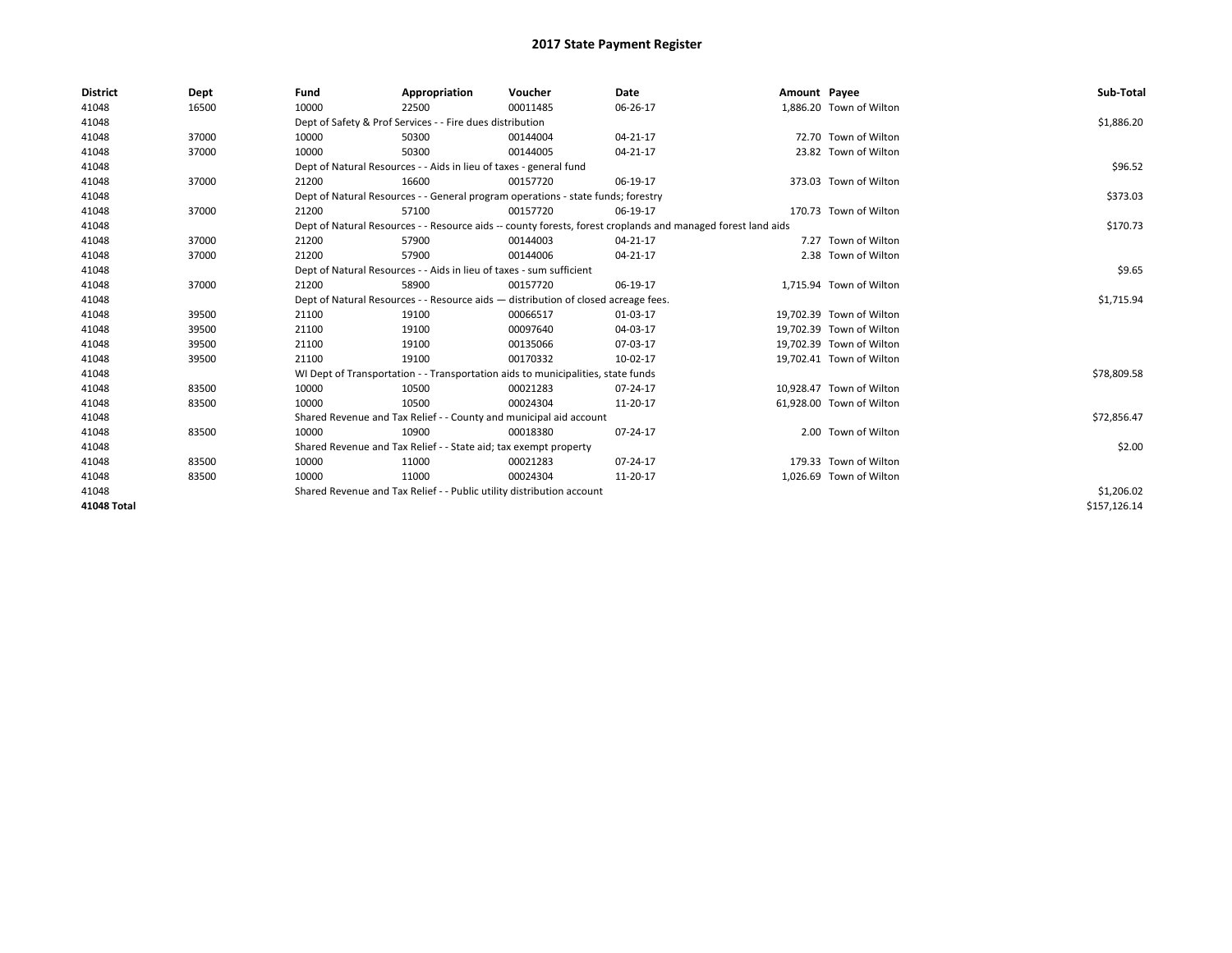# 2017 State Payment Register

| District | Dept | Fund | Appropriation | Voucher | Date | Amount | Payee | Sub-Total |
|---|---|---|---|---|---|---|---|---|
| 41048 | 16500 | 10000 | 22500 | 00011485 | 06-26-17 | 1,886.20 | Town of Wilton | |
| 41048 | | Dept of Safety & Prof Services - - Fire dues distribution | | | | | | $1,886.20 |
| 41048 | 37000 | 10000 | 50300 | 00144004 | 04-21-17 | 72.70 | Town of Wilton | |
| 41048 | 37000 | 10000 | 50300 | 00144005 | 04-21-17 | 23.82 | Town of Wilton | |
| 41048 | | Dept of Natural Resources - - Aids in lieu of taxes - general fund | | | | | | $96.52 |
| 41048 | 37000 | 21200 | 16600 | 00157720 | 06-19-17 | 373.03 | Town of Wilton | |
| 41048 | | Dept of Natural Resources - - General program operations - state funds; forestry | | | | | | $373.03 |
| 41048 | 37000 | 21200 | 57100 | 00157720 | 06-19-17 | 170.73 | Town of Wilton | |
| 41048 | | Dept of Natural Resources - - Resource aids -- county forests, forest croplands and managed forest land aids | | | | | | $170.73 |
| 41048 | 37000 | 21200 | 57900 | 00144003 | 04-21-17 | 7.27 | Town of Wilton | |
| 41048 | 37000 | 21200 | 57900 | 00144006 | 04-21-17 | 2.38 | Town of Wilton | |
| 41048 | | Dept of Natural Resources - - Aids in lieu of taxes - sum sufficient | | | | | | $9.65 |
| 41048 | 37000 | 21200 | 58900 | 00157720 | 06-19-17 | 1,715.94 | Town of Wilton | |
| 41048 | | Dept of Natural Resources - - Resource aids — distribution of closed acreage fees. | | | | | | $1,715.94 |
| 41048 | 39500 | 21100 | 19100 | 00066517 | 01-03-17 | 19,702.39 | Town of Wilton | |
| 41048 | 39500 | 21100 | 19100 | 00097640 | 04-03-17 | 19,702.39 | Town of Wilton | |
| 41048 | 39500 | 21100 | 19100 | 00135066 | 07-03-17 | 19,702.39 | Town of Wilton | |
| 41048 | 39500 | 21100 | 19100 | 00170332 | 10-02-17 | 19,702.41 | Town of Wilton | |
| 41048 | | WI Dept of Transportation - - Transportation aids to municipalities, state funds | | | | | | $78,809.58 |
| 41048 | 83500 | 10000 | 10500 | 00021283 | 07-24-17 | 10,928.47 | Town of Wilton | |
| 41048 | 83500 | 10000 | 10500 | 00024304 | 11-20-17 | 61,928.00 | Town of Wilton | |
| 41048 | | Shared Revenue and Tax Relief - - County and municipal aid account | | | | | | $72,856.47 |
| 41048 | 83500 | 10000 | 10900 | 00018380 | 07-24-17 | 2.00 | Town of Wilton | |
| 41048 | | Shared Revenue and Tax Relief - - State aid; tax exempt property | | | | | | $2.00 |
| 41048 | 83500 | 10000 | 11000 | 00021283 | 07-24-17 | 179.33 | Town of Wilton | |
| 41048 | 83500 | 10000 | 11000 | 00024304 | 11-20-17 | 1,026.69 | Town of Wilton | |
| 41048 | | Shared Revenue and Tax Relief - - Public utility distribution account | | | | | | $1,206.02 |
| **41048 Total** | | | | | | | | $157,126.14 |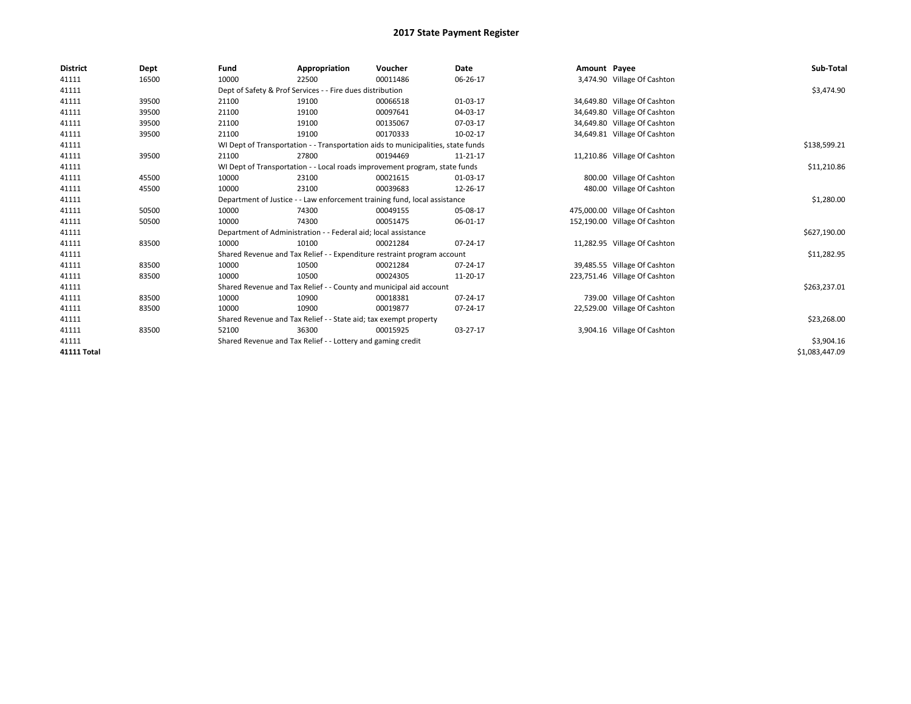# 2017 State Payment Register

| District | Dept | Fund | Appropriation | Voucher | Date | Amount | Payee | Sub-Total |
|---|---|---|---|---|---|---|---|---|
| 41111 | 16500 | 10000 | 22500 | 00011486 | 06-26-17 | 3,474.90 | Village Of Cashton | |
| 41111 | | Dept of Safety & Prof Services - - Fire dues distribution | | | | | | $3,474.90 |
| 41111 | 39500 | 21100 | 19100 | 00066518 | 01-03-17 | 34,649.80 | Village Of Cashton | |
| 41111 | 39500 | 21100 | 19100 | 00097641 | 04-03-17 | 34,649.80 | Village Of Cashton | |
| 41111 | 39500 | 21100 | 19100 | 00135067 | 07-03-17 | 34,649.80 | Village Of Cashton | |
| 41111 | 39500 | 21100 | 19100 | 00170333 | 10-02-17 | 34,649.81 | Village Of Cashton | |
| 41111 | | WI Dept of Transportation - - Transportation aids to municipalities, state funds | | | | | | $138,599.21 |
| 41111 | 39500 | 21100 | 27800 | 00194469 | 11-21-17 | 11,210.86 | Village Of Cashton | |
| 41111 | | WI Dept of Transportation - - Local roads improvement program, state funds | | | | | | $11,210.86 |
| 41111 | 45500 | 10000 | 23100 | 00021615 | 01-03-17 | 800.00 | Village Of Cashton | |
| 41111 | 45500 | 10000 | 23100 | 00039683 | 12-26-17 | 480.00 | Village Of Cashton | |
| 41111 | | Department of Justice - - Law enforcement training fund, local assistance | | | | | | $1,280.00 |
| 41111 | 50500 | 10000 | 74300 | 00049155 | 05-08-17 | 475,000.00 | Village Of Cashton | |
| 41111 | 50500 | 10000 | 74300 | 00051475 | 06-01-17 | 152,190.00 | Village Of Cashton | |
| 41111 | | Department of Administration - - Federal aid; local assistance | | | | | | $627,190.00 |
| 41111 | 83500 | 10000 | 10100 | 00021284 | 07-24-17 | 11,282.95 | Village Of Cashton | |
| 41111 | | Shared Revenue and Tax Relief - - Expenditure restraint program account | | | | | | $11,282.95 |
| 41111 | 83500 | 10000 | 10500 | 00021284 | 07-24-17 | 39,485.55 | Village Of Cashton | |
| 41111 | 83500 | 10000 | 10500 | 00024305 | 11-20-17 | 223,751.46 | Village Of Cashton | |
| 41111 | | Shared Revenue and Tax Relief - - County and municipal aid account | | | | | | $263,237.01 |
| 41111 | 83500 | 10000 | 10900 | 00018381 | 07-24-17 | 739.00 | Village Of Cashton | |
| 41111 | 83500 | 10000 | 10900 | 00019877 | 07-24-17 | 22,529.00 | Village Of Cashton | |
| 41111 | | Shared Revenue and Tax Relief - - State aid; tax exempt property | | | | | | $23,268.00 |
| 41111 | 83500 | 52100 | 36300 | 00015925 | 03-27-17 | 3,904.16 | Village Of Cashton | |
| 41111 | | Shared Revenue and Tax Relief - - Lottery and gaming credit | | | | | | $3,904.16 |
| **41111 Total** | | | | | | | | $1,083,447.09 |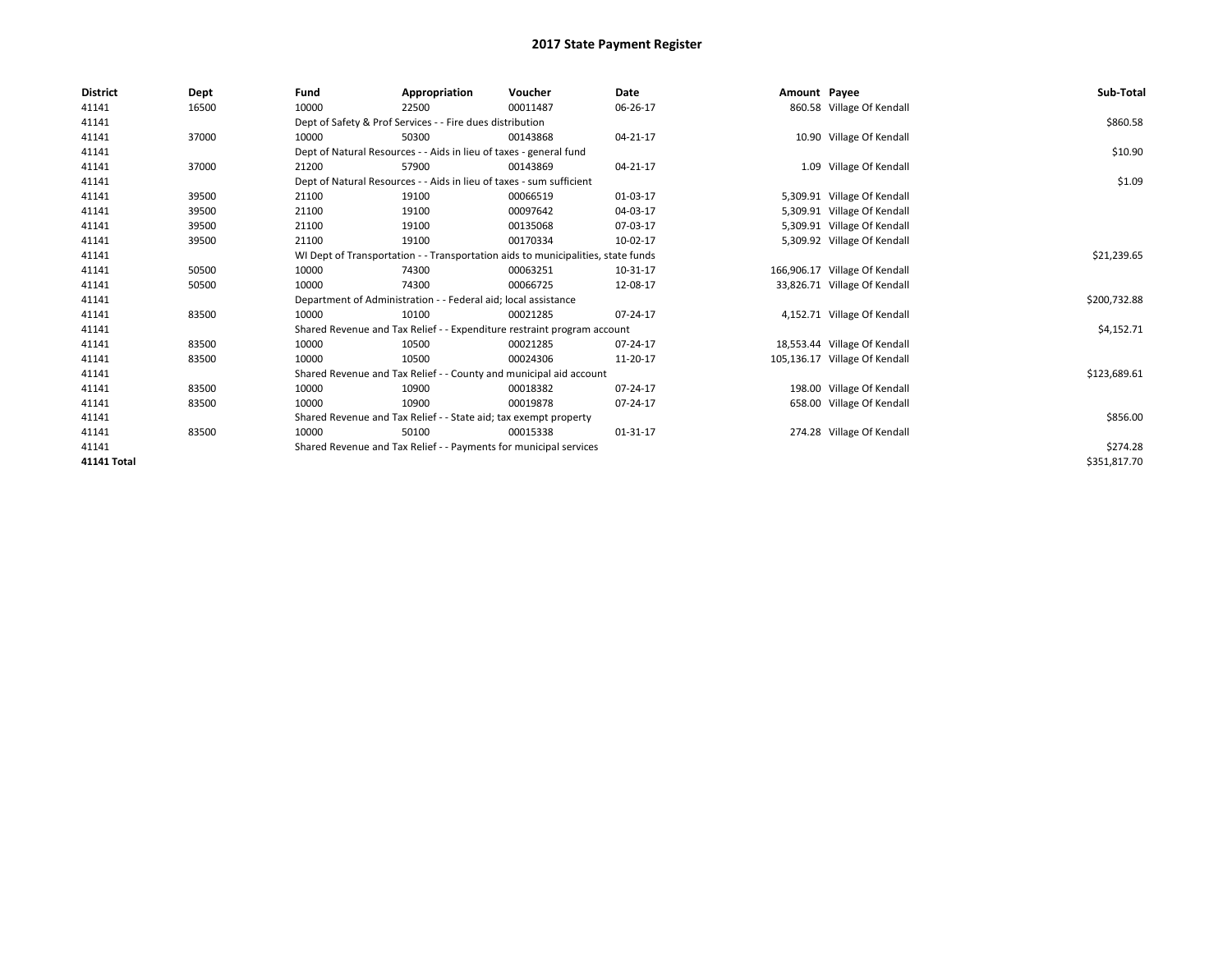# 2017 State Payment Register

| District | Dept | Fund | Appropriation | Voucher | Date | Amount | Payee | Sub-Total |
|---|---|---|---|---|---|---|---|---|
| 41141 | 16500 | 10000 | 22500 | 00011487 | 06-26-17 | 860.58 | Village Of Kendall | |
| 41141 | | Dept of Safety & Prof Services - - Fire dues distribution | | | | | | $860.58 |
| 41141 | 37000 | 10000 | 50300 | 00143868 | 04-21-17 | 10.90 | Village Of Kendall | |
| 41141 | | Dept of Natural Resources - - Aids in lieu of taxes - general fund | | | | | | $10.90 |
| 41141 | 37000 | 21200 | 57900 | 00143869 | 04-21-17 | 1.09 | Village Of Kendall | |
| 41141 | | Dept of Natural Resources - - Aids in lieu of taxes - sum sufficient | | | | | | $1.09 |
| 41141 | 39500 | 21100 | 19100 | 00066519 | 01-03-17 | 5,309.91 | Village Of Kendall | |
| 41141 | 39500 | 21100 | 19100 | 00097642 | 04-03-17 | 5,309.91 | Village Of Kendall | |
| 41141 | 39500 | 21100 | 19100 | 00135068 | 07-03-17 | 5,309.91 | Village Of Kendall | |
| 41141 | 39500 | 21100 | 19100 | 00170334 | 10-02-17 | 5,309.92 | Village Of Kendall | |
| 41141 | | WI Dept of Transportation - - Transportation aids to municipalities, state funds | | | | | | $21,239.65 |
| 41141 | 50500 | 10000 | 74300 | 00063251 | 10-31-17 | 166,906.17 | Village Of Kendall | |
| 41141 | 50500 | 10000 | 74300 | 00066725 | 12-08-17 | 33,826.71 | Village Of Kendall | |
| 41141 | | Department of Administration - - Federal aid; local assistance | | | | | | $200,732.88 |
| 41141 | 83500 | 10000 | 10100 | 00021285 | 07-24-17 | 4,152.71 | Village Of Kendall | |
| 41141 | | Shared Revenue and Tax Relief - - Expenditure restraint program account | | | | | | $4,152.71 |
| 41141 | 83500 | 10000 | 10500 | 00021285 | 07-24-17 | 18,553.44 | Village Of Kendall | |
| 41141 | 83500 | 10000 | 10500 | 00024306 | 11-20-17 | 105,136.17 | Village Of Kendall | |
| 41141 | | Shared Revenue and Tax Relief - - County and municipal aid account | | | | | | $123,689.61 |
| 41141 | 83500 | 10000 | 10900 | 00018382 | 07-24-17 | 198.00 | Village Of Kendall | |
| 41141 | 83500 | 10000 | 10900 | 00019878 | 07-24-17 | 658.00 | Village Of Kendall | |
| 41141 | | Shared Revenue and Tax Relief - - State aid; tax exempt property | | | | | | $856.00 |
| 41141 | 83500 | 10000 | 50100 | 00015338 | 01-31-17 | 274.28 | Village Of Kendall | |
| 41141 | | Shared Revenue and Tax Relief - - Payments for municipal services | | | | | | $274.28 |
| 41141 Total | | | | | | | | $351,817.70 |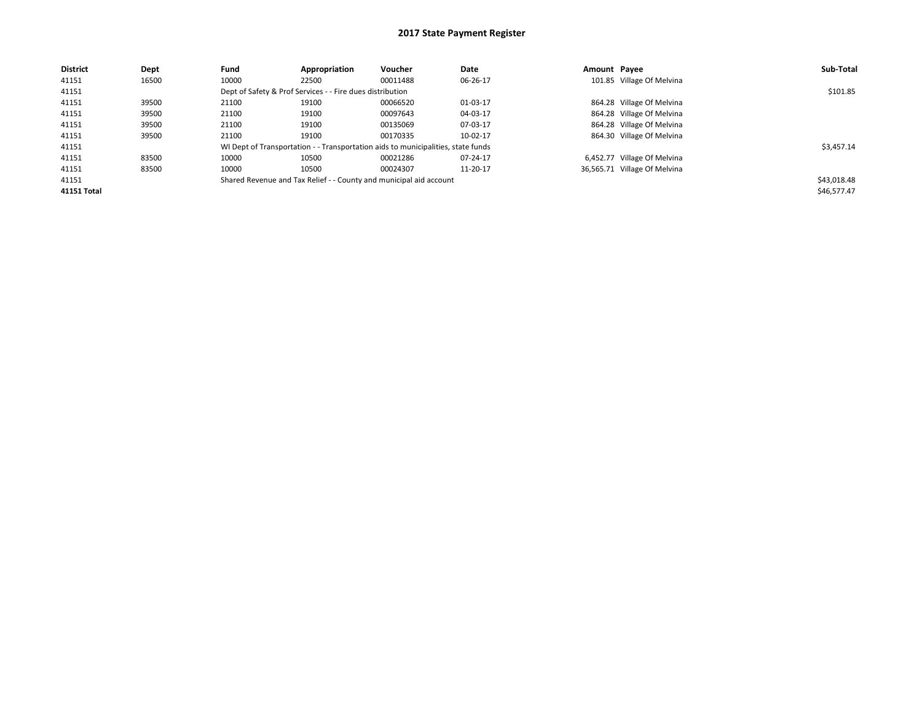# 2017 State Payment Register

| District | Dept | Fund | Appropriation | Voucher | Date | Amount | Payee | Sub-Total |
|---|---|---|---|---|---|---|---|---|
| 41151 | 16500 | 10000 | 22500 | 00011488 | 06-26-17 | 101.85 | Village Of Melvina | |
| 41151 | | Dept of Safety & Prof Services - - Fire dues distribution | | | | | | $101.85 |
| 41151 | 39500 | 21100 | 19100 | 00066520 | 01-03-17 | 864.28 | Village Of Melvina | |
| 41151 | 39500 | 21100 | 19100 | 00097643 | 04-03-17 | 864.28 | Village Of Melvina | |
| 41151 | 39500 | 21100 | 19100 | 00135069 | 07-03-17 | 864.28 | Village Of Melvina | |
| 41151 | 39500 | 21100 | 19100 | 00170335 | 10-02-17 | 864.30 | Village Of Melvina | |
| 41151 | | WI Dept of Transportation - - Transportation aids to municipalities, state funds | | | | | | $3,457.14 |
| 41151 | 83500 | 10000 | 10500 | 00021286 | 07-24-17 | 6,452.77 | Village Of Melvina | |
| 41151 | 83500 | 10000 | 10500 | 00024307 | 11-20-17 | 36,565.71 | Village Of Melvina | |
| 41151 | | Shared Revenue and Tax Relief - - County and municipal aid account | | | | | | $43,018.48 |
| **41151 Total** | | | | | | | | $46,577.47 |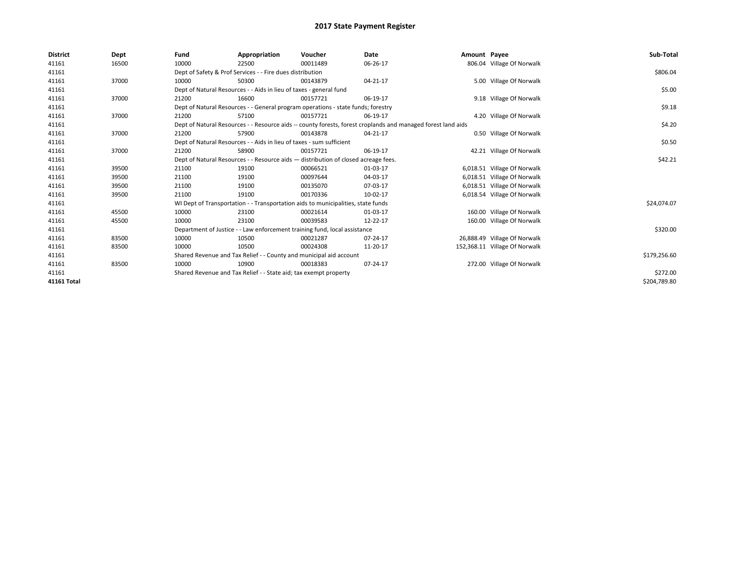# 2017 State Payment Register

| District | Dept | Fund | Appropriation | Voucher | Date | Amount | Payee | Sub-Total |
|---|---|---|---|---|---|---|---|---|
| 41161 | 16500 | 10000 | 22500 | 00011489 | 06-26-17 | 806.04 | Village Of Norwalk | |
| 41161 | | Dept of Safety & Prof Services - - Fire dues distribution | | | | | | $806.04 |
| 41161 | 37000 | 10000 | 50300 | 00143879 | 04-21-17 | 5.00 | Village Of Norwalk | |
| 41161 | | Dept of Natural Resources - - Aids in lieu of taxes - general fund | | | | | | $5.00 |
| 41161 | 37000 | 21200 | 16600 | 00157721 | 06-19-17 | 9.18 | Village Of Norwalk | |
| 41161 | | Dept of Natural Resources - - General program operations - state funds; forestry | | | | | | $9.18 |
| 41161 | 37000 | 21200 | 57100 | 00157721 | 06-19-17 | 4.20 | Village Of Norwalk | |
| 41161 | | Dept of Natural Resources - - Resource aids -- county forests, forest croplands and managed forest land aids | | | | | | $4.20 |
| 41161 | 37000 | 21200 | 57900 | 00143878 | 04-21-17 | 0.50 | Village Of Norwalk | |
| 41161 | | Dept of Natural Resources - - Aids in lieu of taxes - sum sufficient | | | | | | $0.50 |
| 41161 | 37000 | 21200 | 58900 | 00157721 | 06-19-17 | 42.21 | Village Of Norwalk | |
| 41161 | | Dept of Natural Resources - - Resource aids — distribution of closed acreage fees. | | | | | | $42.21 |
| 41161 | 39500 | 21100 | 19100 | 00066521 | 01-03-17 | 6,018.51 | Village Of Norwalk | |
| 41161 | 39500 | 21100 | 19100 | 00097644 | 04-03-17 | 6,018.51 | Village Of Norwalk | |
| 41161 | 39500 | 21100 | 19100 | 00135070 | 07-03-17 | 6,018.51 | Village Of Norwalk | |
| 41161 | 39500 | 21100 | 19100 | 00170336 | 10-02-17 | 6,018.54 | Village Of Norwalk | |
| 41161 | | WI Dept of Transportation - - Transportation aids to municipalities, state funds | | | | | | $24,074.07 |
| 41161 | 45500 | 10000 | 23100 | 00021614 | 01-03-17 | 160.00 | Village Of Norwalk | |
| 41161 | 45500 | 10000 | 23100 | 00039583 | 12-22-17 | 160.00 | Village Of Norwalk | |
| 41161 | | Department of Justice - - Law enforcement training fund, local assistance | | | | | | $320.00 |
| 41161 | 83500 | 10000 | 10500 | 00021287 | 07-24-17 | 26,888.49 | Village Of Norwalk | |
| 41161 | 83500 | 10000 | 10500 | 00024308 | 11-20-17 | 152,368.11 | Village Of Norwalk | |
| 41161 | | Shared Revenue and Tax Relief - - County and municipal aid account | | | | | | $179,256.60 |
| 41161 | 83500 | 10000 | 10900 | 00018383 | 07-24-17 | 272.00 | Village Of Norwalk | |
| 41161 | | Shared Revenue and Tax Relief - - State aid; tax exempt property | | | | | | $272.00 |
| 41161 Total | | | | | | | | $204,789.80 |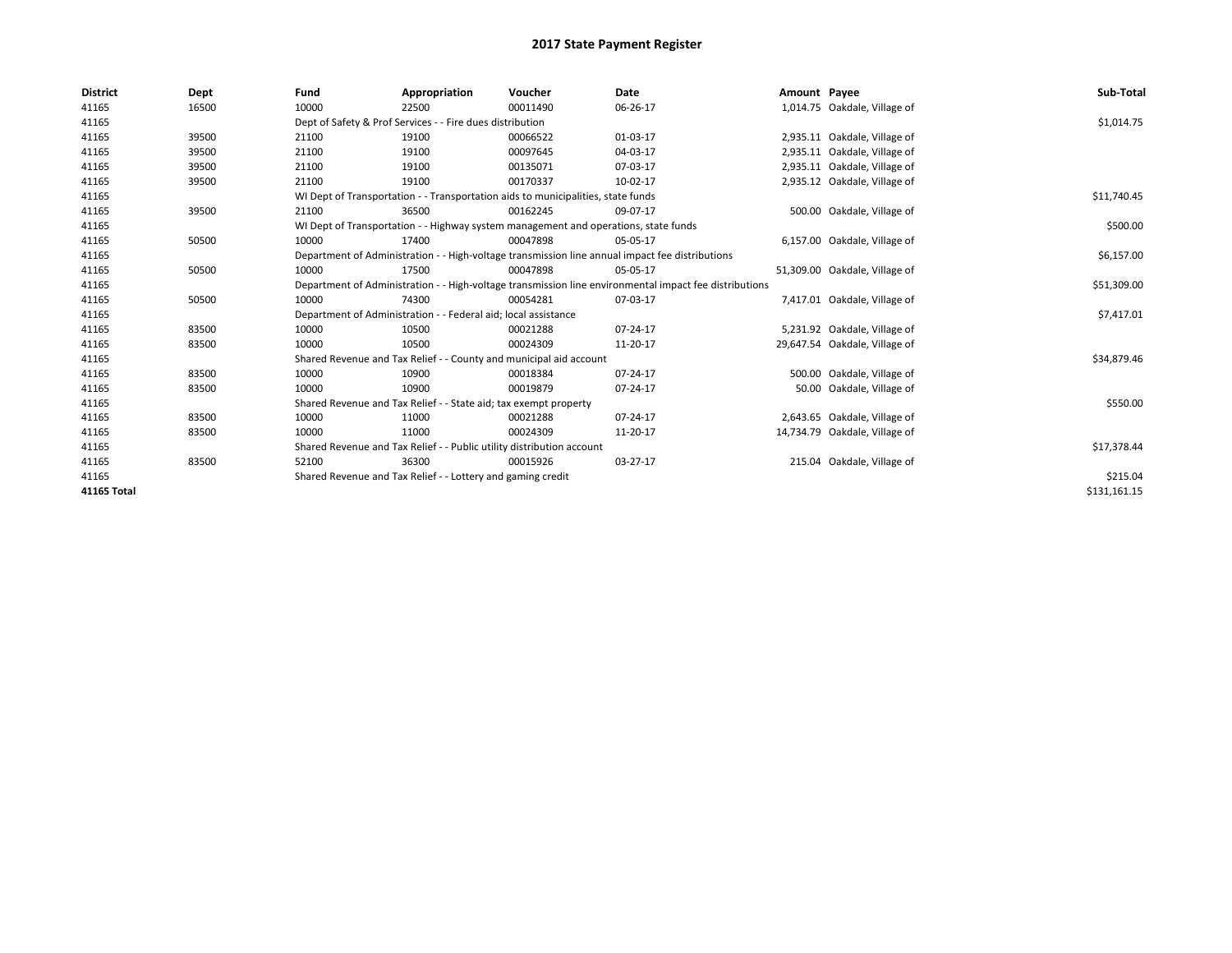# 2017 State Payment Register

| District | Dept | Fund | Appropriation | Voucher | Date | Amount | Payee | Sub-Total |
|---|---|---|---|---|---|---|---|---|
| 41165 | 16500 | 10000 | 22500 | 00011490 | 06-26-17 | 1,014.75 | Oakdale, Village of | |
| 41165 | | Dept of Safety & Prof Services - - Fire dues distribution | | | | | | $1,014.75 |
| 41165 | 39500 | 21100 | 19100 | 00066522 | 01-03-17 | 2,935.11 | Oakdale, Village of | |
| 41165 | 39500 | 21100 | 19100 | 00097645 | 04-03-17 | 2,935.11 | Oakdale, Village of | |
| 41165 | 39500 | 21100 | 19100 | 00135071 | 07-03-17 | 2,935.11 | Oakdale, Village of | |
| 41165 | 39500 | 21100 | 19100 | 00170337 | 10-02-17 | 2,935.12 | Oakdale, Village of | |
| 41165 | | WI Dept of Transportation - - Transportation aids to municipalities, state funds | | | | | | $11,740.45 |
| 41165 | 39500 | 21100 | 36500 | 00162245 | 09-07-17 | 500.00 | Oakdale, Village of | |
| 41165 | | WI Dept of Transportation - - Highway system management and operations, state funds | | | | | | $500.00 |
| 41165 | 50500 | 10000 | 17400 | 00047898 | 05-05-17 | 6,157.00 | Oakdale, Village of | |
| 41165 | | Department of Administration - - High-voltage transmission line annual impact fee distributions | | | | | | $6,157.00 |
| 41165 | 50500 | 10000 | 17500 | 00047898 | 05-05-17 | 51,309.00 | Oakdale, Village of | |
| 41165 | | Department of Administration - - High-voltage transmission line environmental impact fee distributions | | | | | | $51,309.00 |
| 41165 | 50500 | 10000 | 74300 | 00054281 | 07-03-17 | 7,417.01 | Oakdale, Village of | |
| 41165 | | Department of Administration - - Federal aid; local assistance | | | | | | $7,417.01 |
| 41165 | 83500 | 10000 | 10500 | 00021288 | 07-24-17 | 5,231.92 | Oakdale, Village of | |
| 41165 | 83500 | 10000 | 10500 | 00024309 | 11-20-17 | 29,647.54 | Oakdale, Village of | |
| 41165 | | Shared Revenue and Tax Relief - - County and municipal aid account | | | | | | $34,879.46 |
| 41165 | 83500 | 10000 | 10900 | 00018384 | 07-24-17 | 500.00 | Oakdale, Village of | |
| 41165 | 83500 | 10000 | 10900 | 00019879 | 07-24-17 | 50.00 | Oakdale, Village of | |
| 41165 | | Shared Revenue and Tax Relief - - State aid; tax exempt property | | | | | | $550.00 |
| 41165 | 83500 | 10000 | 11000 | 00021288 | 07-24-17 | 2,643.65 | Oakdale, Village of | |
| 41165 | 83500 | 10000 | 11000 | 00024309 | 11-20-17 | 14,734.79 | Oakdale, Village of | |
| 41165 | | Shared Revenue and Tax Relief - - Public utility distribution account | | | | | | $17,378.44 |
| 41165 | 83500 | 52100 | 36300 | 00015926 | 03-27-17 | 215.04 | Oakdale, Village of | |
| 41165 | | Shared Revenue and Tax Relief - - Lottery and gaming credit | | | | | | $215.04 |
| **41165 Total** | | | | | | | | $131,161.15 |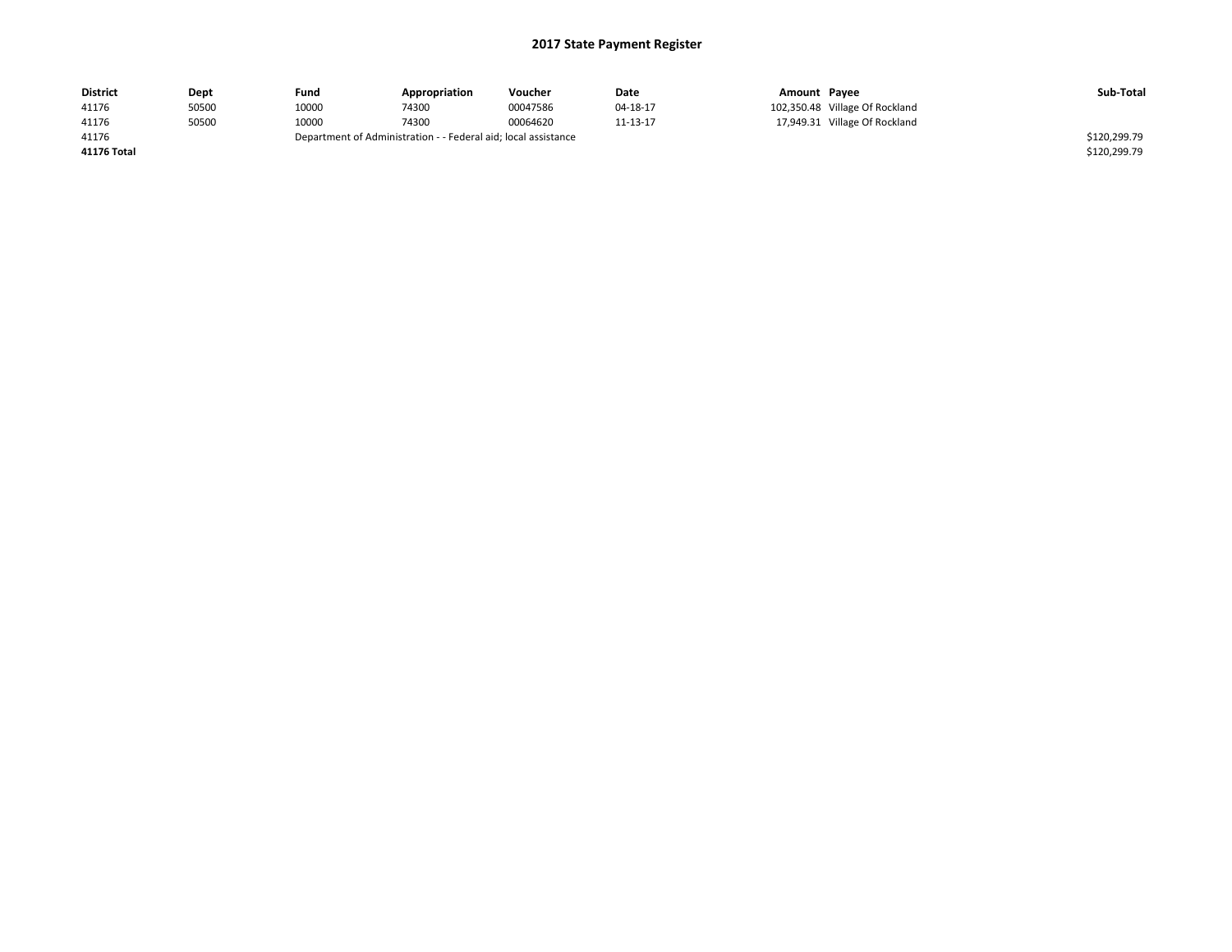# 2017 State Payment Register

| District | Dept | Fund | Appropriation | Voucher | Date | Amount | Payee | Sub-Total |
|---|---|---|---|---|---|---|---|---|
| 41176 | 50500 | 10000 | 74300 | 00047586 | 04-18-17 | 102,350.48 | Village Of Rockland | |
| 41176 | 50500 | 10000 | 74300 | 00064620 | 11-13-17 | 17,949.31 | Village Of Rockland | |
| 41176 | | Department of Administration - - Federal aid; local assistance | | | | | | $120,299.79 |
| **41176 Total** | | | | | | | | $120,299.79 |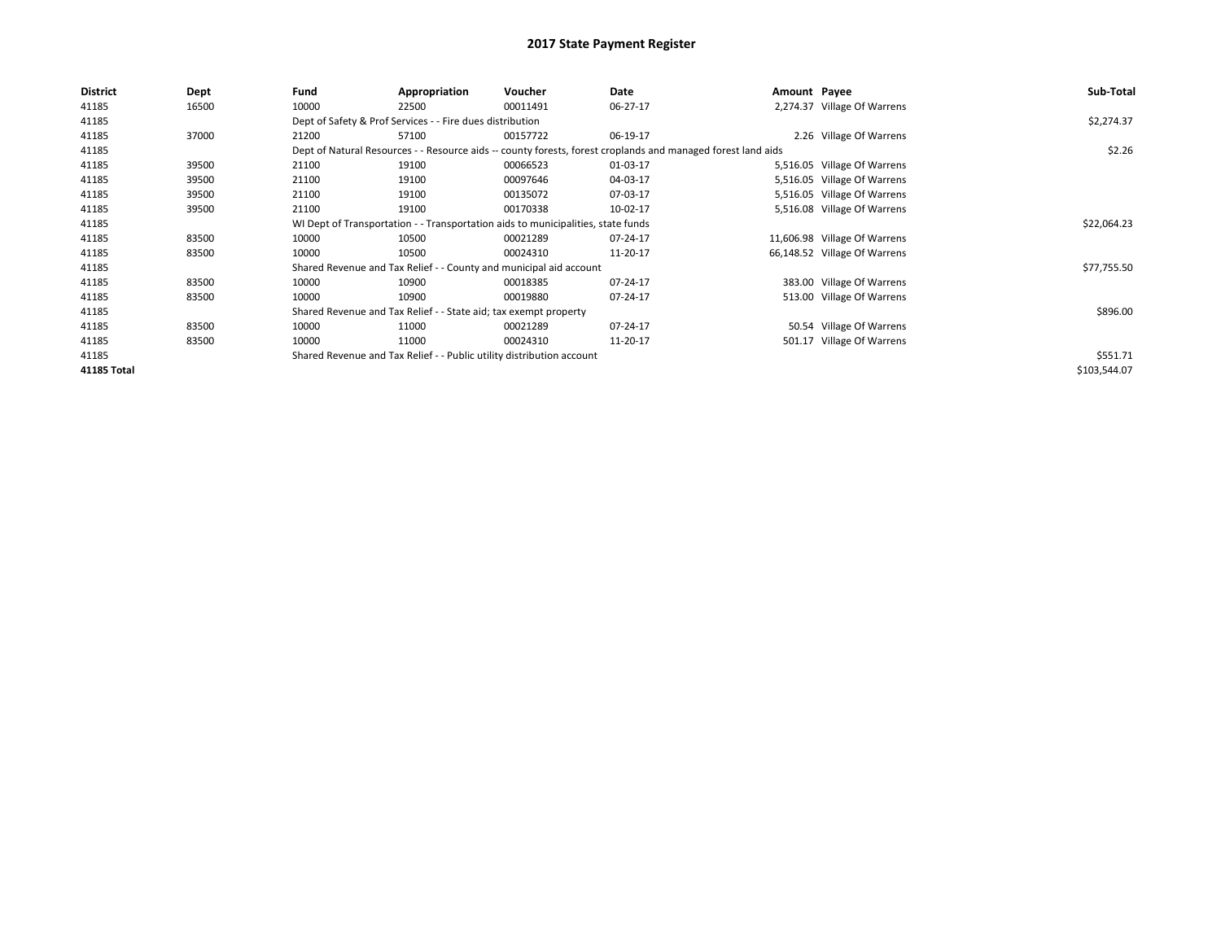# 2017 State Payment Register

| District | Dept | Fund | Appropriation | Voucher | Date | Amount | Payee | Sub-Total |
|---|---|---|---|---|---|---|---|---|
| 41185 | 16500 | 10000 | 22500 | 00011491 | 06-27-17 | 2,274.37 | Village Of Warrens | |
| 41185 | | Dept of Safety & Prof Services - - Fire dues distribution | | | | | | $2,274.37 |
| 41185 | 37000 | 21200 | 57100 | 00157722 | 06-19-17 | 2.26 | Village Of Warrens | |
| 41185 | | Dept of Natural Resources - - Resource aids -- county forests, forest croplands and managed forest land aids | | | | | | $2.26 |
| 41185 | 39500 | 21100 | 19100 | 00066523 | 01-03-17 | 5,516.05 | Village Of Warrens | |
| 41185 | 39500 | 21100 | 19100 | 00097646 | 04-03-17 | 5,516.05 | Village Of Warrens | |
| 41185 | 39500 | 21100 | 19100 | 00135072 | 07-03-17 | 5,516.05 | Village Of Warrens | |
| 41185 | 39500 | 21100 | 19100 | 00170338 | 10-02-17 | 5,516.08 | Village Of Warrens | |
| 41185 | | WI Dept of Transportation - - Transportation aids to municipalities, state funds | | | | | | $22,064.23 |
| 41185 | 83500 | 10000 | 10500 | 00021289 | 07-24-17 | 11,606.98 | Village Of Warrens | |
| 41185 | 83500 | 10000 | 10500 | 00024310 | 11-20-17 | 66,148.52 | Village Of Warrens | |
| 41185 | | Shared Revenue and Tax Relief - - County and municipal aid account | | | | | | $77,755.50 |
| 41185 | 83500 | 10000 | 10900 | 00018385 | 07-24-17 | 383.00 | Village Of Warrens | |
| 41185 | 83500 | 10000 | 10900 | 00019880 | 07-24-17 | 513.00 | Village Of Warrens | |
| 41185 | | Shared Revenue and Tax Relief - - State aid; tax exempt property | | | | | | $896.00 |
| 41185 | 83500 | 10000 | 11000 | 00021289 | 07-24-17 | 50.54 | Village Of Warrens | |
| 41185 | 83500 | 10000 | 11000 | 00024310 | 11-20-17 | 501.17 | Village Of Warrens | |
| 41185 | | Shared Revenue and Tax Relief - - Public utility distribution account | | | | | | $551.71 |
| **41185 Total** | | | | | | | | $103,544.07 |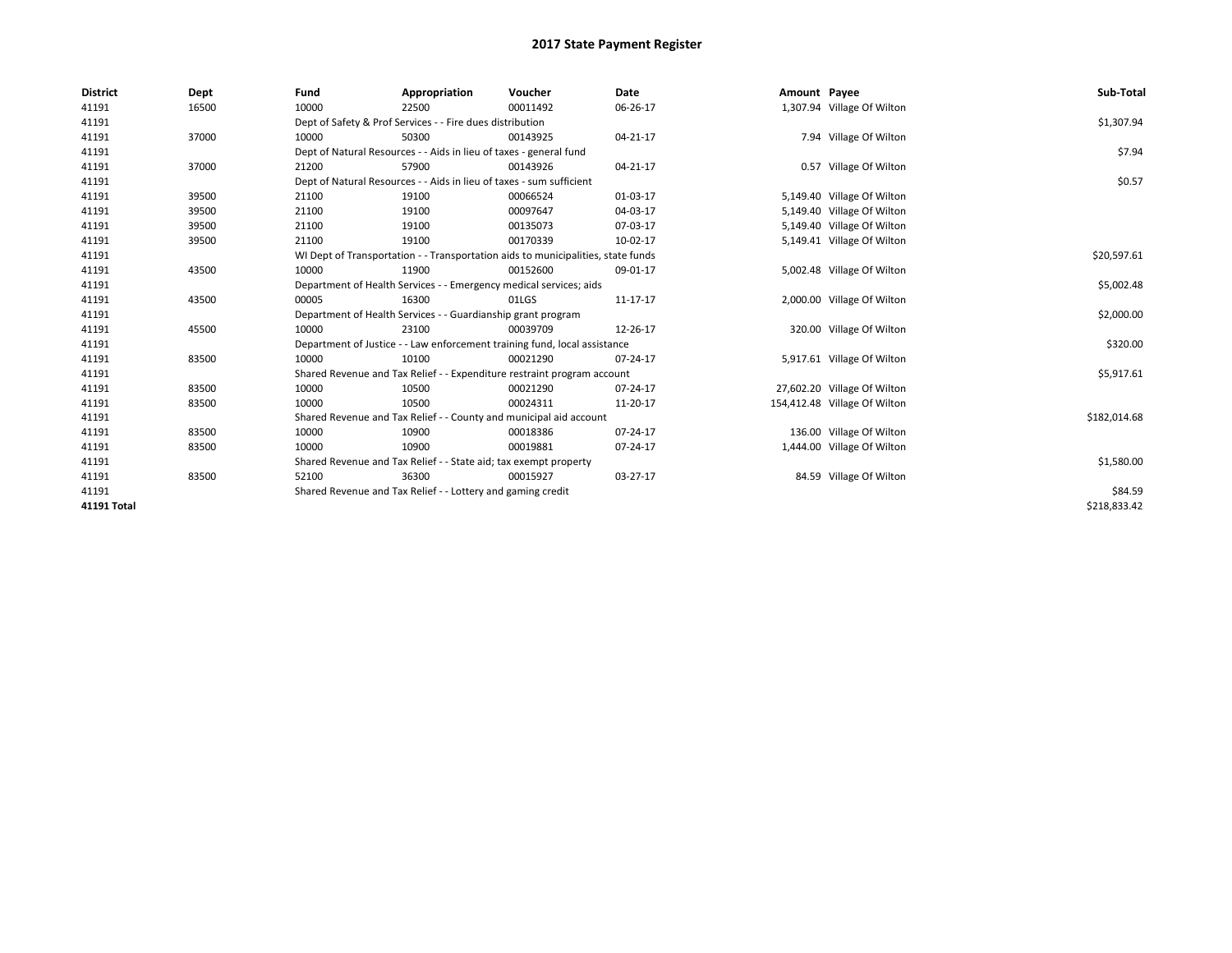# 2017 State Payment Register

| District | Dept | Fund | Appropriation | Voucher | Date | Amount | Payee | Sub-Total |
|---|---|---|---|---|---|---|---|---|
| 41191 | 16500 | 10000 | 22500 | 00011492 | 06-26-17 | 1,307.94 | Village Of Wilton | |
| 41191 | | Dept of Safety & Prof Services - - Fire dues distribution | | | | | | $1,307.94 |
| 41191 | 37000 | 10000 | 50300 | 00143925 | 04-21-17 | 7.94 | Village Of Wilton | |
| 41191 | | Dept of Natural Resources - - Aids in lieu of taxes - general fund | | | | | | $7.94 |
| 41191 | 37000 | 21200 | 57900 | 00143926 | 04-21-17 | 0.57 | Village Of Wilton | |
| 41191 | | Dept of Natural Resources - - Aids in lieu of taxes - sum sufficient | | | | | | $0.57 |
| 41191 | 39500 | 21100 | 19100 | 00066524 | 01-03-17 | 5,149.40 | Village Of Wilton | |
| 41191 | 39500 | 21100 | 19100 | 00097647 | 04-03-17 | 5,149.40 | Village Of Wilton | |
| 41191 | 39500 | 21100 | 19100 | 00135073 | 07-03-17 | 5,149.40 | Village Of Wilton | |
| 41191 | 39500 | 21100 | 19100 | 00170339 | 10-02-17 | 5,149.41 | Village Of Wilton | |
| 41191 | | WI Dept of Transportation - - Transportation aids to municipalities, state funds | | | | | | $20,597.61 |
| 41191 | 43500 | 10000 | 11900 | 00152600 | 09-01-17 | 5,002.48 | Village Of Wilton | |
| 41191 | | Department of Health Services - - Emergency medical services; aids | | | | | | $5,002.48 |
| 41191 | 43500 | 00005 | 16300 | 01LGS | 11-17-17 | 2,000.00 | Village Of Wilton | |
| 41191 | | Department of Health Services - - Guardianship grant program | | | | | | $2,000.00 |
| 41191 | 45500 | 10000 | 23100 | 00039709 | 12-26-17 | 320.00 | Village Of Wilton | |
| 41191 | | Department of Justice - - Law enforcement training fund, local assistance | | | | | | $320.00 |
| 41191 | 83500 | 10000 | 10100 | 00021290 | 07-24-17 | 5,917.61 | Village Of Wilton | |
| 41191 | | Shared Revenue and Tax Relief - - Expenditure restraint program account | | | | | | $5,917.61 |
| 41191 | 83500 | 10000 | 10500 | 00021290 | 07-24-17 | 27,602.20 | Village Of Wilton | |
| 41191 | 83500 | 10000 | 10500 | 00024311 | 11-20-17 | 154,412.48 | Village Of Wilton | |
| 41191 | | Shared Revenue and Tax Relief - - County and municipal aid account | | | | | | $182,014.68 |
| 41191 | 83500 | 10000 | 10900 | 00018386 | 07-24-17 | 136.00 | Village Of Wilton | |
| 41191 | 83500 | 10000 | 10900 | 00019881 | 07-24-17 | 1,444.00 | Village Of Wilton | |
| 41191 | | Shared Revenue and Tax Relief - - State aid; tax exempt property | | | | | | $1,580.00 |
| 41191 | 83500 | 52100 | 36300 | 00015927 | 03-27-17 | 84.59 | Village Of Wilton | |
| 41191 | | Shared Revenue and Tax Relief - - Lottery and gaming credit | | | | | | $84.59 |
| **41191 Total** | | | | | | | | $218,833.42 |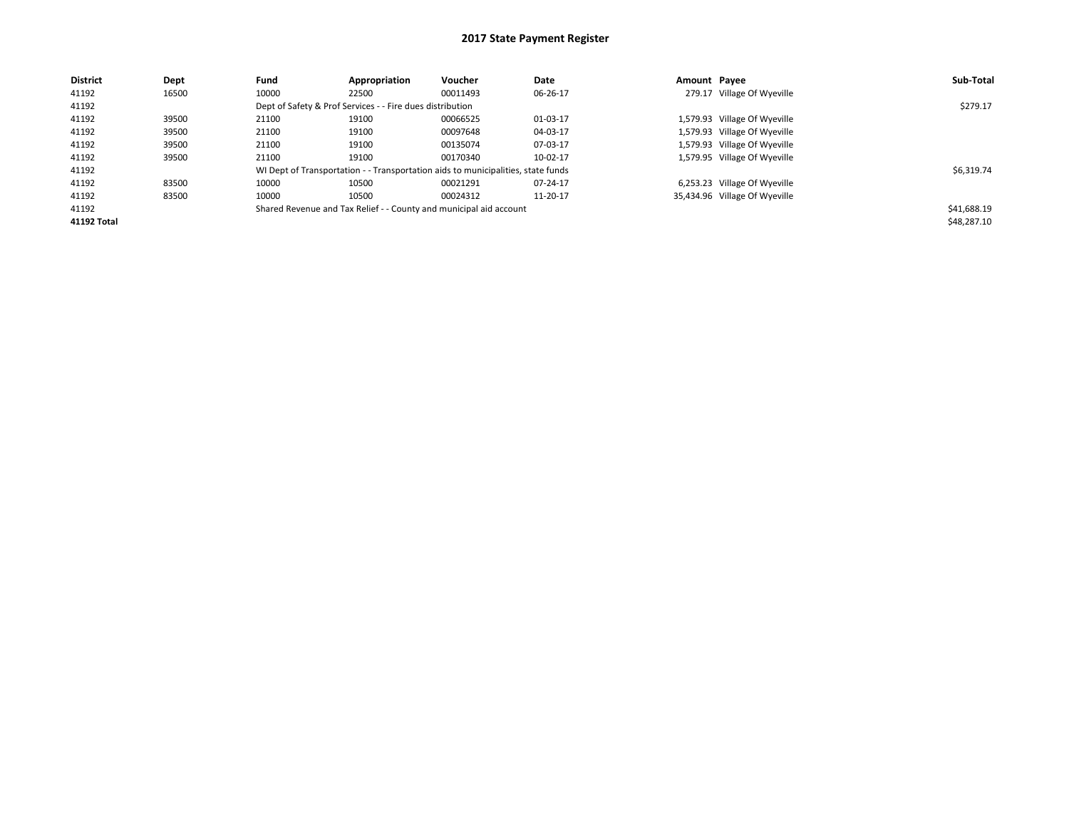# 2017 State Payment Register

| District | Dept | Fund | Appropriation | Voucher | Date | Amount | Payee | Sub-Total |
|---|---|---|---|---|---|---|---|---|
| 41192 | 16500 | 10000 | 22500 | 00011493 | 06-26-17 | 279.17 | Village Of Wyeville | |
| 41192 | | Dept of Safety & Prof Services - - Fire dues distribution | | | | | | $279.17 |
| 41192 | 39500 | 21100 | 19100 | 00066525 | 01-03-17 | 1,579.93 | Village Of Wyeville | |
| 41192 | 39500 | 21100 | 19100 | 00097648 | 04-03-17 | 1,579.93 | Village Of Wyeville | |
| 41192 | 39500 | 21100 | 19100 | 00135074 | 07-03-17 | 1,579.93 | Village Of Wyeville | |
| 41192 | 39500 | 21100 | 19100 | 00170340 | 10-02-17 | 1,579.95 | Village Of Wyeville | |
| 41192 | | WI Dept of Transportation - - Transportation aids to municipalities, state funds | | | | | | $6,319.74 |
| 41192 | 83500 | 10000 | 10500 | 00021291 | 07-24-17 | 6,253.23 | Village Of Wyeville | |
| 41192 | 83500 | 10000 | 10500 | 00024312 | 11-20-17 | 35,434.96 | Village Of Wyeville | |
| 41192 | | Shared Revenue and Tax Relief - - County and municipal aid account | | | | | | $41,688.19 |
| **41192 Total** | | | | | | | | $48,287.10 |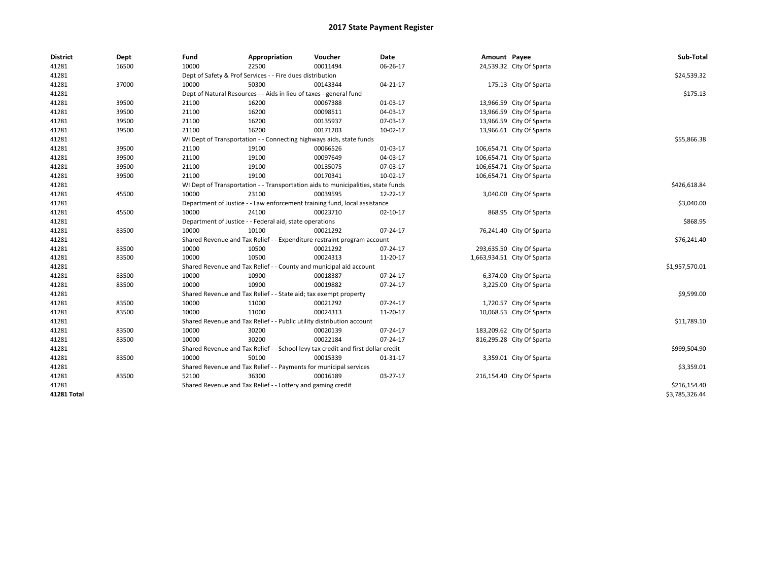# 2017 State Payment Register

| District | Dept | Fund | Appropriation | Voucher | Date | Amount | Payee | Sub-Total |
|---|---|---|---|---|---|---|---|---|
| 41281 | 16500 | 10000 | 22500 | 00011494 | 06-26-17 | 24,539.32 | City Of Sparta | |
| 41281 | | Dept of Safety & Prof Services - - Fire dues distribution | | | | | | $24,539.32 |
| 41281 | 37000 | 10000 | 50300 | 00143344 | 04-21-17 | 175.13 | City Of Sparta | |
| 41281 | | Dept of Natural Resources - - Aids in lieu of taxes - general fund | | | | | | $175.13 |
| 41281 | 39500 | 21100 | 16200 | 00067388 | 01-03-17 | 13,966.59 | City Of Sparta | |
| 41281 | 39500 | 21100 | 16200 | 00098511 | 04-03-17 | 13,966.59 | City Of Sparta | |
| 41281 | 39500 | 21100 | 16200 | 00135937 | 07-03-17 | 13,966.59 | City Of Sparta | |
| 41281 | 39500 | 21100 | 16200 | 00171203 | 10-02-17 | 13,966.61 | City Of Sparta | |
| 41281 | | WI Dept of Transportation - - Connecting highways aids, state funds | | | | | | $55,866.38 |
| 41281 | 39500 | 21100 | 19100 | 00066526 | 01-03-17 | 106,654.71 | City Of Sparta | |
| 41281 | 39500 | 21100 | 19100 | 00097649 | 04-03-17 | 106,654.71 | City Of Sparta | |
| 41281 | 39500 | 21100 | 19100 | 00135075 | 07-03-17 | 106,654.71 | City Of Sparta | |
| 41281 | 39500 | 21100 | 19100 | 00170341 | 10-02-17 | 106,654.71 | City Of Sparta | |
| 41281 | | WI Dept of Transportation - - Transportation aids to municipalities, state funds | | | | | | $426,618.84 |
| 41281 | 45500 | 10000 | 23100 | 00039595 | 12-22-17 | 3,040.00 | City Of Sparta | |
| 41281 | | Department of Justice - - Law enforcement training fund, local assistance | | | | | | $3,040.00 |
| 41281 | 45500 | 10000 | 24100 | 00023710 | 02-10-17 | 868.95 | City Of Sparta | |
| 41281 | | Department of Justice - - Federal aid, state operations | | | | | | $868.95 |
| 41281 | 83500 | 10000 | 10100 | 00021292 | 07-24-17 | 76,241.40 | City Of Sparta | |
| 41281 | | Shared Revenue and Tax Relief - - Expenditure restraint program account | | | | | | $76,241.40 |
| 41281 | 83500 | 10000 | 10500 | 00021292 | 07-24-17 | 293,635.50 | City Of Sparta | |
| 41281 | 83500 | 10000 | 10500 | 00024313 | 11-20-17 | 1,663,934.51 | City Of Sparta | |
| 41281 | | Shared Revenue and Tax Relief - - County and municipal aid account | | | | | | $1,957,570.01 |
| 41281 | 83500 | 10000 | 10900 | 00018387 | 07-24-17 | 6,374.00 | City Of Sparta | |
| 41281 | 83500 | 10000 | 10900 | 00019882 | 07-24-17 | 3,225.00 | City Of Sparta | |
| 41281 | | Shared Revenue and Tax Relief - - State aid; tax exempt property | | | | | | $9,599.00 |
| 41281 | 83500 | 10000 | 11000 | 00021292 | 07-24-17 | 1,720.57 | City Of Sparta | |
| 41281 | 83500 | 10000 | 11000 | 00024313 | 11-20-17 | 10,068.53 | City Of Sparta | |
| 41281 | | Shared Revenue and Tax Relief - - Public utility distribution account | | | | | | $11,789.10 |
| 41281 | 83500 | 10000 | 30200 | 00020139 | 07-24-17 | 183,209.62 | City Of Sparta | |
| 41281 | 83500 | 10000 | 30200 | 00022184 | 07-24-17 | 816,295.28 | City Of Sparta | |
| 41281 | | Shared Revenue and Tax Relief - - School levy tax credit and first dollar credit | | | | | | $999,504.90 |
| 41281 | 83500 | 10000 | 50100 | 00015339 | 01-31-17 | 3,359.01 | City Of Sparta | |
| 41281 | | Shared Revenue and Tax Relief - - Payments for municipal services | | | | | | $3,359.01 |
| 41281 | 83500 | 52100 | 36300 | 00016189 | 03-27-17 | 216,154.40 | City Of Sparta | |
| 41281 | | Shared Revenue and Tax Relief - - Lottery and gaming credit | | | | | | $216,154.40 |
| **41281 Total** | | | | | | | | $3,785,326.44 |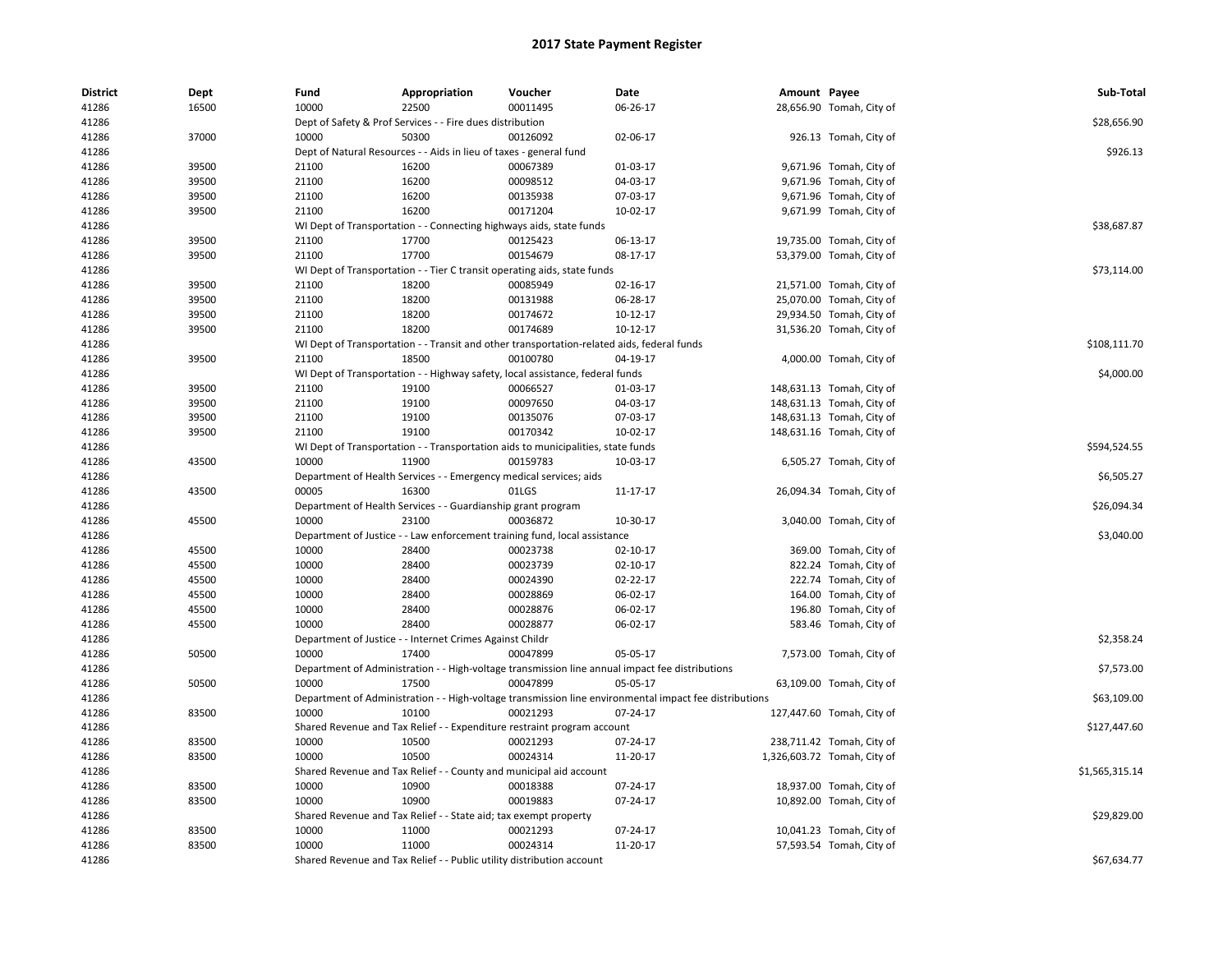# 2017 State Payment Register

| District | Dept | Fund | Appropriation | Voucher | Date | Amount | Payee | Sub-Total |
|---|---|---|---|---|---|---|---|---|
| 41286 | 16500 | 10000 | 22500 | 00011495 | 06-26-17 | 28,656.90 | Tomah, City of | |
| 41286 | | Dept of Safety & Prof Services - - Fire dues distribution | | | | | | $28,656.90 |
| 41286 | 37000 | 10000 | 50300 | 00126092 | 02-06-17 | 926.13 | Tomah, City of | |
| 41286 | | Dept of Natural Resources - - Aids in lieu of taxes - general fund | | | | | | $926.13 |
| 41286 | 39500 | 21100 | 16200 | 00067389 | 01-03-17 | 9,671.96 | Tomah, City of | |
| 41286 | 39500 | 21100 | 16200 | 00098512 | 04-03-17 | 9,671.96 | Tomah, City of | |
| 41286 | 39500 | 21100 | 16200 | 00135938 | 07-03-17 | 9,671.96 | Tomah, City of | |
| 41286 | 39500 | 21100 | 16200 | 00171204 | 10-02-17 | 9,671.99 | Tomah, City of | |
| 41286 | | WI Dept of Transportation - - Connecting highways aids, state funds | | | | | | $38,687.87 |
| 41286 | 39500 | 21100 | 17700 | 00125423 | 06-13-17 | 19,735.00 | Tomah, City of | |
| 41286 | 39500 | 21100 | 17700 | 00154679 | 08-17-17 | 53,379.00 | Tomah, City of | |
| 41286 | | WI Dept of Transportation - - Tier C transit operating aids, state funds | | | | | | $73,114.00 |
| 41286 | 39500 | 21100 | 18200 | 00085949 | 02-16-17 | 21,571.00 | Tomah, City of | |
| 41286 | 39500 | 21100 | 18200 | 00131988 | 06-28-17 | 25,070.00 | Tomah, City of | |
| 41286 | 39500 | 21100 | 18200 | 00174672 | 10-12-17 | 29,934.50 | Tomah, City of | |
| 41286 | 39500 | 21100 | 18200 | 00174689 | 10-12-17 | 31,536.20 | Tomah, City of | |
| 41286 | | WI Dept of Transportation - - Transit and other transportation-related aids, federal funds | | | | | | $108,111.70 |
| 41286 | 39500 | 21100 | 18500 | 00100780 | 04-19-17 | 4,000.00 | Tomah, City of | |
| 41286 | | WI Dept of Transportation - - Highway safety, local assistance, federal funds | | | | | | $4,000.00 |
| 41286 | 39500 | 21100 | 19100 | 00066527 | 01-03-17 | 148,631.13 | Tomah, City of | |
| 41286 | 39500 | 21100 | 19100 | 00097650 | 04-03-17 | 148,631.13 | Tomah, City of | |
| 41286 | 39500 | 21100 | 19100 | 00135076 | 07-03-17 | 148,631.13 | Tomah, City of | |
| 41286 | 39500 | 21100 | 19100 | 00170342 | 10-02-17 | 148,631.16 | Tomah, City of | |
| 41286 | | WI Dept of Transportation - - Transportation aids to municipalities, state funds | | | | | | $594,524.55 |
| 41286 | 43500 | 10000 | 11900 | 00159783 | 10-03-17 | 6,505.27 | Tomah, City of | |
| 41286 | | Department of Health Services - - Emergency medical services; aids | | | | | | $6,505.27 |
| 41286 | 43500 | 00005 | 16300 | 01LGS | 11-17-17 | 26,094.34 | Tomah, City of | |
| 41286 | | Department of Health Services - - Guardianship grant program | | | | | | $26,094.34 |
| 41286 | 45500 | 10000 | 23100 | 00036872 | 10-30-17 | 3,040.00 | Tomah, City of | |
| 41286 | | Department of Justice - - Law enforcement training fund, local assistance | | | | | | $3,040.00 |
| 41286 | 45500 | 10000 | 28400 | 00023738 | 02-10-17 | 369.00 | Tomah, City of | |
| 41286 | 45500 | 10000 | 28400 | 00023739 | 02-10-17 | 822.24 | Tomah, City of | |
| 41286 | 45500 | 10000 | 28400 | 00024390 | 02-22-17 | 222.74 | Tomah, City of | |
| 41286 | 45500 | 10000 | 28400 | 00028869 | 06-02-17 | 164.00 | Tomah, City of | |
| 41286 | 45500 | 10000 | 28400 | 00028876 | 06-02-17 | 196.80 | Tomah, City of | |
| 41286 | 45500 | 10000 | 28400 | 00028877 | 06-02-17 | 583.46 | Tomah, City of | |
| 41286 | | Department of Justice - - Internet Crimes Against Childr | | | | | | $2,358.24 |
| 41286 | 50500 | 10000 | 17400 | 00047899 | 05-05-17 | 7,573.00 | Tomah, City of | |
| 41286 | | Department of Administration - - High-voltage transmission line annual impact fee distributions | | | | | | $7,573.00 |
| 41286 | 50500 | 10000 | 17500 | 00047899 | 05-05-17 | 63,109.00 | Tomah, City of | |
| 41286 | | Department of Administration - - High-voltage transmission line environmental impact fee distributions | | | | | | $63,109.00 |
| 41286 | 83500 | 10000 | 10100 | 00021293 | 07-24-17 | 127,447.60 | Tomah, City of | |
| 41286 | | Shared Revenue and Tax Relief - - Expenditure restraint program account | | | | | | $127,447.60 |
| 41286 | 83500 | 10000 | 10500 | 00021293 | 07-24-17 | 238,711.42 | Tomah, City of | |
| 41286 | 83500 | 10000 | 10500 | 00024314 | 11-20-17 | 1,326,603.72 | Tomah, City of | |
| 41286 | | Shared Revenue and Tax Relief - - County and municipal aid account | | | | | | $1,565,315.14 |
| 41286 | 83500 | 10000 | 10900 | 00018388 | 07-24-17 | 18,937.00 | Tomah, City of | |
| 41286 | 83500 | 10000 | 10900 | 00019883 | 07-24-17 | 10,892.00 | Tomah, City of | |
| 41286 | | Shared Revenue and Tax Relief - - State aid; tax exempt property | | | | | | $29,829.00 |
| 41286 | 83500 | 10000 | 11000 | 00021293 | 07-24-17 | 10,041.23 | Tomah, City of | |
| 41286 | 83500 | 10000 | 11000 | 00024314 | 11-20-17 | 57,593.54 | Tomah, City of | |
| 41286 | | Shared Revenue and Tax Relief - - Public utility distribution account | | | | | | $67,634.77 |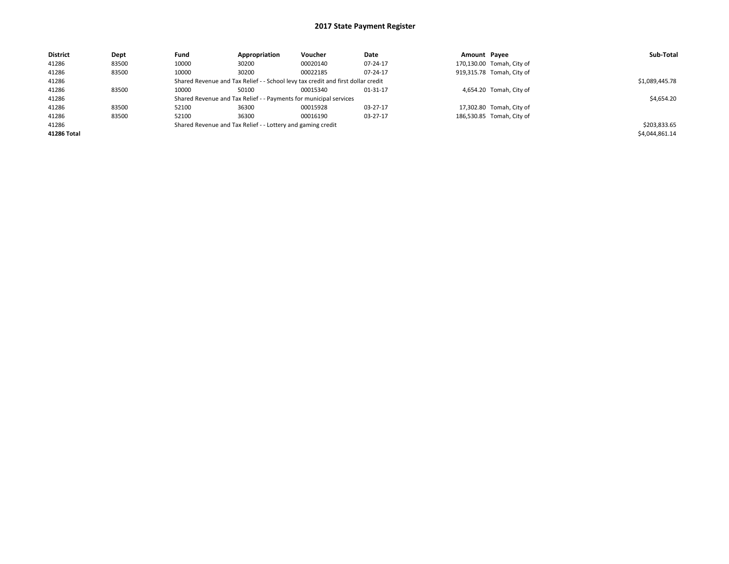# 2017 State Payment Register

| District | Dept | Fund | Appropriation | Voucher | Date | Amount | Payee | Sub-Total |
|---|---|---|---|---|---|---|---|---|
| 41286 | 83500 | 10000 | 30200 | 00020140 | 07-24-17 | 170,130.00 | Tomah, City of | |
| 41286 | 83500 | 10000 | 30200 | 00022185 | 07-24-17 | 919,315.78 | Tomah, City of | |
| 41286 | | Shared Revenue and Tax Relief - - School levy tax credit and first dollar credit | | | | | | $1,089,445.78 |
| 41286 | 83500 | 10000 | 50100 | 00015340 | 01-31-17 | 4,654.20 | Tomah, City of | |
| 41286 | | Shared Revenue and Tax Relief - - Payments for municipal services | | | | | | $4,654.20 |
| 41286 | 83500 | 52100 | 36300 | 00015928 | 03-27-17 | 17,302.80 | Tomah, City of | |
| 41286 | 83500 | 52100 | 36300 | 00016190 | 03-27-17 | 186,530.85 | Tomah, City of | |
| 41286 | | Shared Revenue and Tax Relief - - Lottery and gaming credit | | | | | | $203,833.65 |
| **41286 Total** | | | | | | | | $4,044,861.14 |